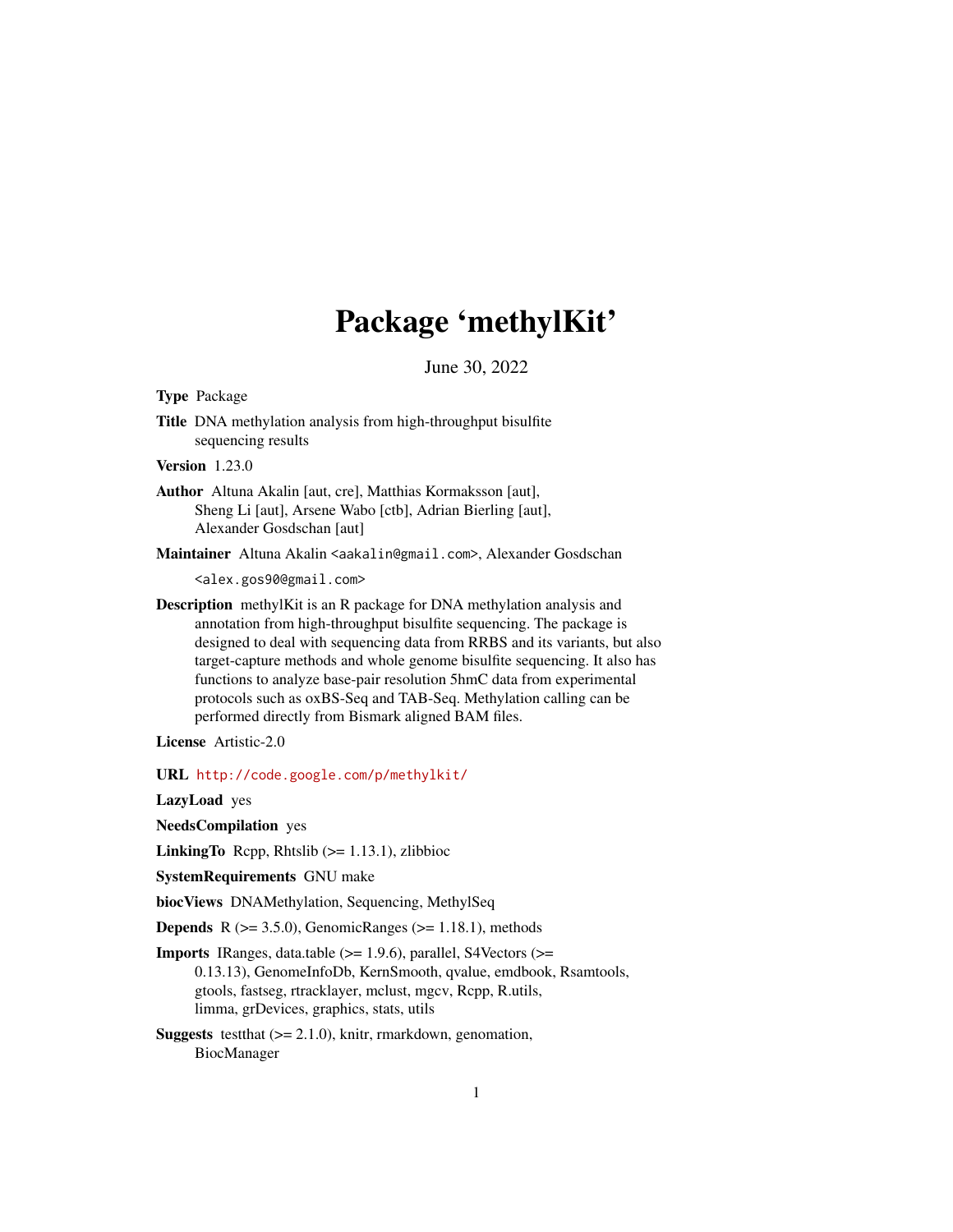# Package 'methylKit'

June 30, 2022

**Type** Package

**Title** DNA methylation analysis from high-throughput bisulfite sequencing results

**Version** 1.23.0

**Author** Altuna Akalin [aut, cre], Matthias Kormaksson [aut], Sheng Li [aut], Arsene Wabo [ctb], Adrian Bierling [aut], Alexander Gosdschan [aut]

**Maintainer** Altuna Akalin <aakalin@gmail.com>, Alexander Gosdschan <alex.gos90@gmail.com>

**Description** methylKit is an R package for DNA methylation analysis and annotation from high-throughput bisulfite sequencing. The package is designed to deal with sequencing data from RRBS and its variants, but also target-capture methods and whole genome bisulfite sequencing. It also has functions to analyze base-pair resolution 5hmC data from experimental protocols such as oxBS-Seq and TAB-Seq. Methylation calling can be performed directly from Bismark aligned BAM files.

**License** Artistic-2.0

**URL** http://code.google.com/p/methylkit/

**LazyLoad** yes

**NeedsCompilation** yes

**LinkingTo** Rcpp, Rhtslib (>= 1.13.1), zlibbioc

**SystemRequirements** GNU make

**biocViews** DNAMethylation, Sequencing, MethylSeq

**Depends** R (>= 3.5.0), GenomicRanges (>= 1.18.1), methods

**Imports** IRanges, data.table (>= 1.9.6), parallel, S4Vectors (>= 0.13.13), GenomeInfoDb, KernSmooth, qvalue, emdbook, Rsamtools, gtools, fastseg, rtracklayer, mclust, mgcv, Rcpp, R.utils, limma, grDevices, graphics, stats, utils

**Suggests** testthat (>= 2.1.0), knitr, rmarkdown, genomation, BiocManager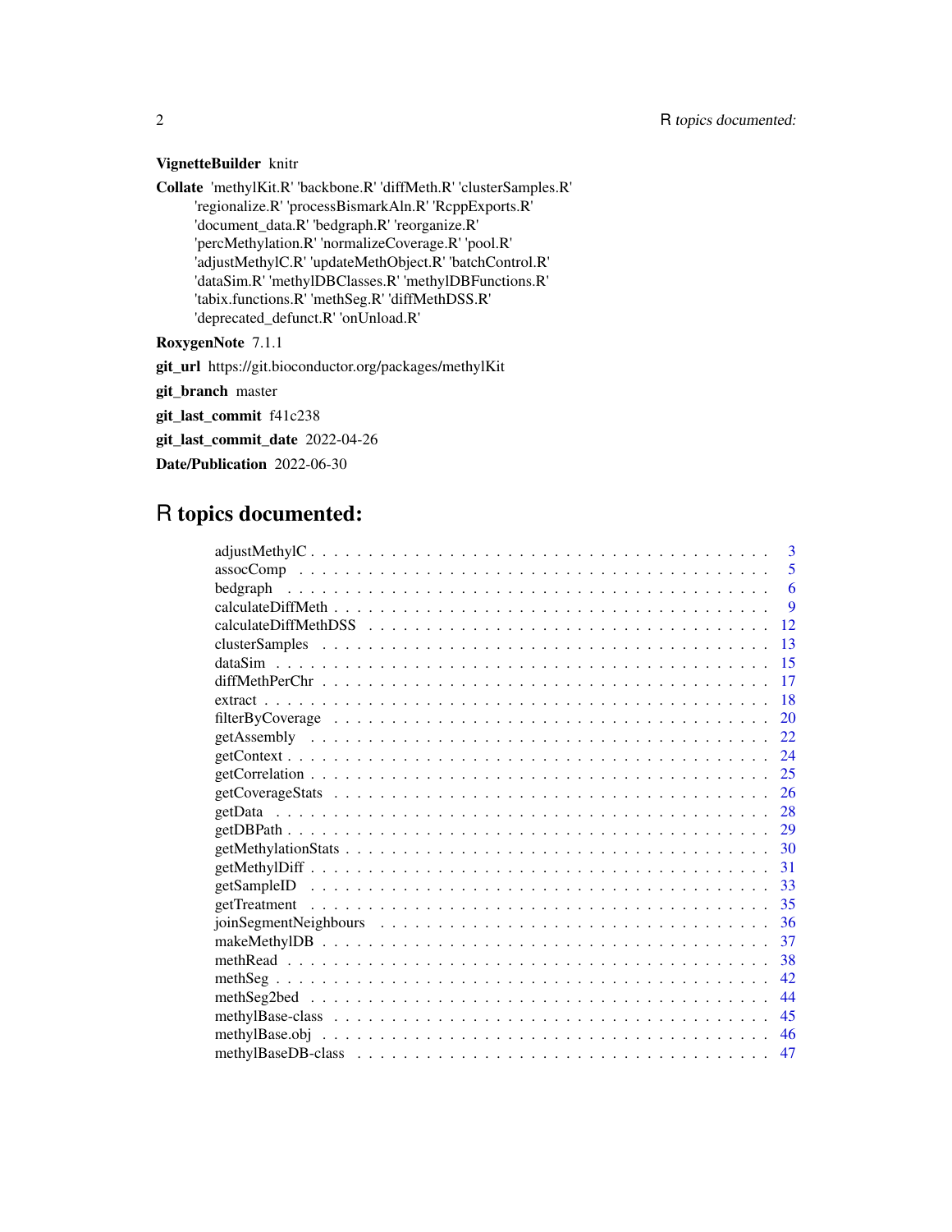**VignetteBuilder** knitr

**Collate** 'methylKit.R' 'backbone.R' 'diffMeth.R' 'clusterSamples.R' 'regionalize.R' 'processBismarkAln.R' 'RcppExports.R' 'document_data.R' 'bedgraph.R' 'reorganize.R' 'percMethylation.R' 'normalizeCoverage.R' 'pool.R' 'adjustMethylC.R' 'updateMethObject.R' 'batchControl.R' 'dataSim.R' 'methylDBClasses.R' 'methylDBFunctions.R' 'tabix.functions.R' 'methSeg.R' 'diffMethDSS.R' 'deprecated_defunct.R' 'onUnload.R'

**RoxygenNote** 7.1.1

**git_url** https://git.bioconductor.org/packages/methylKit

**git_branch** master

**git_last_commit** f41c238

**git_last_commit_date** 2022-04-26

**Date/Publication** 2022-06-30

# R topics documented:

| | |
|---|---|
| adjustMethylC | 3 |
| assocComp | 5 |
| bedgraph | 6 |
| calculateDiffMeth | 9 |
| calculateDiffMethDSS | 12 |
| clusterSamples | 13 |
| dataSim | 15 |
| diffMethPerChr | 17 |
| extract | 18 |
| filterByCoverage | 20 |
| getAssembly | 22 |
| getContext | 24 |
| getCorrelation | 25 |
| getCoverageStats | 26 |
| getData | 28 |
| getDBPath | 29 |
| getMethylationStats | 30 |
| getMethylDiff | 31 |
| getSampleID | 33 |
| getTreatment | 35 |
| joinSegmentNeighbours | 36 |
| makeMethylDB | 37 |
| methRead | 38 |
| methSeg | 42 |
| methSeg2bed | 44 |
| methylBase-class | 45 |
| methylBase.obj | 46 |
| methylBaseDB-class | 47 |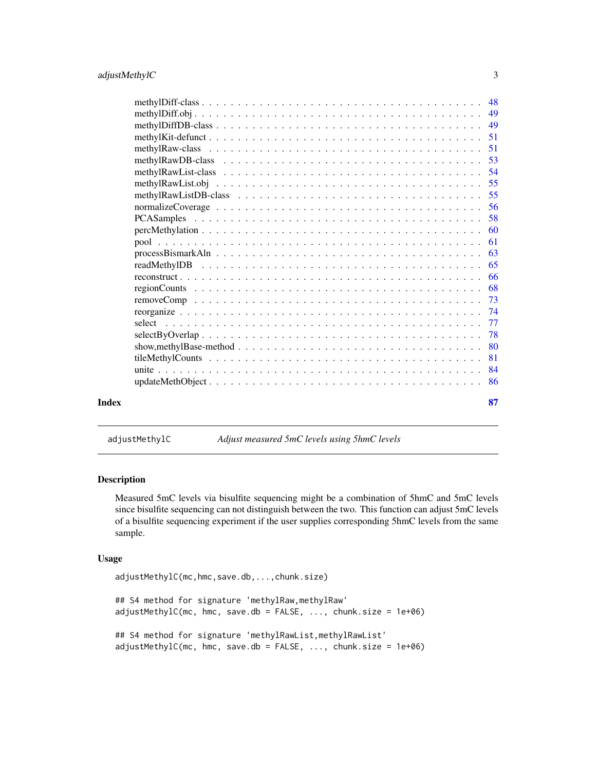methylDiff-class . . . . . . . . . . . . . . . . . . . . . . . . . . . . . . . . . . . . . . . 48
methylDiff.obj . . . . . . . . . . . . . . . . . . . . . . . . . . . . . . . . . . . . . . . . 49
methylDiffDB-class . . . . . . . . . . . . . . . . . . . . . . . . . . . . . . . . . . . . . . 49
methylKit-defunct . . . . . . . . . . . . . . . . . . . . . . . . . . . . . . . . . . . . . . . 51
methylRaw-class . . . . . . . . . . . . . . . . . . . . . . . . . . . . . . . . . . . . . . . . 51
methylRawDB-class . . . . . . . . . . . . . . . . . . . . . . . . . . . . . . . . . . . . . . 53
methylRawList-class . . . . . . . . . . . . . . . . . . . . . . . . . . . . . . . . . . . . . . 54
methylRawList.obj . . . . . . . . . . . . . . . . . . . . . . . . . . . . . . . . . . . . . . . 55
methylRawListDB-class . . . . . . . . . . . . . . . . . . . . . . . . . . . . . . . . . . . . 55
normalizeCoverage . . . . . . . . . . . . . . . . . . . . . . . . . . . . . . . . . . . . . . 56
PCASamples . . . . . . . . . . . . . . . . . . . . . . . . . . . . . . . . . . . . . . . . . . 58
percMethylation . . . . . . . . . . . . . . . . . . . . . . . . . . . . . . . . . . . . . . . . 60
pool . . . . . . . . . . . . . . . . . . . . . . . . . . . . . . . . . . . . . . . . . . . . . . . 61
processBismarkAln . . . . . . . . . . . . . . . . . . . . . . . . . . . . . . . . . . . . . . . 63
readMethylDB . . . . . . . . . . . . . . . . . . . . . . . . . . . . . . . . . . . . . . . . . 65
reconstruct . . . . . . . . . . . . . . . . . . . . . . . . . . . . . . . . . . . . . . . . . . . 66
regionCounts . . . . . . . . . . . . . . . . . . . . . . . . . . . . . . . . . . . . . . . . . . 68
removeComp . . . . . . . . . . . . . . . . . . . . . . . . . . . . . . . . . . . . . . . . . . 73
reorganize . . . . . . . . . . . . . . . . . . . . . . . . . . . . . . . . . . . . . . . . . . . 74
select . . . . . . . . . . . . . . . . . . . . . . . . . . . . . . . . . . . . . . . . . . . . . 77
selectByOverlap . . . . . . . . . . . . . . . . . . . . . . . . . . . . . . . . . . . . . . . . 78
show,methylBase-method . . . . . . . . . . . . . . . . . . . . . . . . . . . . . . . . . . . 80
tileMethylCounts . . . . . . . . . . . . . . . . . . . . . . . . . . . . . . . . . . . . . . . 81
unite . . . . . . . . . . . . . . . . . . . . . . . . . . . . . . . . . . . . . . . . . . . . . . 84
updateMethObject . . . . . . . . . . . . . . . . . . . . . . . . . . . . . . . . . . . . . . . 86

**Index** **87**

---

`adjustMethylC` *Adjust measured 5mC levels using 5hmC levels*

---

### Description

Measured 5mC levels via bisulfite sequencing might be a combination of 5hmC and 5mC levels since bisulfite sequencing can not distinguish between the two. This function can adjust 5mC levels of a bisulfite sequencing experiment if the user supplies corresponding 5hmC levels from the same sample.

### Usage

```
adjustMethylC(mc,hmc,save.db,...,chunk.size)

## S4 method for signature 'methylRaw,methylRaw'
adjustMethylC(mc, hmc, save.db = FALSE, ..., chunk.size = 1e+06)

## S4 method for signature 'methylRawList,methylRawList'
adjustMethylC(mc, hmc, save.db = FALSE, ..., chunk.size = 1e+06)
```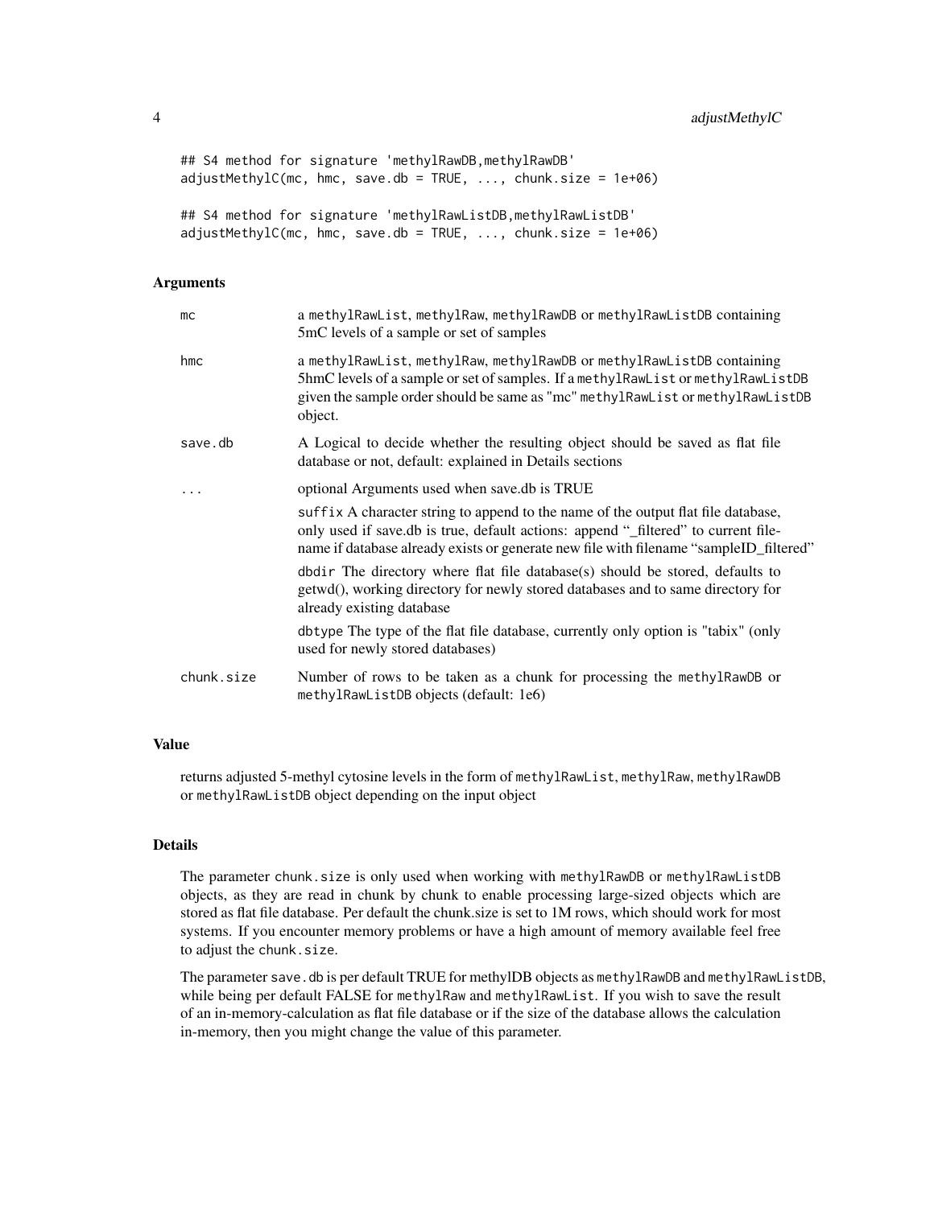```
## S4 method for signature 'methylRawDB,methylRawDB'
adjustMethylC(mc, hmc, save.db = TRUE, ..., chunk.size = 1e+06)

## S4 method for signature 'methylRawListDB,methylRawListDB'
adjustMethylC(mc, hmc, save.db = TRUE, ..., chunk.size = 1e+06)
```

### Arguments

| | |
|---|---|
| mc | a methylRawList, methylRaw, methylRawDB or methylRawListDB containing 5mC levels of a sample or set of samples |
| hmc | a methylRawList, methylRaw, methylRawDB or methylRawListDB containing 5hmC levels of a sample or set of samples. If a methylRawList or methylRawListDB given the sample order should be same as "mc" methylRawList or methylRawListDB object. |
| save.db | A Logical to decide whether the resulting object should be saved as flat file database or not, default: explained in Details sections |
| ... | optional Arguments used when save.db is TRUE<br><br>suffix A character string to append to the name of the output flat file database, only used if save.db is true, default actions: append "_filtered" to current filename if database already exists or generate new file with filename "sampleID_filtered"<br><br>dbdir The directory where flat file database(s) should be stored, defaults to getwd(), working directory for newly stored databases and to same directory for already existing database<br><br>dbtype The type of the flat file database, currently only option is "tabix" (only used for newly stored databases) |
| chunk.size | Number of rows to be taken as a chunk for processing the methylRawDB or methylRawListDB objects (default: 1e6) |

### Value

returns adjusted 5-methyl cytosine levels in the form of methylRawList, methylRaw, methylRawDB or methylRawListDB object depending on the input object

### Details

The parameter chunk.size is only used when working with methylRawDB or methylRawListDB objects, as they are read in chunk by chunk to enable processing large-sized objects which are stored as flat file database. Per default the chunk.size is set to 1M rows, which should work for most systems. If you encounter memory problems or have a high amount of memory available feel free to adjust the chunk.size.

The parameter save.db is per default TRUE for methylDB objects as methylRawDB and methylRawListDB, while being per default FALSE for methylRaw and methylRawList. If you wish to save the result of an in-memory-calculation as flat file database or if the size of the database allows the calculation in-memory, then you might change the value of this parameter.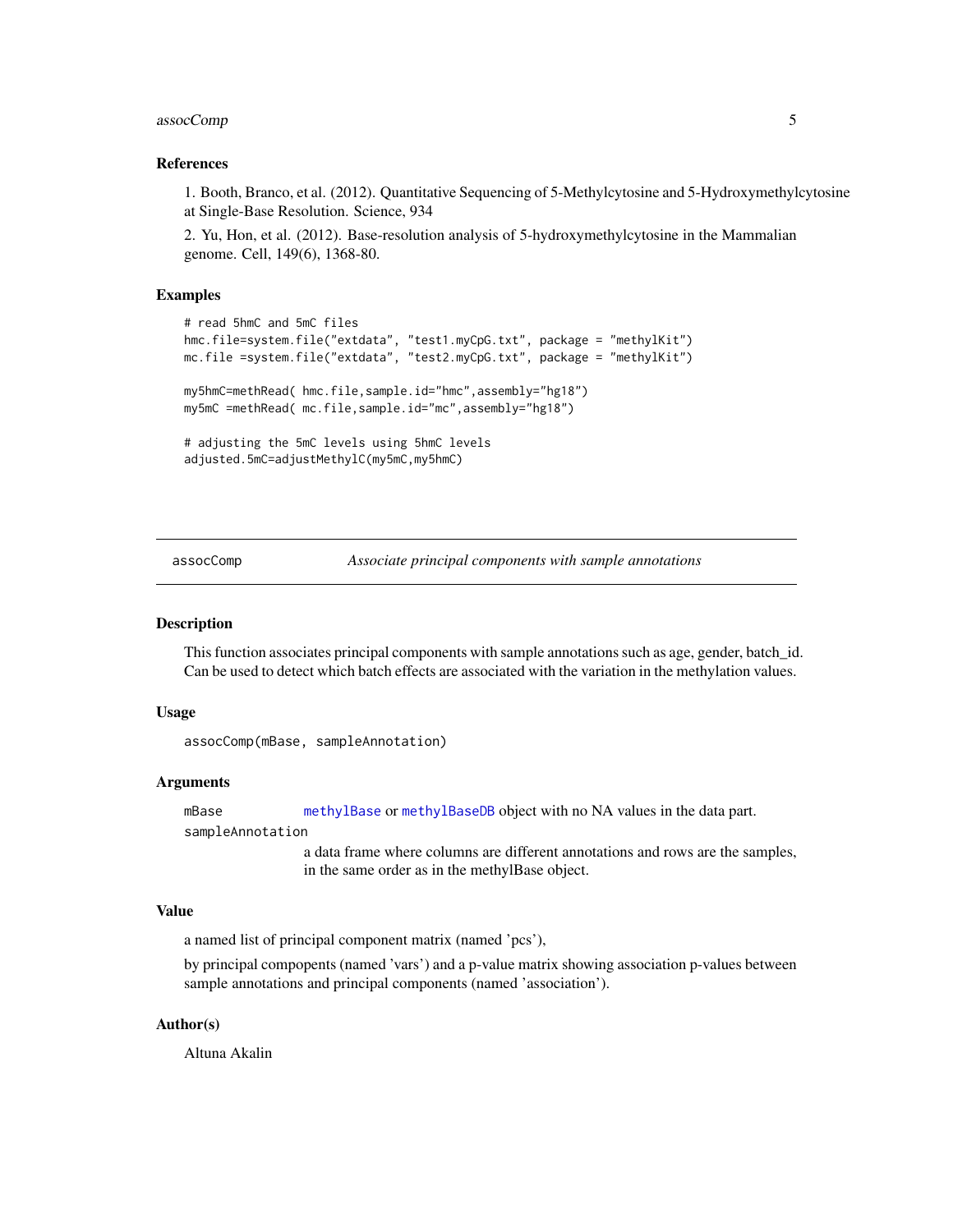### References

1. Booth, Branco, et al. (2012). Quantitative Sequencing of 5-Methylcytosine and 5-Hydroxymethylcytosine at Single-Base Resolution. Science, 934

2. Yu, Hon, et al. (2012). Base-resolution analysis of 5-hydroxymethylcytosine in the Mammalian genome. Cell, 149(6), 1368-80.

### Examples

```
# read 5hmC and 5mC files
hmc.file=system.file("extdata", "test1.myCpG.txt", package = "methylKit")
mc.file =system.file("extdata", "test2.myCpG.txt", package = "methylKit")

my5hmC=methRead( hmc.file,sample.id="hmc",assembly="hg18")
my5mC =methRead( mc.file,sample.id="mc",assembly="hg18")

# adjusting the 5mC levels using 5hmC levels
adjusted.5mC=adjustMethylC(my5mC,my5hmC)
```

---

## assocComp — *Associate principal components with sample annotations*

---

### Description

This function associates principal components with sample annotations such as age, gender, batch_id. Can be used to detect which batch effects are associated with the variation in the methylation values.

### Usage

```
assocComp(mBase, sampleAnnotation)
```

### Arguments

`mBase` — methylBase or methylBaseDB object with no NA values in the data part.

`sampleAnnotation` — a data frame where columns are different annotations and rows are the samples, in the same order as in the methylBase object.

### Value

a named list of principal component matrix (named 'pcs'),

by principal compopents (named 'vars') and a p-value matrix showing association p-values between sample annotations and principal components (named 'association').

### Author(s)

Altuna Akalin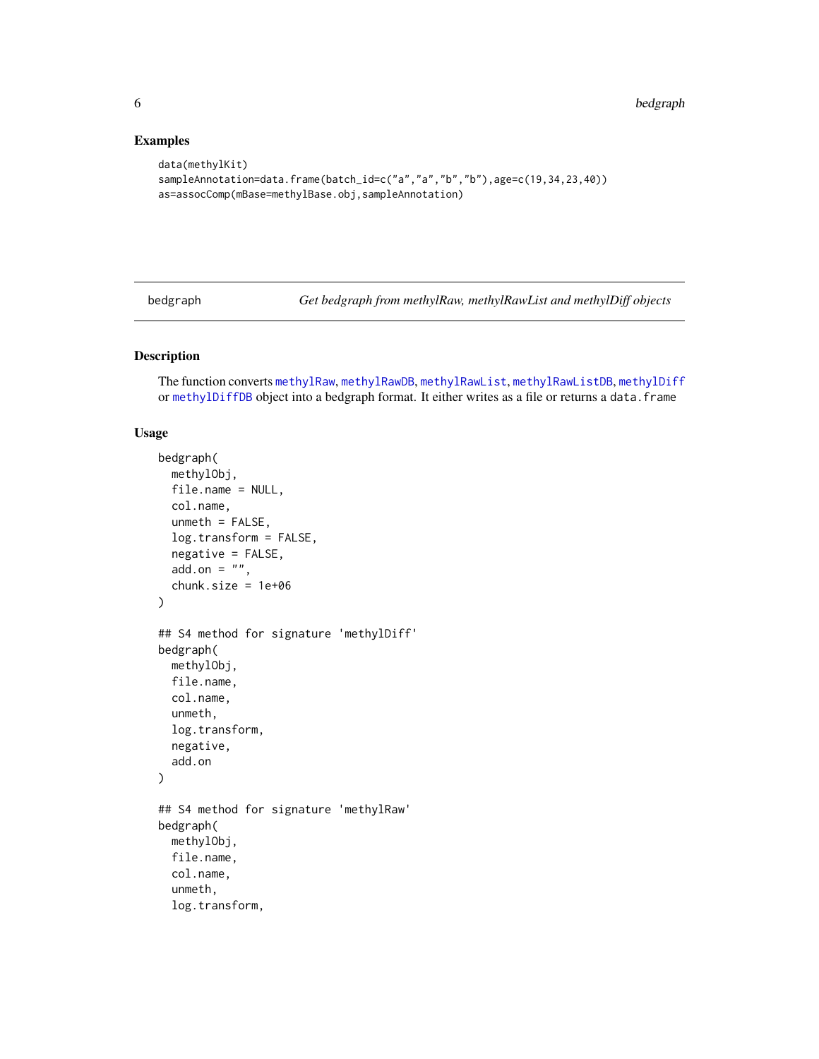### Examples

```
data(methylKit)
sampleAnnotation=data.frame(batch_id=c("a","a","b","b"),age=c(19,34,23,40))
as=assocComp(mBase=methylBase.obj,sampleAnnotation)
```

---

## bedgraph — *Get bedgraph from methylRaw, methylRawList and methylDiff objects*

---

### Description

The function converts methylRaw, methylRawDB, methylRawList, methylRawListDB, methylDiff or methylDiffDB object into a bedgraph format. It either writes as a file or returns a data.frame

### Usage

```
bedgraph(
  methylObj,
  file.name = NULL,
  col.name,
  unmeth = FALSE,
  log.transform = FALSE,
  negative = FALSE,
  add.on = "",
  chunk.size = 1e+06
)

## S4 method for signature 'methylDiff'
bedgraph(
  methylObj,
  file.name,
  col.name,
  unmeth,
  log.transform,
  negative,
  add.on
)

## S4 method for signature 'methylRaw'
bedgraph(
  methylObj,
  file.name,
  col.name,
  unmeth,
  log.transform,
```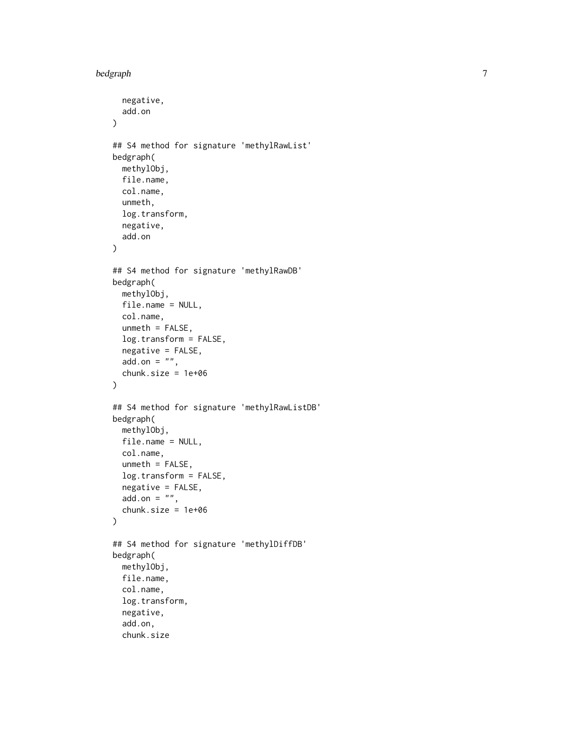```
  negative,
  add.on
)

## S4 method for signature 'methylRawList'
bedgraph(
  methylObj,
  file.name,
  col.name,
  unmeth,
  log.transform,
  negative,
  add.on
)

## S4 method for signature 'methylRawDB'
bedgraph(
  methylObj,
  file.name = NULL,
  col.name,
  unmeth = FALSE,
  log.transform = FALSE,
  negative = FALSE,
  add.on = "",
  chunk.size = 1e+06
)

## S4 method for signature 'methylRawListDB'
bedgraph(
  methylObj,
  file.name = NULL,
  col.name,
  unmeth = FALSE,
  log.transform = FALSE,
  negative = FALSE,
  add.on = "",
  chunk.size = 1e+06
)

## S4 method for signature 'methylDiffDB'
bedgraph(
  methylObj,
  file.name,
  col.name,
  log.transform,
  negative,
  add.on,
  chunk.size
```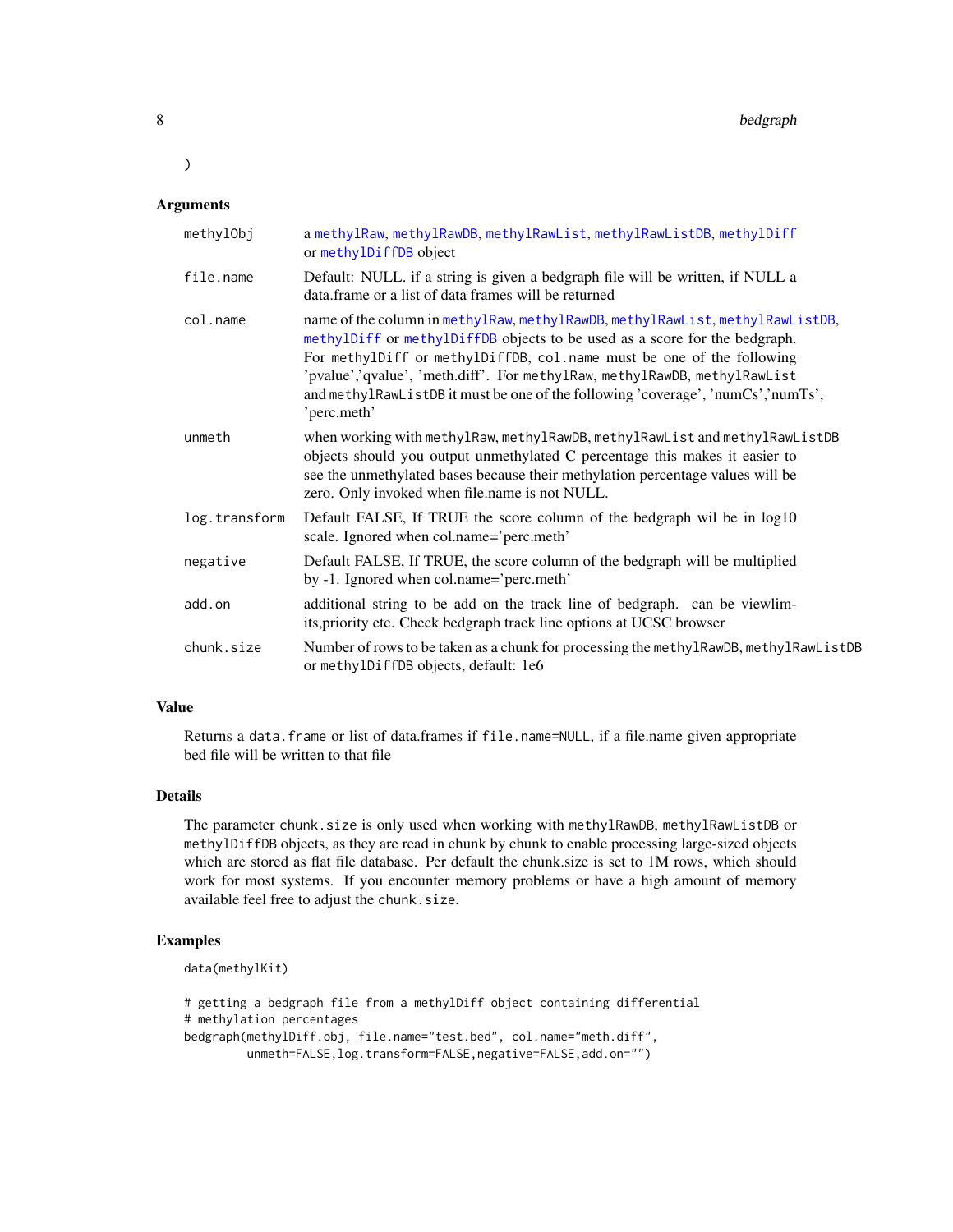```
)
```

## Arguments

| | |
|---|---|
| methylObj | a methylRaw, methylRawDB, methylRawList, methylRawListDB, methylDiff or methylDiffDB object |
| file.name | Default: NULL. if a string is given a bedgraph file will be written, if NULL a data.frame or a list of data frames will be returned |
| col.name | name of the column in methylRaw, methylRawDB, methylRawList, methylRawListDB, methylDiff or methylDiffDB objects to be used as a score for the bedgraph. For methylDiff or methylDiffDB, col.name must be one of the following 'pvalue','qvalue', 'meth.diff'. For methylRaw, methylRawDB, methylRawList and methylRawListDB it must be one of the following 'coverage', 'numCs','numTs', 'perc.meth' |
| unmeth | when working with methylRaw, methylRawDB, methylRawList and methylRawListDB objects should you output unmethylated C percentage this makes it easier to see the unmethylated bases because their methylation percentage values will be zero. Only invoked when file.name is not NULL. |
| log.transform | Default FALSE, If TRUE the score column of the bedgraph wil be in log10 scale. Ignored when col.name='perc.meth' |
| negative | Default FALSE, If TRUE, the score column of the bedgraph will be multiplied by -1. Ignored when col.name='perc.meth' |
| add.on | additional string to be add on the track line of bedgraph. can be viewlimits,priority etc. Check bedgraph track line options at UCSC browser |
| chunk.size | Number of rows to be taken as a chunk for processing the methylRawDB, methylRawListDB or methylDiffDB objects, default: 1e6 |

## Value

Returns a data.frame or list of data.frames if file.name=NULL, if a file.name given appropriate bed file will be written to that file

## Details

The parameter chunk.size is only used when working with methylRawDB, methylRawListDB or methylDiffDB objects, as they are read in chunk by chunk to enable processing large-sized objects which are stored as flat file database. Per default the chunk.size is set to 1M rows, which should work for most systems. If you encounter memory problems or have a high amount of memory available feel free to adjust the chunk.size.

## Examples

```
data(methylKit)

# getting a bedgraph file from a methylDiff object containing differential
# methylation percentages
bedgraph(methylDiff.obj, file.name="test.bed", col.name="meth.diff",
         unmeth=FALSE,log.transform=FALSE,negative=FALSE,add.on="")
```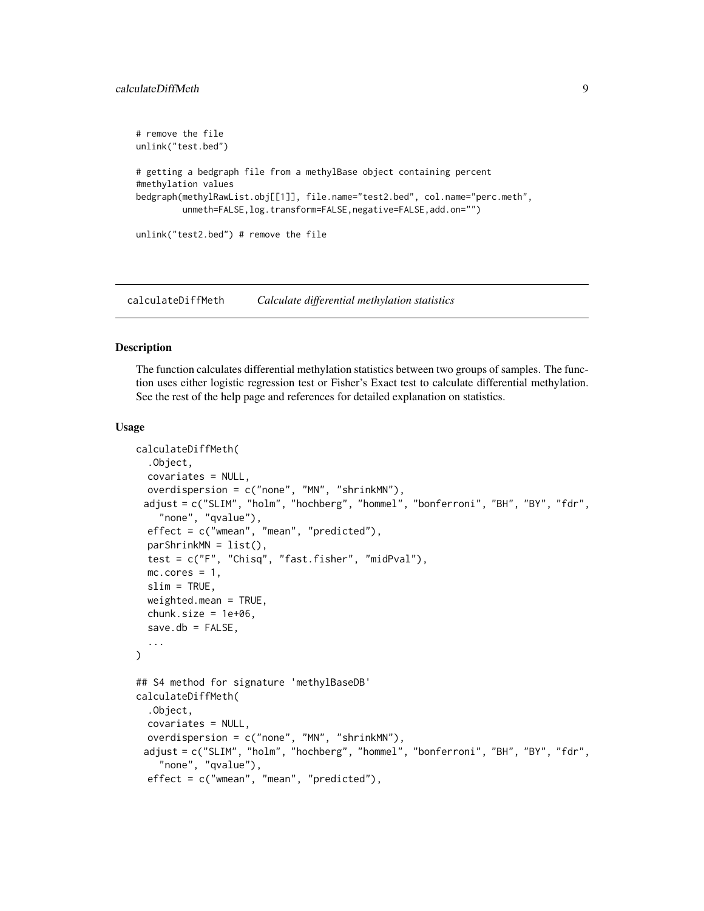```
# remove the file
unlink("test.bed")

# getting a bedgraph file from a methylBase object containing percent
#methylation values
bedgraph(methylRawList.obj[[1]], file.name="test2.bed", col.name="perc.meth",
         unmeth=FALSE,log.transform=FALSE,negative=FALSE,add.on="")

unlink("test2.bed") # remove the file
```

## calculateDiffMeth — *Calculate differential methylation statistics*

### Description

The function calculates differential methylation statistics between two groups of samples. The function uses either logistic regression test or Fisher's Exact test to calculate differential methylation. See the rest of the help page and references for detailed explanation on statistics.

### Usage

```
calculateDiffMeth(
  .Object,
  covariates = NULL,
  overdispersion = c("none", "MN", "shrinkMN"),
  adjust = c("SLIM", "holm", "hochberg", "hommel", "bonferroni", "BH", "BY", "fdr",
    "none", "qvalue"),
  effect = c("wmean", "mean", "predicted"),
  parShrinkMN = list(),
  test = c("F", "Chisq", "fast.fisher", "midPval"),
  mc.cores = 1,
  slim = TRUE,
  weighted.mean = TRUE,
  chunk.size = 1e+06,
  save.db = FALSE,
  ...
)

## S4 method for signature 'methylBaseDB'
calculateDiffMeth(
  .Object,
  covariates = NULL,
  overdispersion = c("none", "MN", "shrinkMN"),
  adjust = c("SLIM", "holm", "hochberg", "hommel", "bonferroni", "BH", "BY", "fdr",
    "none", "qvalue"),
  effect = c("wmean", "mean", "predicted"),
```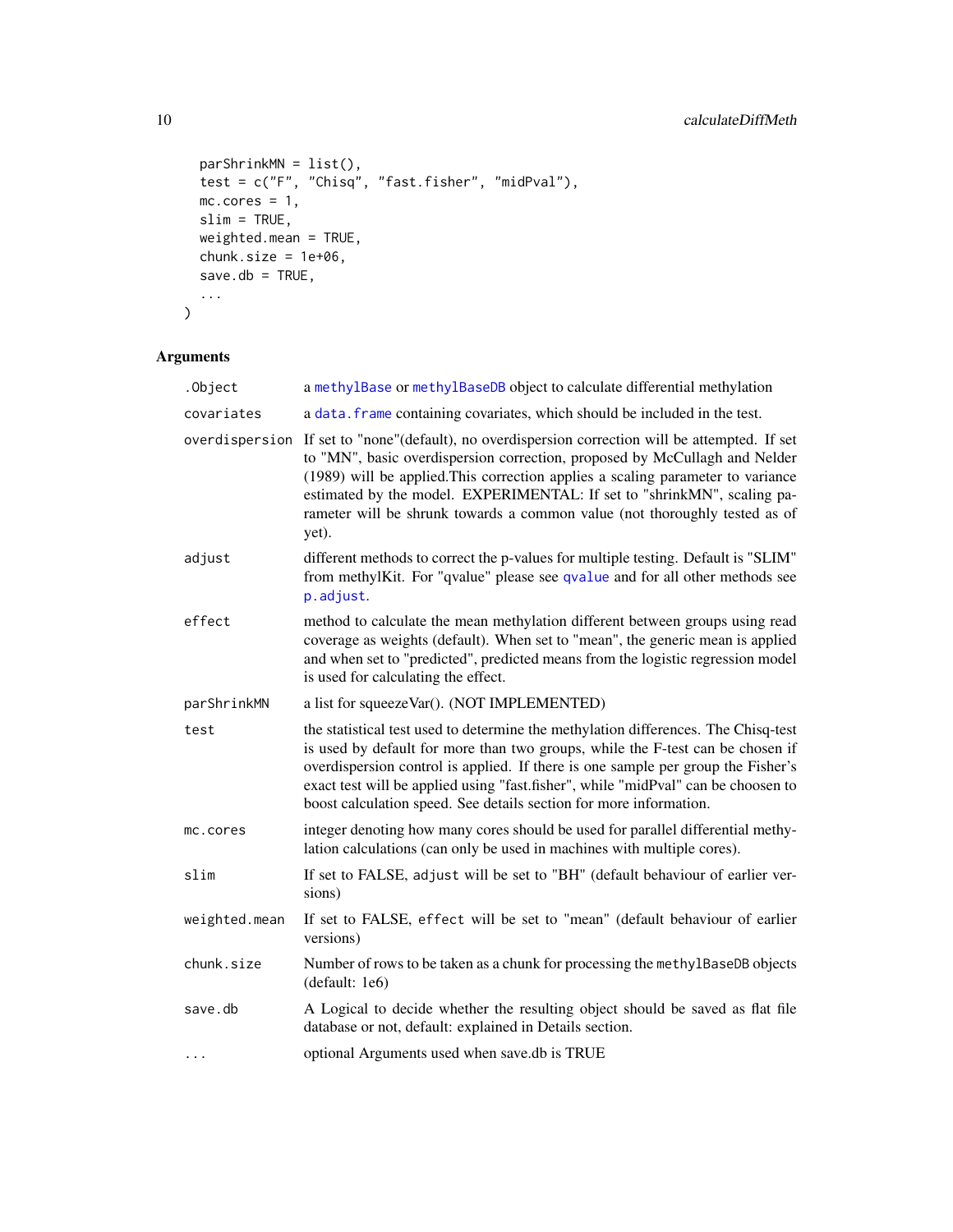```
  parShrinkMN = list(),
  test = c("F", "Chisq", "fast.fisher", "midPval"),
  mc.cores = 1,
  slim = TRUE,
  weighted.mean = TRUE,
  chunk.size = 1e+06,
  save.db = TRUE,
  ...
)
```

## Arguments

| | |
|---|---|
| `.Object` | a `methylBase` or `methylBaseDB` object to calculate differential methylation |
| `covariates` | a `data.frame` containing covariates, which should be included in the test. |
| `overdispersion` | If set to "none"(default), no overdispersion correction will be attempted. If set to "MN", basic overdispersion correction, proposed by McCullagh and Nelder (1989) will be applied.This correction applies a scaling parameter to variance estimated by the model. EXPERIMENTAL: If set to "shrinkMN", scaling parameter will be shrunk towards a common value (not thoroughly tested as of yet). |
| `adjust` | different methods to correct the p-values for multiple testing. Default is "SLIM" from methylKit. For "qvalue" please see `qvalue` and for all other methods see `p.adjust`. |
| `effect` | method to calculate the mean methylation different between groups using read coverage as weights (default). When set to "mean", the generic mean is applied and when set to "predicted", predicted means from the logistic regression model is used for calculating the effect. |
| `parShrinkMN` | a list for squeezeVar(). (NOT IMPLEMENTED) |
| `test` | the statistical test used to determine the methylation differences. The Chisq-test is used by default for more than two groups, while the F-test can be chosen if overdispersion control is applied. If there is one sample per group the Fisher's exact test will be applied using "fast.fisher", while "midPval" can be choosen to boost calculation speed. See details section for more information. |
| `mc.cores` | integer denoting how many cores should be used for parallel differential methylation calculations (can only be used in machines with multiple cores). |
| `slim` | If set to FALSE, `adjust` will be set to "BH" (default behaviour of earlier versions) |
| `weighted.mean` | If set to FALSE, `effect` will be set to "mean" (default behaviour of earlier versions) |
| `chunk.size` | Number of rows to be taken as a chunk for processing the `methylBaseDB` objects (default: 1e6) |
| `save.db` | A Logical to decide whether the resulting object should be saved as flat file database or not, default: explained in Details section. |
| `...` | optional Arguments used when save.db is TRUE |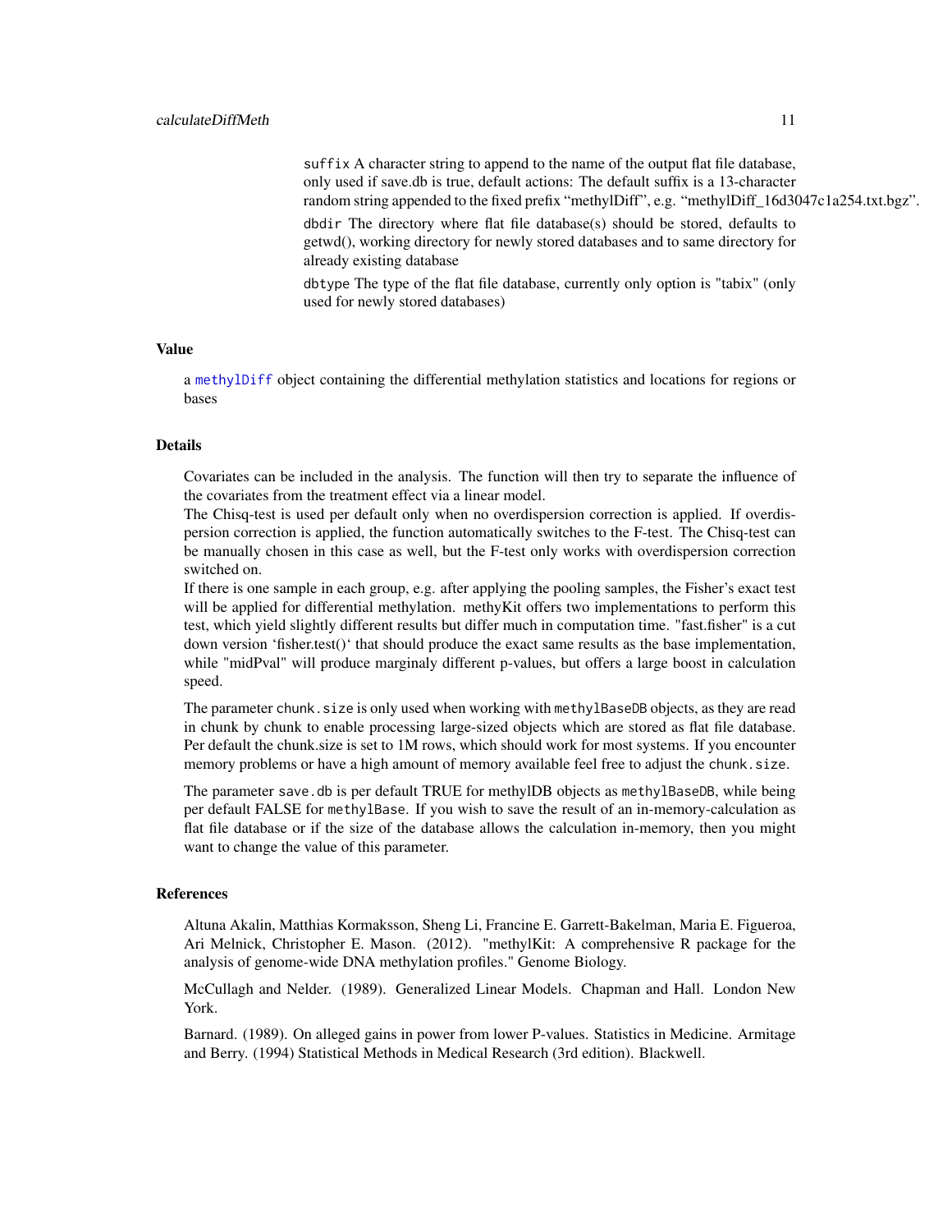suffix A character string to append to the name of the output flat file database, only used if save.db is true, default actions: The default suffix is a 13-character random string appended to the fixed prefix "methylDiff", e.g. "methylDiff_16d3047c1a254.txt.bgz".

dbdir The directory where flat file database(s) should be stored, defaults to getwd(), working directory for newly stored databases and to same directory for already existing database

dbtype The type of the flat file database, currently only option is "tabix" (only used for newly stored databases)

## Value

a methylDiff object containing the differential methylation statistics and locations for regions or bases

## Details

Covariates can be included in the analysis. The function will then try to separate the influence of the covariates from the treatment effect via a linear model.

The Chisq-test is used per default only when no overdispersion correction is applied. If overdispersion correction is applied, the function automatically switches to the F-test. The Chisq-test can be manually chosen in this case as well, but the F-test only works with overdispersion correction switched on.

If there is one sample in each group, e.g. after applying the pooling samples, the Fisher's exact test will be applied for differential methylation. methyKit offers two implementations to perform this test, which yield slightly different results but differ much in computation time. "fast.fisher" is a cut down version 'fisher.test()' that should produce the exact same results as the base implementation, while "midPval" will produce marginaly different p-values, but offers a large boost in calculation speed.

The parameter chunk.size is only used when working with methylBaseDB objects, as they are read in chunk by chunk to enable processing large-sized objects which are stored as flat file database. Per default the chunk.size is set to 1M rows, which should work for most systems. If you encounter memory problems or have a high amount of memory available feel free to adjust the chunk.size.

The parameter save.db is per default TRUE for methylDB objects as methylBaseDB, while being per default FALSE for methylBase. If you wish to save the result of an in-memory-calculation as flat file database or if the size of the database allows the calculation in-memory, then you might want to change the value of this parameter.

## References

Altuna Akalin, Matthias Kormaksson, Sheng Li, Francine E. Garrett-Bakelman, Maria E. Figueroa, Ari Melnick, Christopher E. Mason. (2012). "methylKit: A comprehensive R package for the analysis of genome-wide DNA methylation profiles." Genome Biology.

McCullagh and Nelder. (1989). Generalized Linear Models. Chapman and Hall. London New York.

Barnard. (1989). On alleged gains in power from lower P-values. Statistics in Medicine. Armitage and Berry. (1994) Statistical Methods in Medical Research (3rd edition). Blackwell.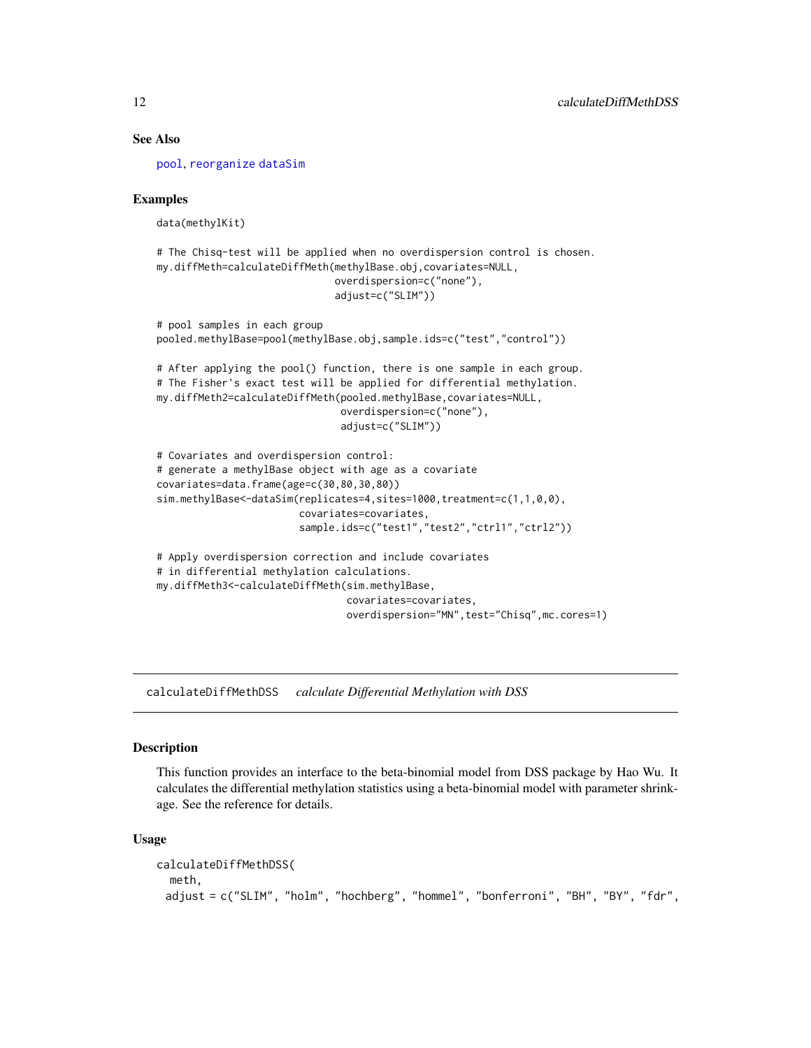### See Also

pool, reorganize dataSim

### Examples

```
data(methylKit)

# The Chisq-test will be applied when no overdispersion control is chosen.
my.diffMeth=calculateDiffMeth(methylBase.obj,covariates=NULL,
                              overdispersion=c("none"),
                              adjust=c("SLIM"))

# pool samples in each group
pooled.methylBase=pool(methylBase.obj,sample.ids=c("test","control"))

# After applying the pool() function, there is one sample in each group.
# The Fisher's exact test will be applied for differential methylation.
my.diffMeth2=calculateDiffMeth(pooled.methylBase,covariates=NULL,
                               overdispersion=c("none"),
                               adjust=c("SLIM"))

# Covariates and overdispersion control:
# generate a methylBase object with age as a covariate
covariates=data.frame(age=c(30,80,30,80))
sim.methylBase<-dataSim(replicates=4,sites=1000,treatment=c(1,1,0,0),
                        covariates=covariates,
                        sample.ids=c("test1","test2","ctrl1","ctrl2"))

# Apply overdispersion correction and include covariates
# in differential methylation calculations.
my.diffMeth3<-calculateDiffMeth(sim.methylBase,
                                covariates=covariates,
                                overdispersion="MN",test="Chisq",mc.cores=1)
```

---

## calculateDiffMethDSS    *calculate Differential Methylation with DSS*

### Description

This function provides an interface to the beta-binomial model from DSS package by Hao Wu. It calculates the differential methylation statistics using a beta-binomial model with parameter shrinkage. See the reference for details.

### Usage

```
calculateDiffMethDSS(
  meth,
  adjust = c("SLIM", "holm", "hochberg", "hommel", "bonferroni", "BH", "BY", "fdr",
```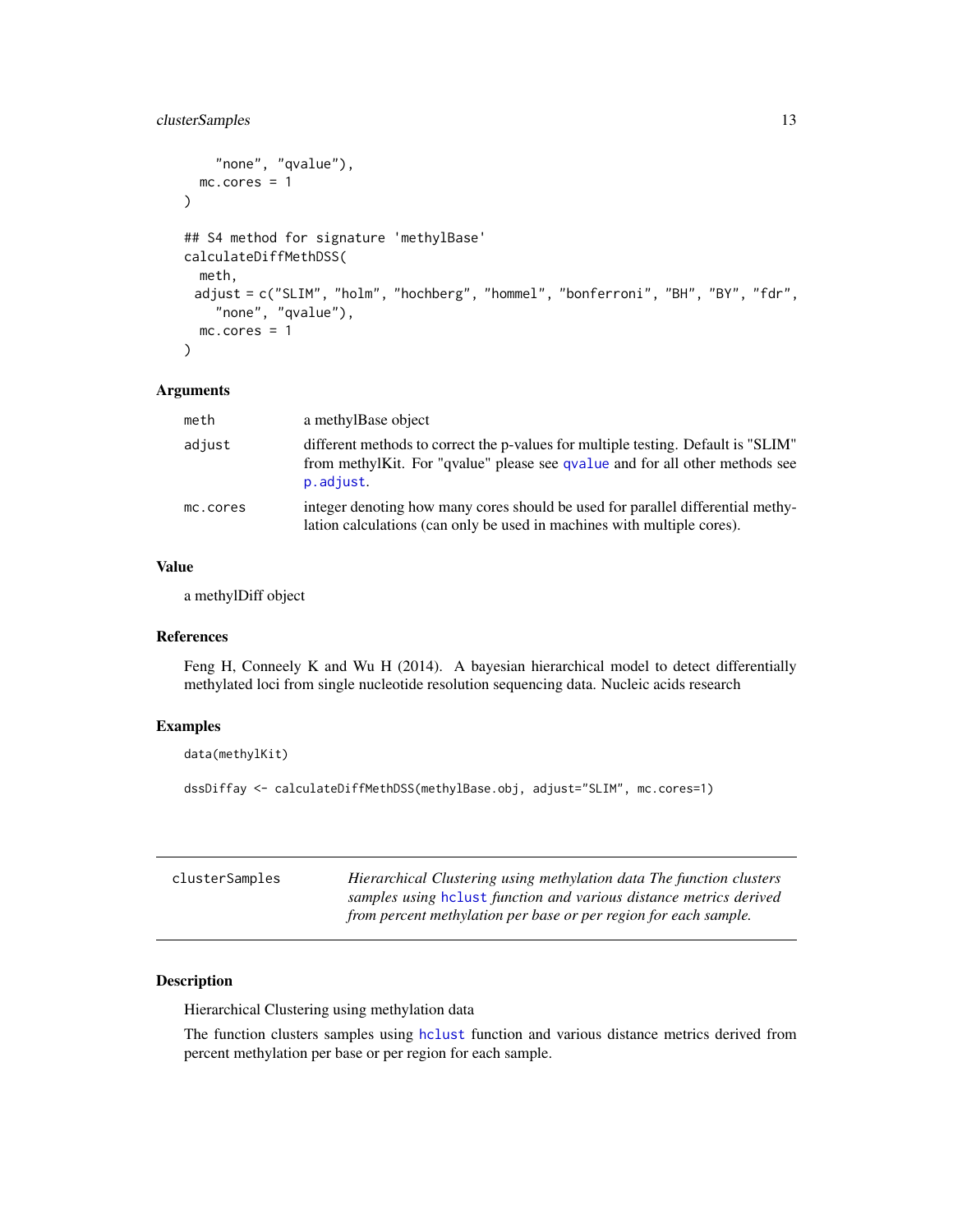```
    "none", "qvalue"),
  mc.cores = 1
)

## S4 method for signature 'methylBase'
calculateDiffMethDSS(
  meth,
 adjust = c("SLIM", "holm", "hochberg", "hommel", "bonferroni", "BH", "BY", "fdr",
    "none", "qvalue"),
  mc.cores = 1
)
```

### Arguments

| | |
|---|---|
| meth | a methylBase object |
| adjust | different methods to correct the p-values for multiple testing. Default is "SLIM" from methylKit. For "qvalue" please see qvalue and for all other methods see p.adjust. |
| mc.cores | integer denoting how many cores should be used for parallel differential methylation calculations (can only be used in machines with multiple cores). |

### Value

a methylDiff object

### References

Feng H, Conneely K and Wu H (2014). A bayesian hierarchical model to detect differentially methylated loci from single nucleotide resolution sequencing data. Nucleic acids research

### Examples

```
data(methylKit)

dssDiffay <- calculateDiffMethDSS(methylBase.obj, adjust="SLIM", mc.cores=1)
```

---

## clusterSamples

*Hierarchical Clustering using methylation data The function clusters samples using hclust function and various distance metrics derived from percent methylation per base or per region for each sample.*

---

### Description

Hierarchical Clustering using methylation data

The function clusters samples using hclust function and various distance metrics derived from percent methylation per base or per region for each sample.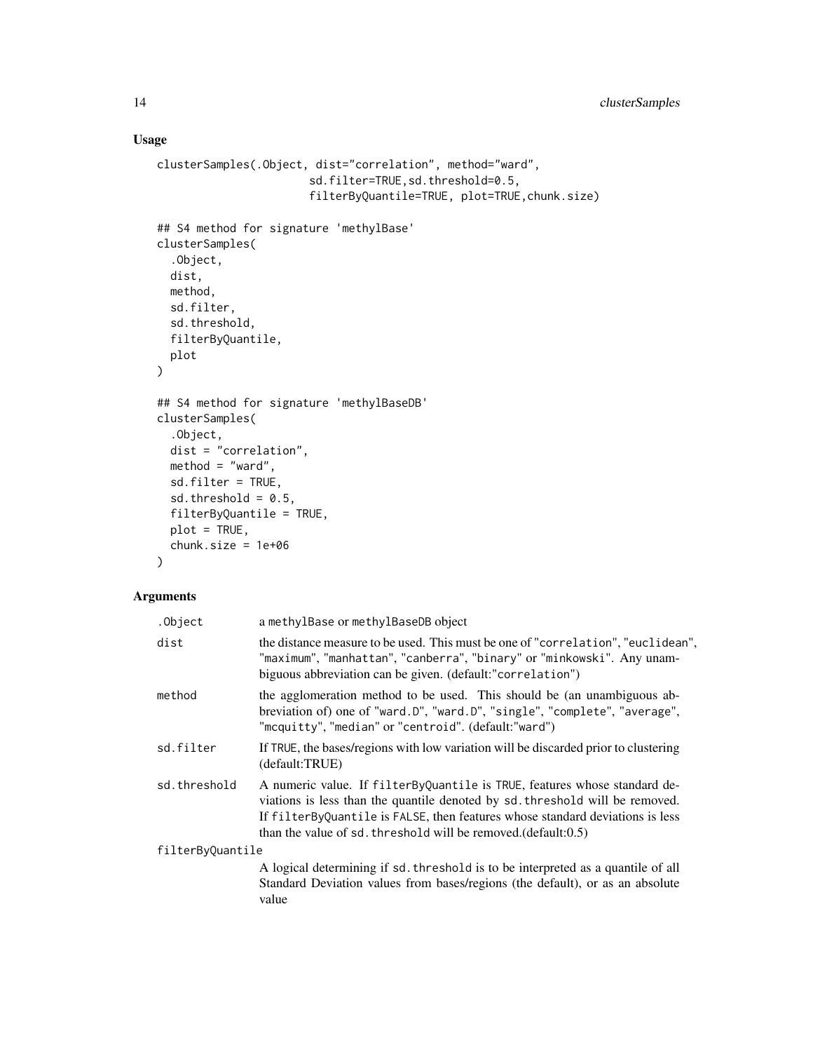## Usage

```
clusterSamples(.Object, dist="correlation", method="ward",
                        sd.filter=TRUE,sd.threshold=0.5,
                        filterByQuantile=TRUE, plot=TRUE,chunk.size)

## S4 method for signature 'methylBase'
clusterSamples(
  .Object,
  dist,
  method,
  sd.filter,
  sd.threshold,
  filterByQuantile,
  plot
)

## S4 method for signature 'methylBaseDB'
clusterSamples(
  .Object,
  dist = "correlation",
  method = "ward",
  sd.filter = TRUE,
  sd.threshold = 0.5,
  filterByQuantile = TRUE,
  plot = TRUE,
  chunk.size = 1e+06
)
```

## Arguments

| | |
|---|---|
| `.Object` | a `methylBase` or `methylBaseDB` object |
| `dist` | the distance measure to be used. This must be one of "`correlation`", "`euclidean`", "`maximum`", "`manhattan`", "`canberra`", "`binary`" or "`minkowski`". Any unambiguous abbreviation can be given. (default:"`correlation`") |
| `method` | the agglomeration method to be used. This should be (an unambiguous abbreviation of) one of "`ward.D`", "`ward.D`", "`single`", "`complete`", "`average`", "`mcquitty`", "`median`" or "`centroid`". (default:"`ward`") |
| `sd.filter` | If `TRUE`, the bases/regions with low variation will be discarded prior to clustering (default:TRUE) |
| `sd.threshold` | A numeric value. If `filterByQuantile` is `TRUE`, features whose standard deviations is less than the quantile denoted by `sd.threshold` will be removed. If `filterByQuantile` is `FALSE`, then features whose standard deviations is less than the value of `sd.threshold` will be removed.(default:0.5) |
| `filterByQuantile` | A logical determining if `sd.threshold` is to be interpreted as a quantile of all Standard Deviation values from bases/regions (the default), or as an absolute value |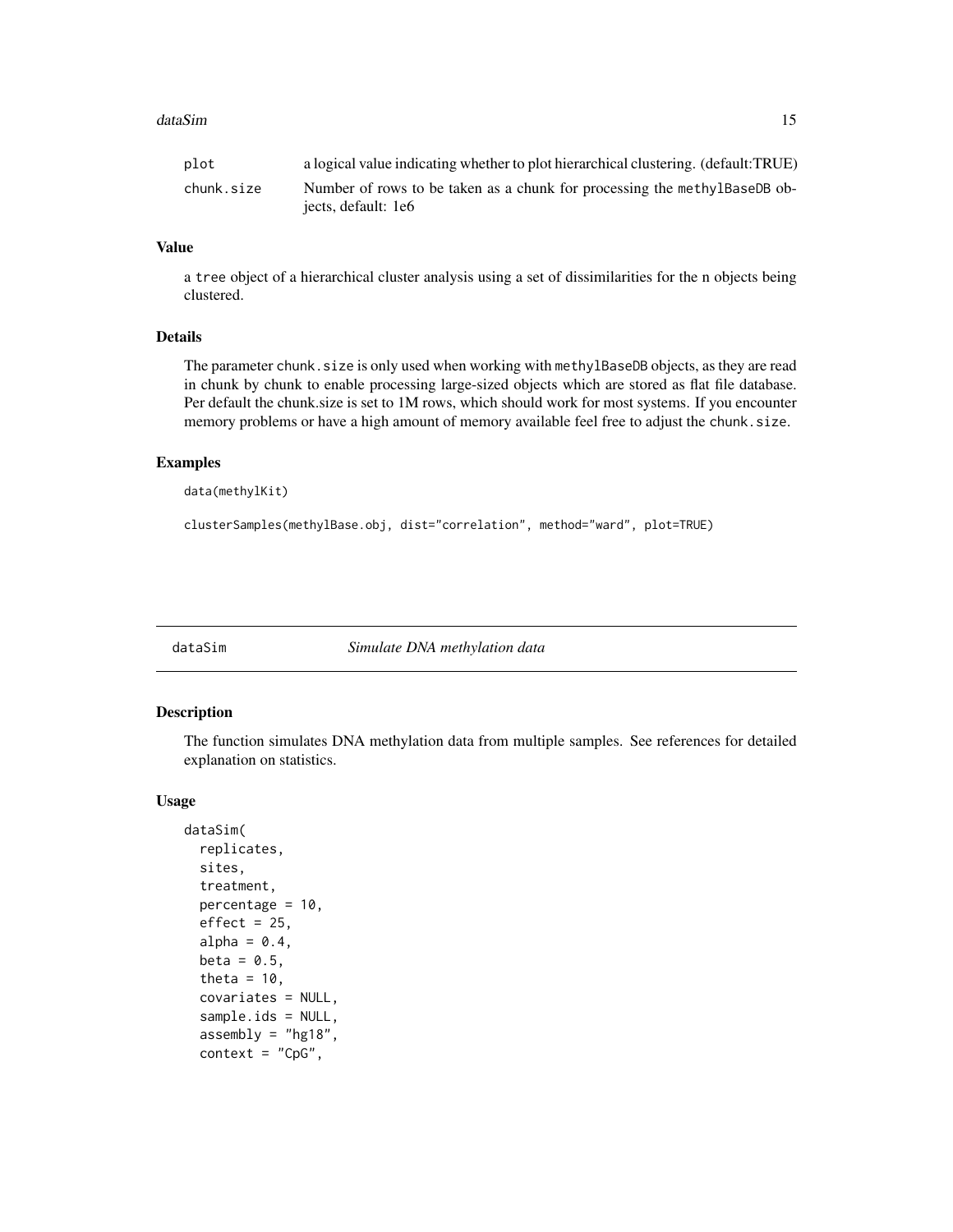| | |
|---|---|
| plot | a logical value indicating whether to plot hierarchical clustering. (default:TRUE) |
| chunk.size | Number of rows to be taken as a chunk for processing the methylBaseDB objects, default: 1e6 |

### Value

a tree object of a hierarchical cluster analysis using a set of dissimilarities for the n objects being clustered.

### Details

The parameter chunk.size is only used when working with methylBaseDB objects, as they are read in chunk by chunk to enable processing large-sized objects which are stored as flat file database. Per default the chunk.size is set to 1M rows, which should work for most systems. If you encounter memory problems or have a high amount of memory available feel free to adjust the chunk.size.

### Examples

```
data(methylKit)

clusterSamples(methylBase.obj, dist="correlation", method="ward", plot=TRUE)
```

---

## dataSim *Simulate DNA methylation data*

### Description

The function simulates DNA methylation data from multiple samples. See references for detailed explanation on statistics.

### Usage

```
dataSim(
  replicates,
  sites,
  treatment,
  percentage = 10,
  effect = 25,
  alpha = 0.4,
  beta = 0.5,
  theta = 10,
  covariates = NULL,
  sample.ids = NULL,
  assembly = "hg18",
  context = "CpG",
```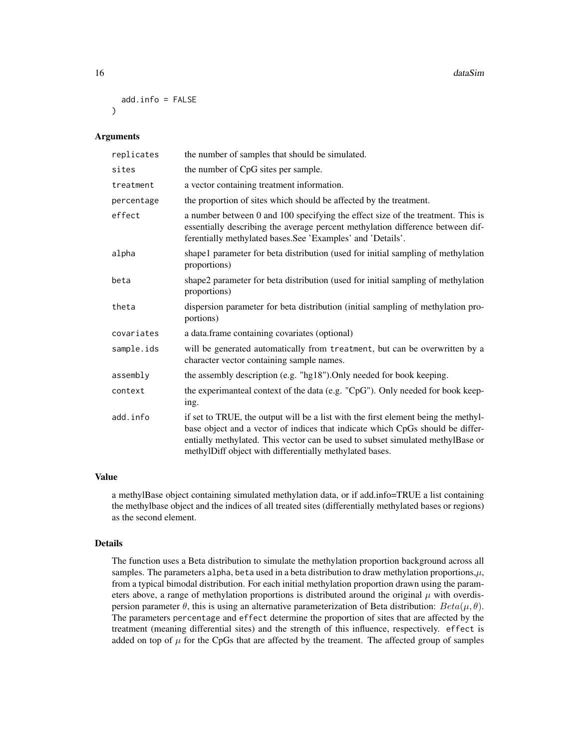```
  add.info = FALSE
)
```

## Arguments

| | |
|---|---|
| `replicates` | the number of samples that should be simulated. |
| `sites` | the number of CpG sites per sample. |
| `treatment` | a vector containing treatment information. |
| `percentage` | the proportion of sites which should be affected by the treatment. |
| `effect` | a number between 0 and 100 specifying the effect size of the treatment. This is essentially describing the average percent methylation difference between differentially methylated bases.See 'Examples' and 'Details'. |
| `alpha` | shape1 parameter for beta distribution (used for initial sampling of methylation proportions) |
| `beta` | shape2 parameter for beta distribution (used for initial sampling of methylation proportions) |
| `theta` | dispersion parameter for beta distribution (initial sampling of methylation proportions) |
| `covariates` | a data.frame containing covariates (optional) |
| `sample.ids` | will be generated automatically from `treatment`, but can be overwritten by a character vector containing sample names. |
| `assembly` | the assembly description (e.g. "hg18").Only needed for book keeping. |
| `context` | the experimanteal context of the data (e.g. "CpG"). Only needed for book keeping. |
| `add.info` | if set to TRUE, the output will be a list with the first element being the methylbase object and a vector of indices that indicate which CpGs should be differentially methylated. This vector can be used to subset simulated methylBase or methylDiff object with differentially methylated bases. |

## Value

a methylBase object containing simulated methylation data, or if add.info=TRUE a list containing the methylbase object and the indices of all treated sites (differentially methylated bases or regions) as the second element.

## Details

The function uses a Beta distribution to simulate the methylation proportion background across all samples. The parameters `alpha`, `beta` used in a beta distribution to draw methylation proportions,$\mu$, from a typical bimodal distribution. For each initial methylation proportion drawn using the parameters above, a range of methylation proportions is distributed around the original $\mu$ with overdispersion parameter $\theta$, this is using an alternative parameterization of Beta distribution: $Beta(\mu, \theta)$. The parameters `percentage` and `effect` determine the proportion of sites that are affected by the treatment (meaning differential sites) and the strength of this influence, respectively. `effect` is added on top of $\mu$ for the CpGs that are affected by the treament. The affected group of samples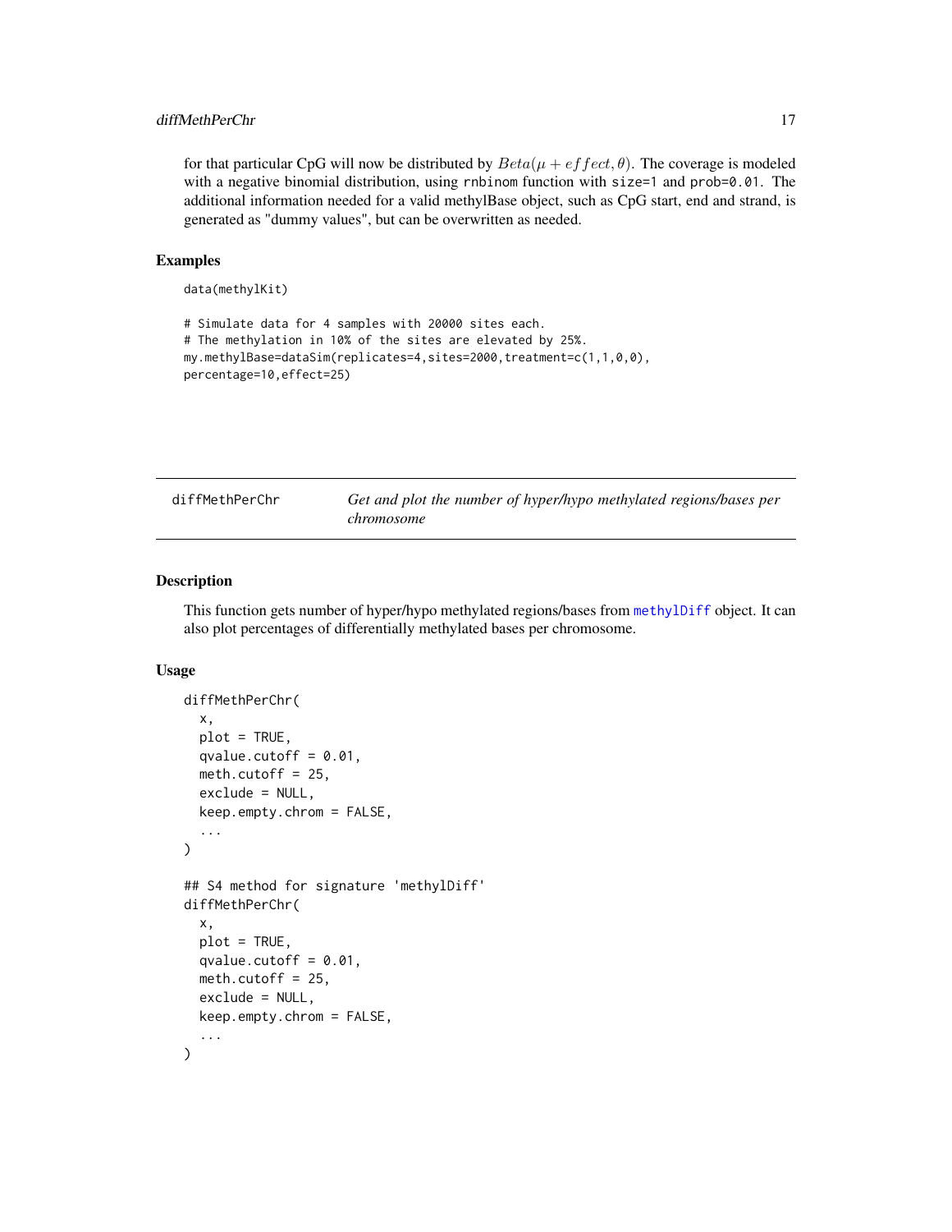for that particular CpG will now be distributed by $Beta(\mu + effect, \theta)$. The coverage is modeled with a negative binomial distribution, using `rnbinom` function with `size=1` and `prob=0.01`. The additional information needed for a valid methylBase object, such as CpG start, end and strand, is generated as "dummy values", but can be overwritten as needed.

### Examples

```
data(methylKit)

# Simulate data for 4 samples with 20000 sites each.
# The methylation in 10% of the sites are elevated by 25%.
my.methylBase=dataSim(replicates=4,sites=2000,treatment=c(1,1,0,0),
percentage=10,effect=25)
```

---

## diffMethPerChr — *Get and plot the number of hyper/hypo methylated regions/bases per chromosome*

---

### Description

This function gets number of hyper/hypo methylated regions/bases from `methylDiff` object. It can also plot percentages of differentially methylated bases per chromosome.

### Usage

```
diffMethPerChr(
  x,
  plot = TRUE,
  qvalue.cutoff = 0.01,
  meth.cutoff = 25,
  exclude = NULL,
  keep.empty.chrom = FALSE,
  ...
)

## S4 method for signature 'methylDiff'
diffMethPerChr(
  x,
  plot = TRUE,
  qvalue.cutoff = 0.01,
  meth.cutoff = 25,
  exclude = NULL,
  keep.empty.chrom = FALSE,
  ...
)
```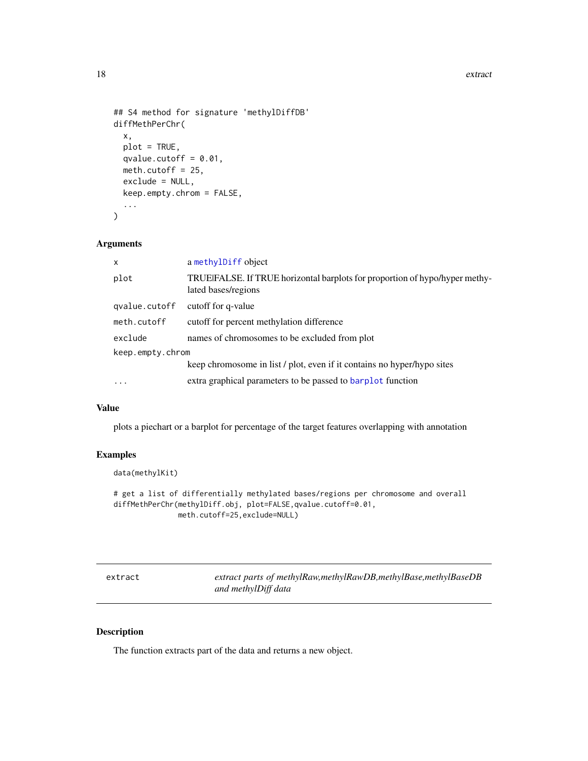```
## S4 method for signature 'methylDiffDB'
diffMethPerChr(
  x,
  plot = TRUE,
  qvalue.cutoff = 0.01,
  meth.cutoff = 25,
  exclude = NULL,
  keep.empty.chrom = FALSE,
  ...
)
```

### Arguments

| | |
|---|---|
| `x` | a `methylDiff` object |
| `plot` | TRUE\|FALSE. If TRUE horizontal barplots for proportion of hypo/hyper methylated bases/regions |
| `qvalue.cutoff` | cutoff for q-value |
| `meth.cutoff` | cutoff for percent methylation difference |
| `exclude` | names of chromosomes to be excluded from plot |
| `keep.empty.chrom` | keep chromosome in list / plot, even if it contains no hyper/hypo sites |
| `...` | extra graphical parameters to be passed to `barplot` function |

### Value

plots a piechart or a barplot for percentage of the target features overlapping with annotation

### Examples

```
data(methylKit)

# get a list of differentially methylated bases/regions per chromosome and overall
diffMethPerChr(methylDiff.obj, plot=FALSE,qvalue.cutoff=0.01,
               meth.cutoff=25,exclude=NULL)
```

---

## extract — *extract parts of methylRaw,methylRawDB,methylBase,methylBaseDB and methylDiff data*

---

### Description

The function extracts part of the data and returns a new object.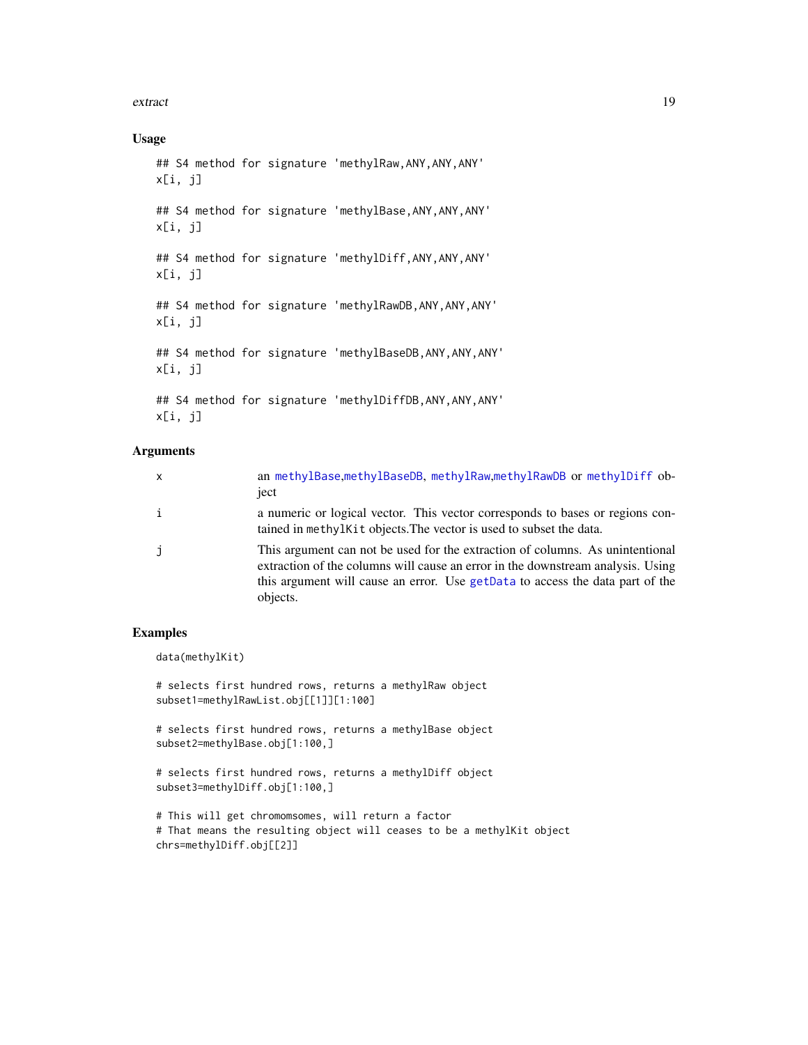### Usage

```
## S4 method for signature 'methylRaw,ANY,ANY,ANY'
x[i, j]

## S4 method for signature 'methylBase,ANY,ANY,ANY'
x[i, j]

## S4 method for signature 'methylDiff,ANY,ANY,ANY'
x[i, j]

## S4 method for signature 'methylRawDB,ANY,ANY,ANY'
x[i, j]

## S4 method for signature 'methylBaseDB,ANY,ANY,ANY'
x[i, j]

## S4 method for signature 'methylDiffDB,ANY,ANY,ANY'
x[i, j]
```

### Arguments

| | |
|---|---|
| x | an methylBase,methylBaseDB, methylRaw,methylRawDB or methylDiff object |
| i | a numeric or logical vector. This vector corresponds to bases or regions contained in methylKit objects.The vector is used to subset the data. |
| j | This argument can not be used for the extraction of columns. As unintentional extraction of the columns will cause an error in the downstream analysis. Using this argument will cause an error. Use getData to access the data part of the objects. |

### Examples

```
data(methylKit)

# selects first hundred rows, returns a methylRaw object
subset1=methylRawList.obj[[1]][1:100]

# selects first hundred rows, returns a methylBase object
subset2=methylBase.obj[1:100,]

# selects first hundred rows, returns a methylDiff object
subset3=methylDiff.obj[1:100,]

# This will get chromomsomes, will return a factor
# That means the resulting object will ceases to be a methylKit object
chrs=methylDiff.obj[[2]]
```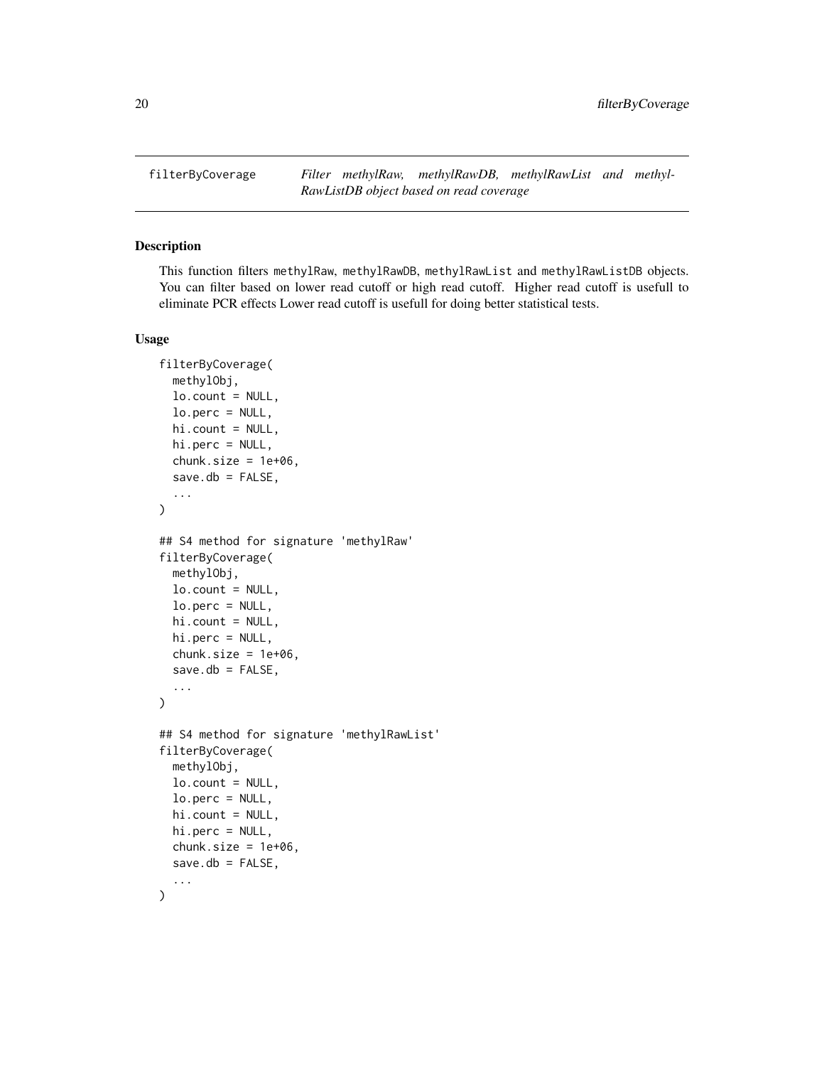filterByCoverage — *Filter methylRaw, methylRawDB, methylRawList and methylRawListDB object based on read coverage*

## Description

This function filters methylRaw, methylRawDB, methylRawList and methylRawListDB objects. You can filter based on lower read cutoff or high read cutoff. Higher read cutoff is usefull to eliminate PCR effects Lower read cutoff is usefull for doing better statistical tests.

## Usage

```
filterByCoverage(
  methylObj,
  lo.count = NULL,
  lo.perc = NULL,
  hi.count = NULL,
  hi.perc = NULL,
  chunk.size = 1e+06,
  save.db = FALSE,
  ...
)

## S4 method for signature 'methylRaw'
filterByCoverage(
  methylObj,
  lo.count = NULL,
  lo.perc = NULL,
  hi.count = NULL,
  hi.perc = NULL,
  chunk.size = 1e+06,
  save.db = FALSE,
  ...
)

## S4 method for signature 'methylRawList'
filterByCoverage(
  methylObj,
  lo.count = NULL,
  lo.perc = NULL,
  hi.count = NULL,
  hi.perc = NULL,
  chunk.size = 1e+06,
  save.db = FALSE,
  ...
)
```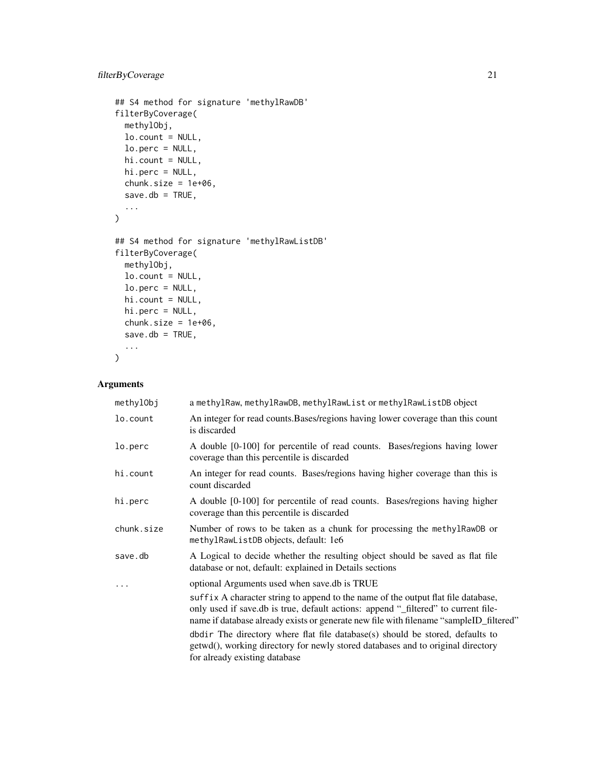```
## S4 method for signature 'methylRawDB'
filterByCoverage(
  methylObj,
  lo.count = NULL,
  lo.perc = NULL,
  hi.count = NULL,
  hi.perc = NULL,
  chunk.size = 1e+06,
  save.db = TRUE,
  ...
)

## S4 method for signature 'methylRawListDB'
filterByCoverage(
  methylObj,
  lo.count = NULL,
  lo.perc = NULL,
  hi.count = NULL,
  hi.perc = NULL,
  chunk.size = 1e+06,
  save.db = TRUE,
  ...
)
```

## Arguments

| | |
|---|---|
| `methylObj` | a `methylRaw`, `methylRawDB`, `methylRawList` or `methylRawListDB` object |
| `lo.count` | An integer for read counts.Bases/regions having lower coverage than this count is discarded |
| `lo.perc` | A double [0-100] for percentile of read counts. Bases/regions having lower coverage than this percentile is discarded |
| `hi.count` | An integer for read counts. Bases/regions having higher coverage than this is count discarded |
| `hi.perc` | A double [0-100] for percentile of read counts. Bases/regions having higher coverage than this percentile is discarded |
| `chunk.size` | Number of rows to be taken as a chunk for processing the `methylRawDB` or `methylRawListDB` objects, default: 1e6 |
| `save.db` | A Logical to decide whether the resulting object should be saved as flat file database or not, default: explained in Details sections |
| `...` | optional Arguments used when save.db is TRUE<br><br>`suffix` A character string to append to the name of the output flat file database, only used if save.db is true, default actions: append "_filtered" to current filename if database already exists or generate new file with filename "sampleID_filtered"<br><br>`dbdir` The directory where flat file database(s) should be stored, defaults to getwd(), working directory for newly stored databases and to original directory for already existing database |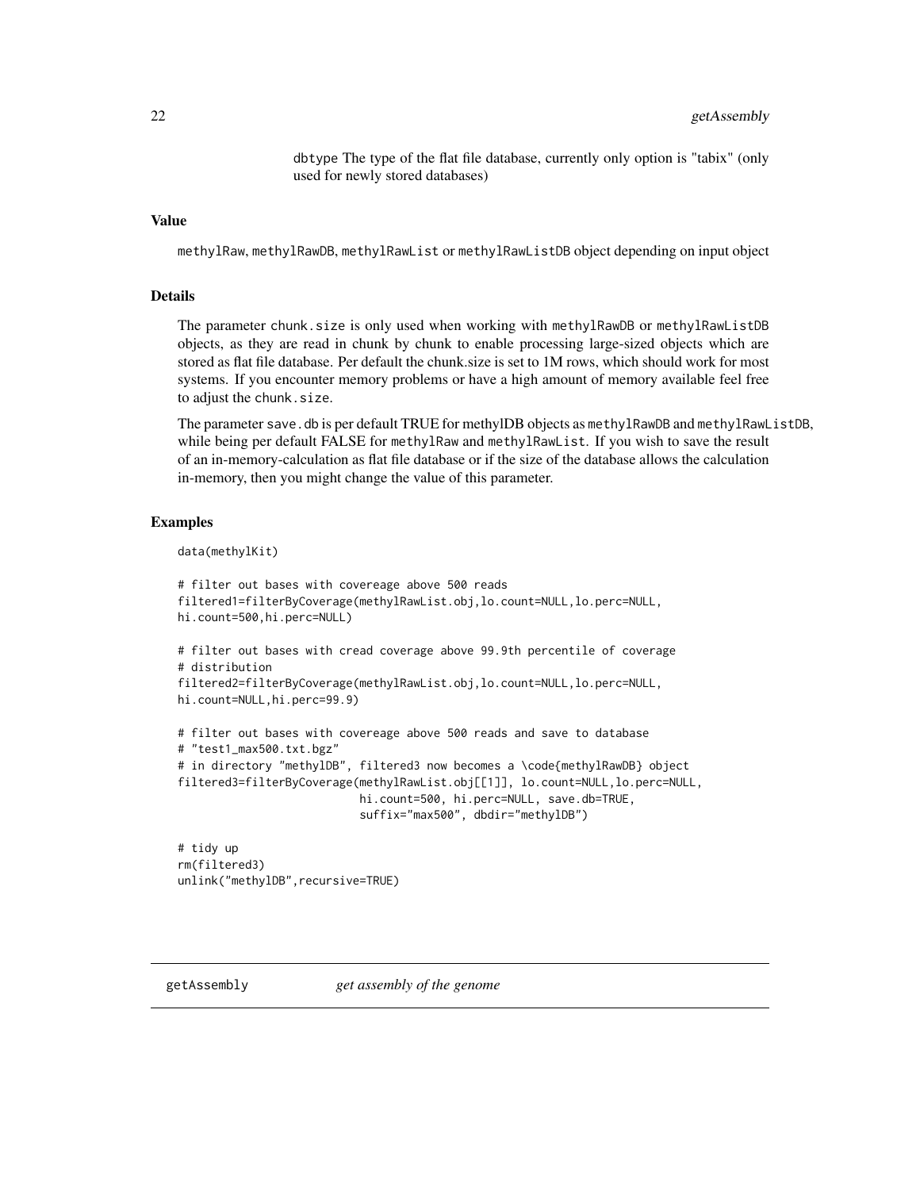dbtype The type of the flat file database, currently only option is "tabix" (only used for newly stored databases)

### Value

methylRaw, methylRawDB, methylRawList or methylRawListDB object depending on input object

### Details

The parameter chunk.size is only used when working with methylRawDB or methylRawListDB objects, as they are read in chunk by chunk to enable processing large-sized objects which are stored as flat file database. Per default the chunk.size is set to 1M rows, which should work for most systems. If you encounter memory problems or have a high amount of memory available feel free to adjust the chunk.size.

The parameter save.db is per default TRUE for methylDB objects as methylRawDB and methylRawListDB, while being per default FALSE for methylRaw and methylRawList. If you wish to save the result of an in-memory-calculation as flat file database or if the size of the database allows the calculation in-memory, then you might change the value of this parameter.

### Examples

```
data(methylKit)

# filter out bases with covereage above 500 reads
filtered1=filterByCoverage(methylRawList.obj,lo.count=NULL,lo.perc=NULL,
hi.count=500,hi.perc=NULL)

# filter out bases with cread coverage above 99.9th percentile of coverage
# distribution
filtered2=filterByCoverage(methylRawList.obj,lo.count=NULL,lo.perc=NULL,
hi.count=NULL,hi.perc=99.9)

# filter out bases with covereage above 500 reads and save to database
# "test1_max500.txt.bgz"
# in directory "methylDB", filtered3 now becomes a \code{methylRawDB} object
filtered3=filterByCoverage(methylRawList.obj[[1]], lo.count=NULL,lo.perc=NULL,
                           hi.count=500, hi.perc=NULL, save.db=TRUE,
                           suffix="max500", dbdir="methylDB")

# tidy up
rm(filtered3)
unlink("methylDB",recursive=TRUE)
```

## getAssembly *get assembly of the genome*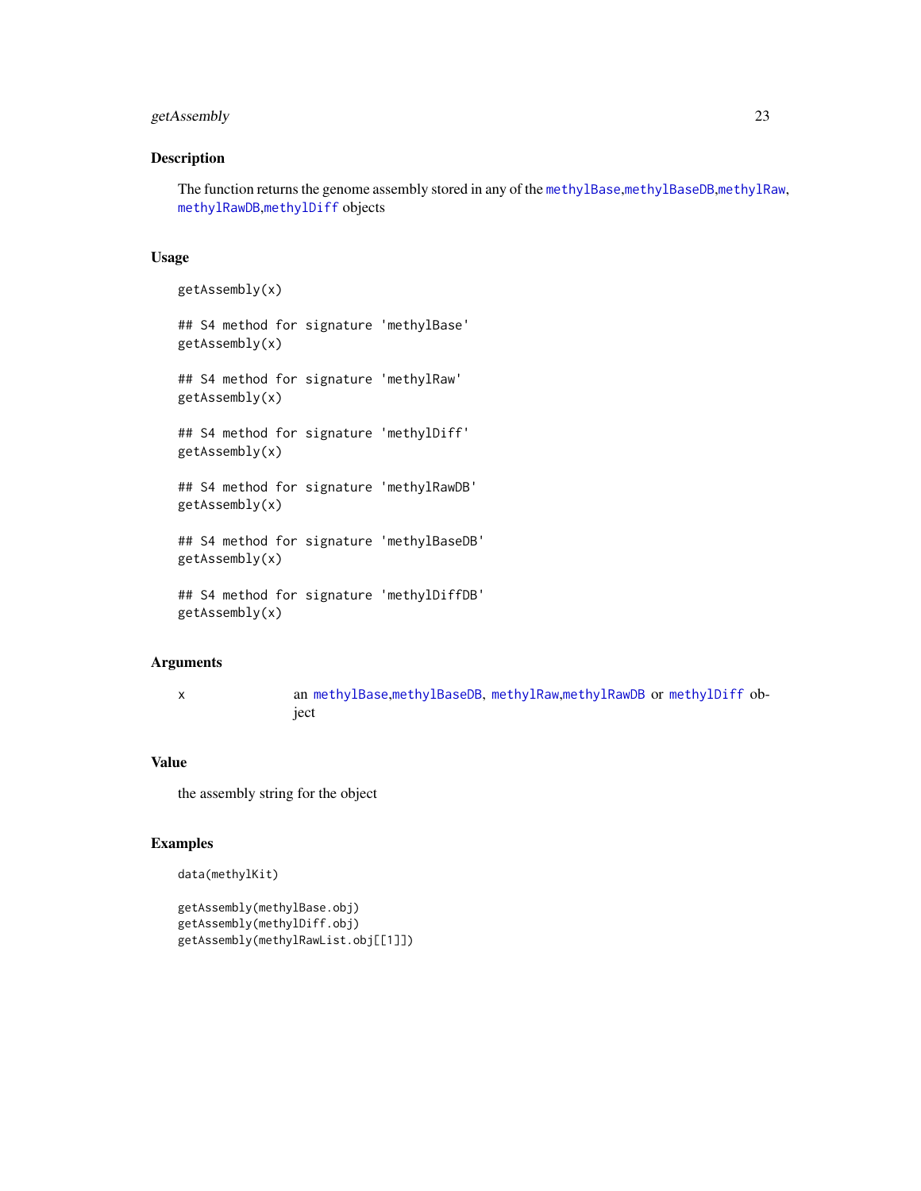## Description

The function returns the genome assembly stored in any of the methylBase,methylBaseDB,methylRaw, methylRawDB,methylDiff objects

## Usage

```
getAssembly(x)

## S4 method for signature 'methylBase'
getAssembly(x)

## S4 method for signature 'methylRaw'
getAssembly(x)

## S4 method for signature 'methylDiff'
getAssembly(x)

## S4 method for signature 'methylRawDB'
getAssembly(x)

## S4 method for signature 'methylBaseDB'
getAssembly(x)

## S4 method for signature 'methylDiffDB'
getAssembly(x)
```

## Arguments

| | |
|---|---|
| x | an methylBase,methylBaseDB, methylRaw,methylRawDB or methylDiff object |

## Value

the assembly string for the object

## Examples

```
data(methylKit)

getAssembly(methylBase.obj)
getAssembly(methylDiff.obj)
getAssembly(methylRawList.obj[[1]])
```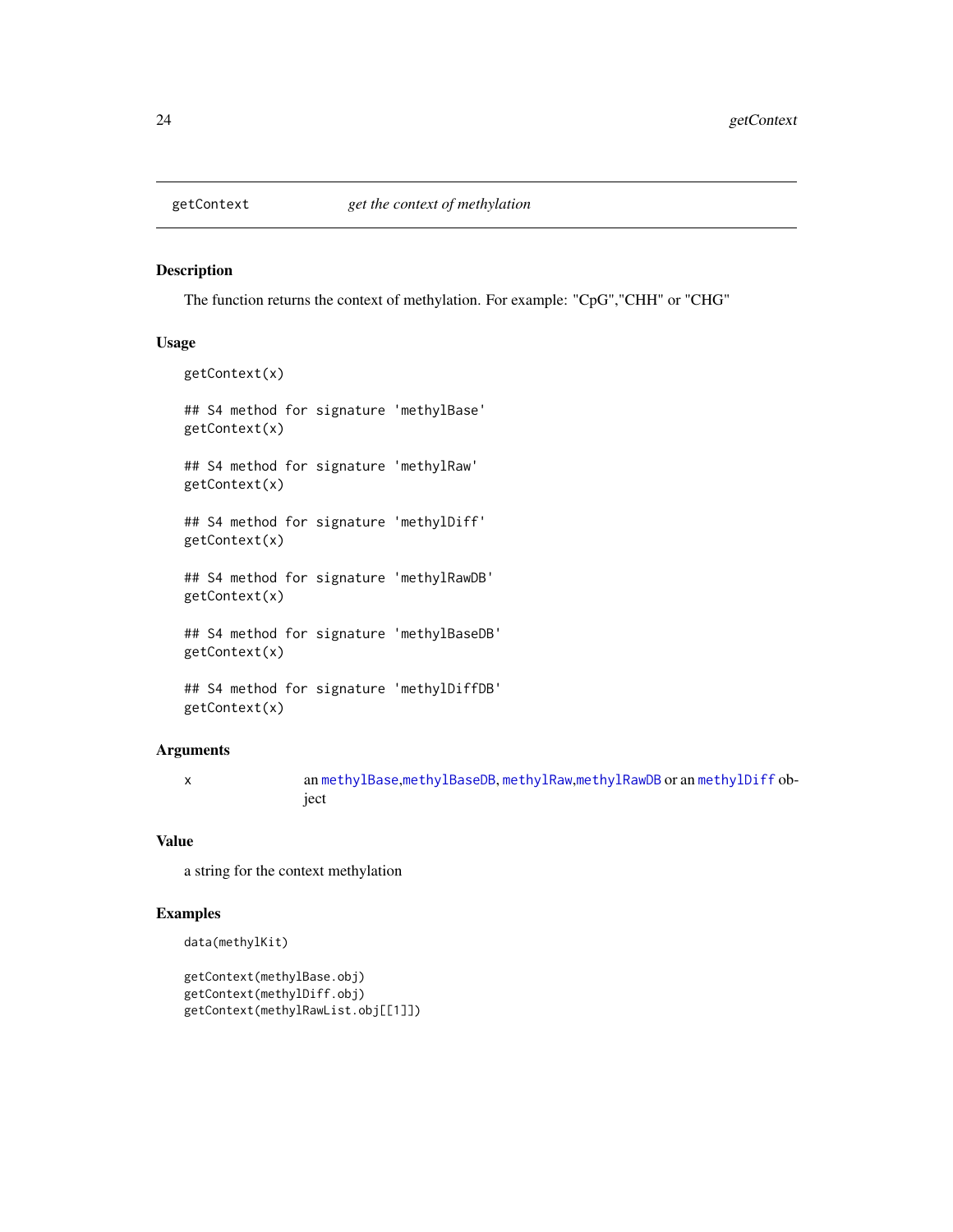getContext *get the context of methylation*

### Description

The function returns the context of methylation. For example: "CpG","CHH" or "CHG"

### Usage

```
getContext(x)

## S4 method for signature 'methylBase'
getContext(x)

## S4 method for signature 'methylRaw'
getContext(x)

## S4 method for signature 'methylDiff'
getContext(x)

## S4 method for signature 'methylRawDB'
getContext(x)

## S4 method for signature 'methylBaseDB'
getContext(x)

## S4 method for signature 'methylDiffDB'
getContext(x)
```

### Arguments

| | |
|---|---|
| x | an methylBase,methylBaseDB, methylRaw,methylRawDB or an methylDiff object |

### Value

a string for the context methylation

### Examples

```
data(methylKit)

getContext(methylBase.obj)
getContext(methylDiff.obj)
getContext(methylRawList.obj[[1]])
```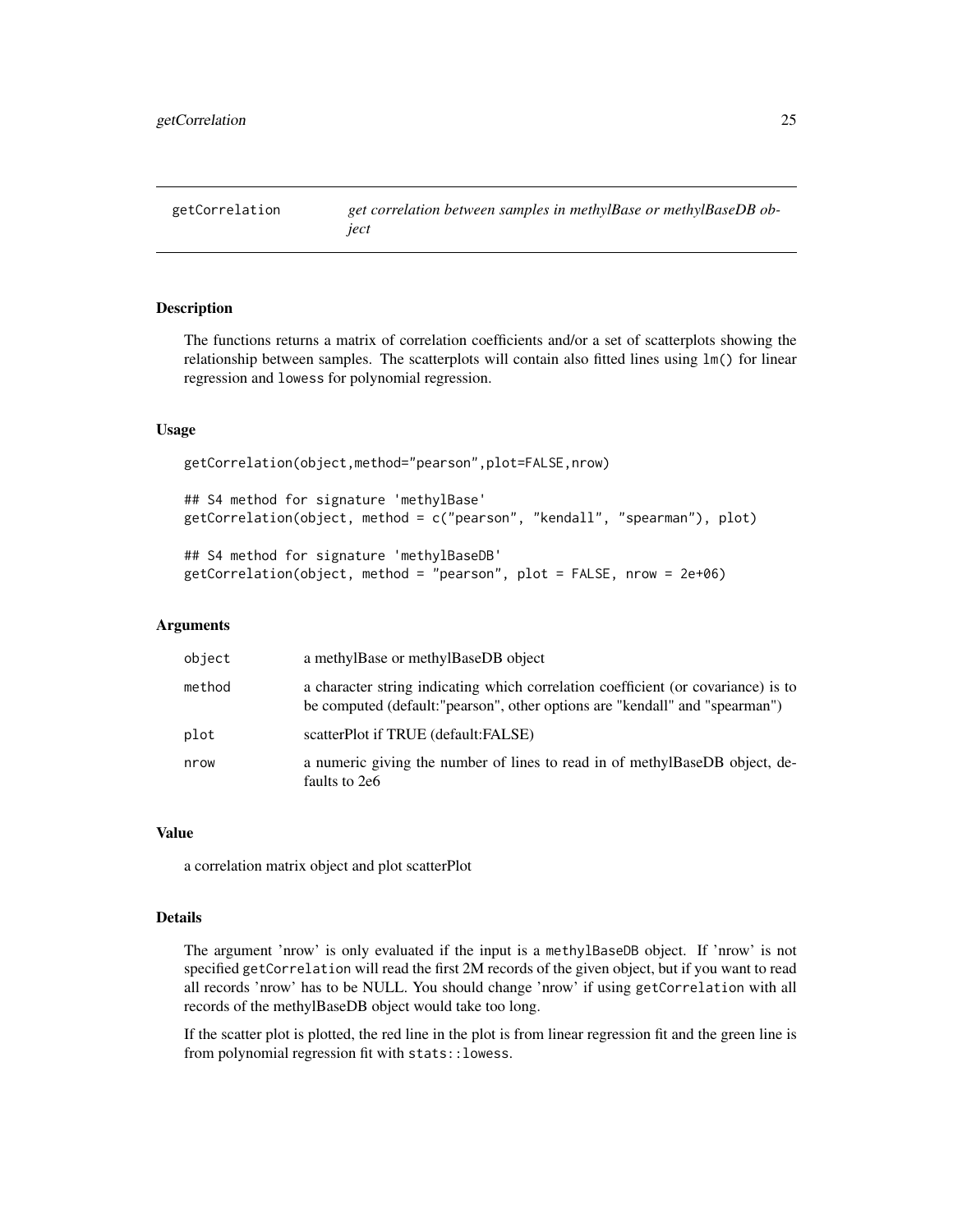getCorrelation    *get correlation between samples in methylBase or methylBaseDB object*

## Description

The functions returns a matrix of correlation coefficients and/or a set of scatterplots showing the relationship between samples. The scatterplots will contain also fitted lines using `lm()` for linear regression and `lowess` for polynomial regression.

## Usage

```
getCorrelation(object,method="pearson",plot=FALSE,nrow)

## S4 method for signature 'methylBase'
getCorrelation(object, method = c("pearson", "kendall", "spearman"), plot)

## S4 method for signature 'methylBaseDB'
getCorrelation(object, method = "pearson", plot = FALSE, nrow = 2e+06)
```

## Arguments

| | |
|---|---|
| `object` | a methylBase or methylBaseDB object |
| `method` | a character string indicating which correlation coefficient (or covariance) is to be computed (default:"pearson", other options are "kendall" and "spearman") |
| `plot` | scatterPlot if TRUE (default:FALSE) |
| `nrow` | a numeric giving the number of lines to read in of methylBaseDB object, defaults to 2e6 |

## Value

a correlation matrix object and plot scatterPlot

## Details

The argument 'nrow' is only evaluated if the input is a `methylBaseDB` object. If 'nrow' is not specified `getCorrelation` will read the first 2M records of the given object, but if you want to read all records 'nrow' has to be NULL. You should change 'nrow' if using `getCorrelation` with all records of the methylBaseDB object would take too long.

If the scatter plot is plotted, the red line in the plot is from linear regression fit and the green line is from polynomial regression fit with `stats::lowess`.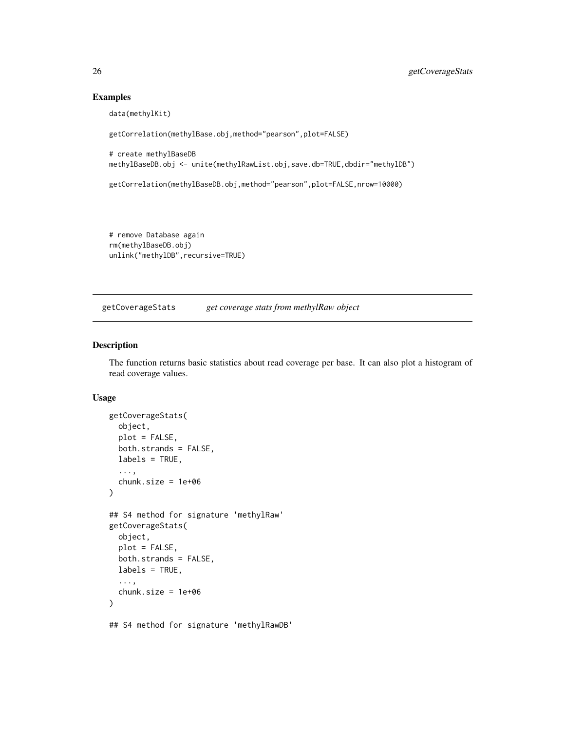## Examples

```
data(methylKit)

getCorrelation(methylBase.obj,method="pearson",plot=FALSE)

# create methylBaseDB
methylBaseDB.obj <- unite(methylRawList.obj,save.db=TRUE,dbdir="methylDB")

getCorrelation(methylBaseDB.obj,method="pearson",plot=FALSE,nrow=10000)



# remove Database again
rm(methylBaseDB.obj)
unlink("methylDB",recursive=TRUE)
```

---

# getCoverageStats *get coverage stats from methylRaw object*

---

## Description

The function returns basic statistics about read coverage per base. It can also plot a histogram of read coverage values.

## Usage

```
getCoverageStats(
  object,
  plot = FALSE,
  both.strands = FALSE,
  labels = TRUE,
  ...,
  chunk.size = 1e+06
)

## S4 method for signature 'methylRaw'
getCoverageStats(
  object,
  plot = FALSE,
  both.strands = FALSE,
  labels = TRUE,
  ...,
  chunk.size = 1e+06
)

## S4 method for signature 'methylRawDB'
```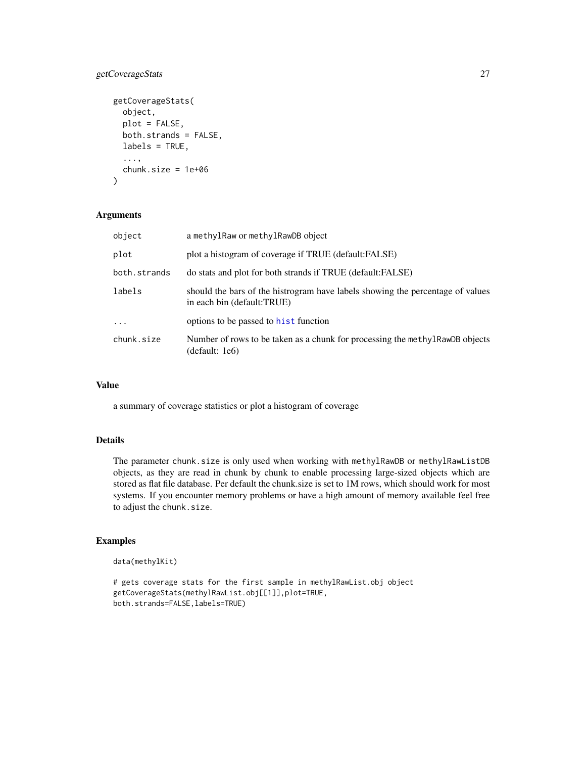```
getCoverageStats(
  object,
  plot = FALSE,
  both.strands = FALSE,
  labels = TRUE,
  ...,
  chunk.size = 1e+06
)
```

## Arguments

| | |
|---|---|
| `object` | a `methylRaw` or `methylRawDB` object |
| `plot` | plot a histogram of coverage if TRUE (default:FALSE) |
| `both.strands` | do stats and plot for both strands if TRUE (default:FALSE) |
| `labels` | should the bars of the histrogram have labels showing the percentage of values in each bin (default:TRUE) |
| `...` | options to be passed to `hist` function |
| `chunk.size` | Number of rows to be taken as a chunk for processing the `methylRawDB` objects (default: 1e6) |

## Value

a summary of coverage statistics or plot a histogram of coverage

## Details

The parameter `chunk.size` is only used when working with `methylRawDB` or `methylRawListDB` objects, as they are read in chunk by chunk to enable processing large-sized objects which are stored as flat file database. Per default the chunk.size is set to 1M rows, which should work for most systems. If you encounter memory problems or have a high amount of memory available feel free to adjust the `chunk.size`.

## Examples

```
data(methylKit)

# gets coverage stats for the first sample in methylRawList.obj object
getCoverageStats(methylRawList.obj[[1]],plot=TRUE,
both.strands=FALSE,labels=TRUE)
```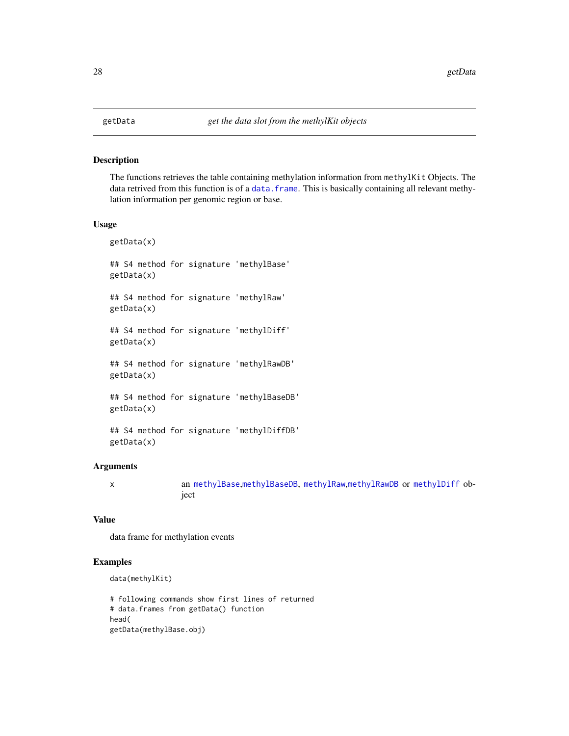getData *get the data slot from the methylKit objects*

## Description

The functions retrieves the table containing methylation information from `methylKit` Objects. The data retrived from this function is of a `data.frame`. This is basically containing all relevant methylation information per genomic region or base.

## Usage

```
getData(x)

## S4 method for signature 'methylBase'
getData(x)

## S4 method for signature 'methylRaw'
getData(x)

## S4 method for signature 'methylDiff'
getData(x)

## S4 method for signature 'methylRawDB'
getData(x)

## S4 method for signature 'methylBaseDB'
getData(x)

## S4 method for signature 'methylDiffDB'
getData(x)
```

## Arguments

| | |
|---|---|
| x | an `methylBase`,`methylBaseDB`, `methylRaw`,`methylRawDB` or `methylDiff` object |

## Value

data frame for methylation events

## Examples

```
data(methylKit)

# following commands show first lines of returned
# data.frames from getData() function
head(
getData(methylBase.obj)
```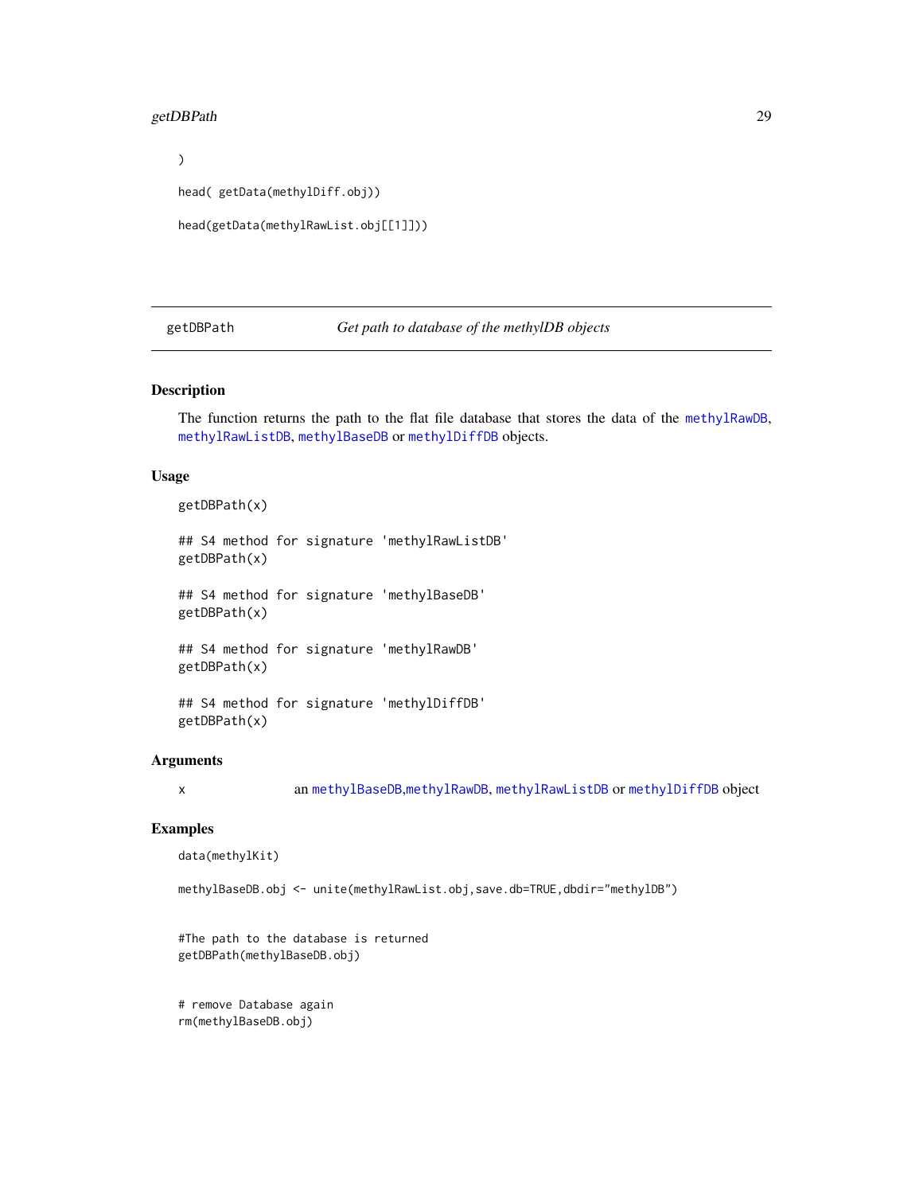```
)

head( getData(methylDiff.obj))

head(getData(methylRawList.obj[[1]]))
```

---

## getDBPath — *Get path to database of the methylDB objects*

### Description

The function returns the path to the flat file database that stores the data of the methylRawDB, methylRawListDB, methylBaseDB or methylDiffDB objects.

### Usage

```
getDBPath(x)

## S4 method for signature 'methylRawListDB'
getDBPath(x)

## S4 method for signature 'methylBaseDB'
getDBPath(x)

## S4 method for signature 'methylRawDB'
getDBPath(x)

## S4 method for signature 'methylDiffDB'
getDBPath(x)
```

### Arguments

| | |
|---|---|
| x | an methylBaseDB,methylRawDB, methylRawListDB or methylDiffDB object |

### Examples

```
data(methylKit)

methylBaseDB.obj <- unite(methylRawList.obj,save.db=TRUE,dbdir="methylDB")


#The path to the database is returned
getDBPath(methylBaseDB.obj)


# remove Database again
rm(methylBaseDB.obj)
```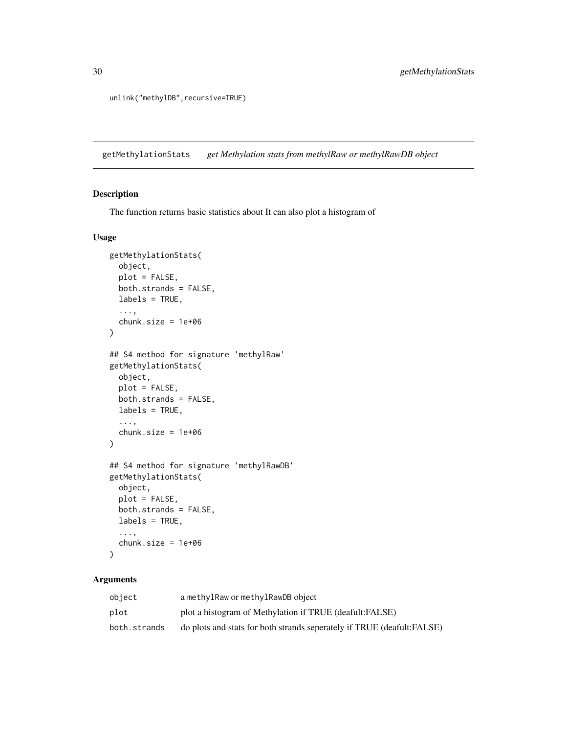```
unlink("methylDB",recursive=TRUE)
```

---

## getMethylationStats *get Methylation stats from methylRaw or methylRawDB object*

### Description

The function returns basic statistics about It can also plot a histogram of

### Usage

```
getMethylationStats(
  object,
  plot = FALSE,
  both.strands = FALSE,
  labels = TRUE,
  ...,
  chunk.size = 1e+06
)

## S4 method for signature 'methylRaw'
getMethylationStats(
  object,
  plot = FALSE,
  both.strands = FALSE,
  labels = TRUE,
  ...,
  chunk.size = 1e+06
)

## S4 method for signature 'methylRawDB'
getMethylationStats(
  object,
  plot = FALSE,
  both.strands = FALSE,
  labels = TRUE,
  ...,
  chunk.size = 1e+06
)
```

### Arguments

| | |
|---|---|
| `object` | a `methylRaw` or `methylRawDB` object |
| `plot` | plot a histogram of Methylation if TRUE (deafult:FALSE) |
| `both.strands` | do plots and stats for both strands seperately if TRUE (deafult:FALSE) |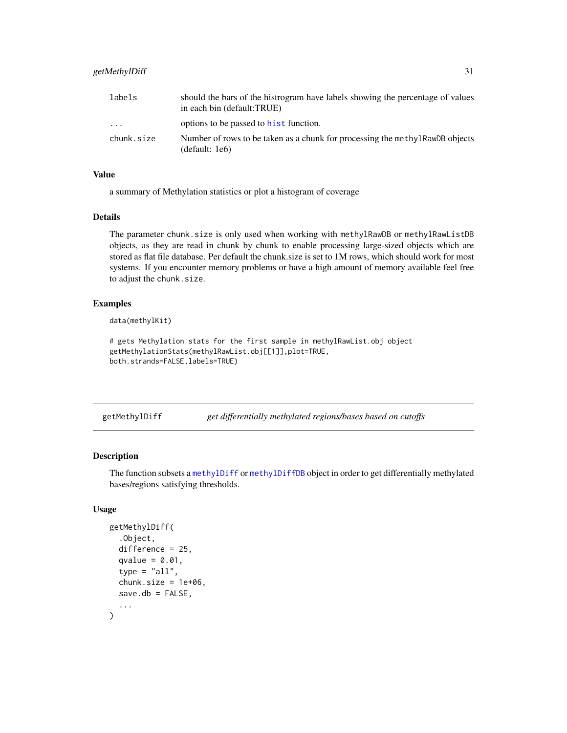| | |
|---|---|
| labels | should the bars of the histrogram have labels showing the percentage of values in each bin (default:TRUE) |
| ... | options to be passed to `hist` function. |
| chunk.size | Number of rows to be taken as a chunk for processing the `methylRawDB` objects (default: 1e6) |

### Value

a summary of Methylation statistics or plot a histogram of coverage

### Details

The parameter `chunk.size` is only used when working with `methylRawDB` or `methylRawListDB` objects, as they are read in chunk by chunk to enable processing large-sized objects which are stored as flat file database. Per default the chunk.size is set to 1M rows, which should work for most systems. If you encounter memory problems or have a high amount of memory available feel free to adjust the `chunk.size`.

### Examples

```
data(methylKit)

# gets Methylation stats for the first sample in methylRawList.obj object
getMethylationStats(methylRawList.obj[[1]],plot=TRUE,
both.strands=FALSE,labels=TRUE)
```

---

## getMethylDiff *get differentially methylated regions/bases based on cutoffs*

---

### Description

The function subsets a `methylDiff` or `methylDiffDB` object in order to get differentially methylated bases/regions satisfying thresholds.

### Usage

```
getMethylDiff(
  .Object,
  difference = 25,
  qvalue = 0.01,
  type = "all",
  chunk.size = 1e+06,
  save.db = FALSE,
  ...
)
```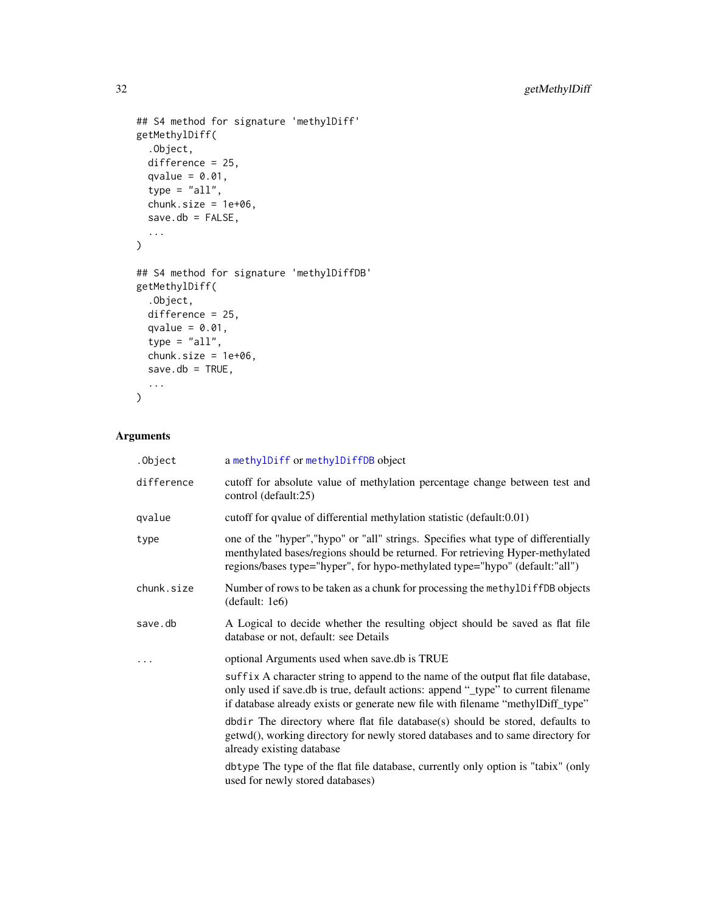```
## S4 method for signature 'methylDiff'
getMethylDiff(
  .Object,
  difference = 25,
  qvalue = 0.01,
  type = "all",
  chunk.size = 1e+06,
  save.db = FALSE,
  ...
)

## S4 method for signature 'methylDiffDB'
getMethylDiff(
  .Object,
  difference = 25,
  qvalue = 0.01,
  type = "all",
  chunk.size = 1e+06,
  save.db = TRUE,
  ...
)
```

## Arguments

| | |
|---|---|
| `.Object` | a `methylDiff` or `methylDiffDB` object |
| `difference` | cutoff for absolute value of methylation percentage change between test and control (default:25) |
| `qvalue` | cutoff for qvalue of differential methylation statistic (default:0.01) |
| `type` | one of the "hyper","hypo" or "all" strings. Specifies what type of differentially menthylated bases/regions should be returned. For retrieving Hyper-methylated regions/bases type="hyper", for hypo-methylated type="hypo" (default:"all") |
| `chunk.size` | Number of rows to be taken as a chunk for processing the `methylDiffDB` objects (default: 1e6) |
| `save.db` | A Logical to decide whether the resulting object should be saved as flat file database or not, default: see Details |
| `...` | optional Arguments used when save.db is TRUE<br><br>`suffix` A character string to append to the name of the output flat file database, only used if save.db is true, default actions: append "_type" to current filename if database already exists or generate new file with filename "methylDiff_type"<br><br>`dbdir` The directory where flat file database(s) should be stored, defaults to getwd(), working directory for newly stored databases and to same directory for already existing database<br><br>`dbtype` The type of the flat file database, currently only option is "tabix" (only used for newly stored databases) |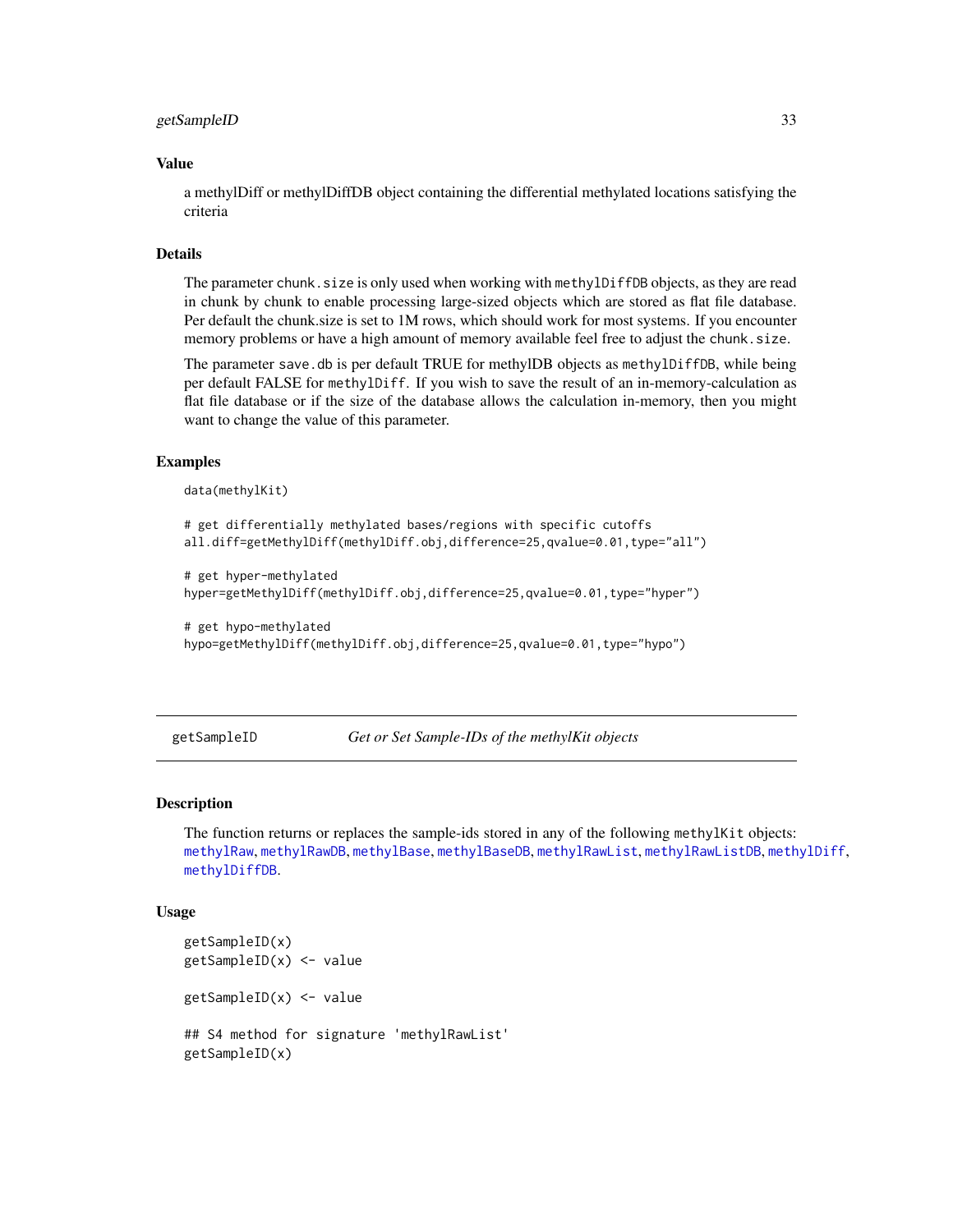### Value

a methylDiff or methylDiffDB object containing the differential methylated locations satisfying the criteria

### Details

The parameter `chunk.size` is only used when working with `methylDiffDB` objects, as they are read in chunk by chunk to enable processing large-sized objects which are stored as flat file database. Per default the chunk.size is set to 1M rows, which should work for most systems. If you encounter memory problems or have a high amount of memory available feel free to adjust the `chunk.size`.

The parameter `save.db` is per default TRUE for methylDB objects as `methylDiffDB`, while being per default FALSE for `methylDiff`. If you wish to save the result of an in-memory-calculation as flat file database or if the size of the database allows the calculation in-memory, then you might want to change the value of this parameter.

### Examples

```
data(methylKit)

# get differentially methylated bases/regions with specific cutoffs
all.diff=getMethylDiff(methylDiff.obj,difference=25,qvalue=0.01,type="all")

# get hyper-methylated
hyper=getMethylDiff(methylDiff.obj,difference=25,qvalue=0.01,type="hyper")

# get hypo-methylated
hypo=getMethylDiff(methylDiff.obj,difference=25,qvalue=0.01,type="hypo")
```

---

## getSampleID — *Get or Set Sample-IDs of the methylKit objects*

---

### Description

The function returns or replaces the sample-ids stored in any of the following `methylKit` objects: `methylRaw`, `methylRawDB`, `methylBase`, `methylBaseDB`, `methylRawList`, `methylRawListDB`, `methylDiff`, `methylDiffDB`.

### Usage

```
getSampleID(x)
getSampleID(x) <- value

getSampleID(x) <- value

## S4 method for signature 'methylRawList'
getSampleID(x)
```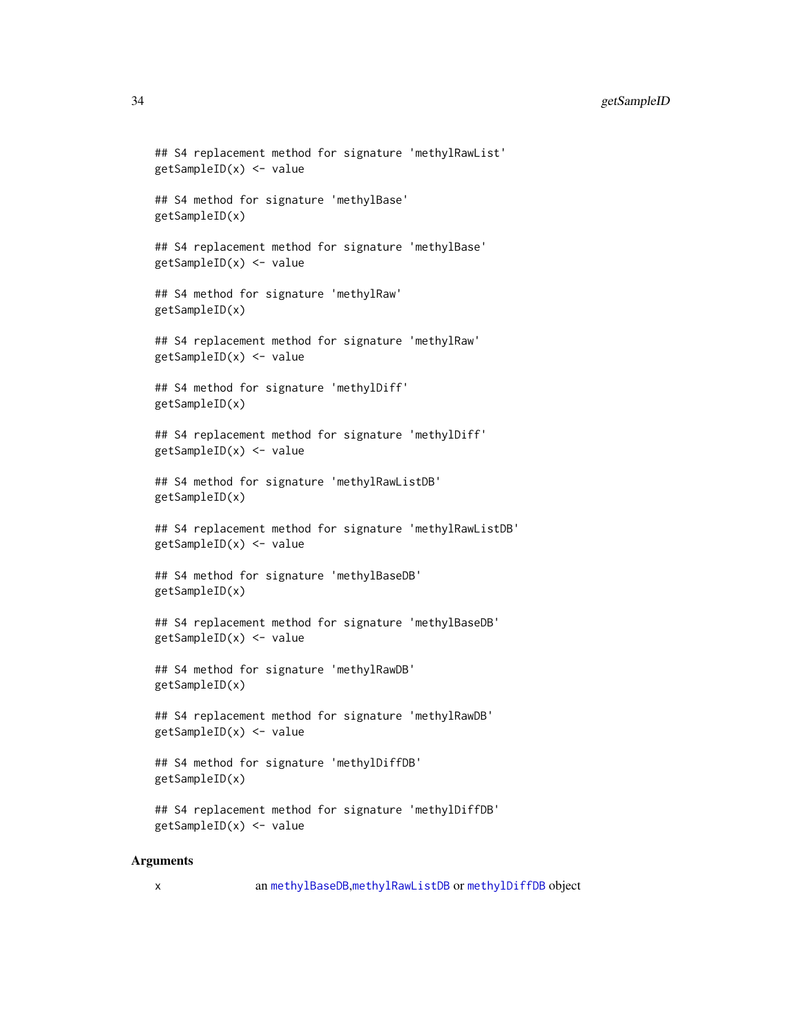```
## S4 replacement method for signature 'methylRawList'
getSampleID(x) <- value

## S4 method for signature 'methylBase'
getSampleID(x)

## S4 replacement method for signature 'methylBase'
getSampleID(x) <- value

## S4 method for signature 'methylRaw'
getSampleID(x)

## S4 replacement method for signature 'methylRaw'
getSampleID(x) <- value

## S4 method for signature 'methylDiff'
getSampleID(x)

## S4 replacement method for signature 'methylDiff'
getSampleID(x) <- value

## S4 method for signature 'methylRawListDB'
getSampleID(x)

## S4 replacement method for signature 'methylRawListDB'
getSampleID(x) <- value

## S4 method for signature 'methylBaseDB'
getSampleID(x)

## S4 replacement method for signature 'methylBaseDB'
getSampleID(x) <- value

## S4 method for signature 'methylRawDB'
getSampleID(x)

## S4 replacement method for signature 'methylRawDB'
getSampleID(x) <- value

## S4 method for signature 'methylDiffDB'
getSampleID(x)

## S4 replacement method for signature 'methylDiffDB'
getSampleID(x) <- value
```

## Arguments

| | |
|---|---|
| x | an `methylBaseDB`,`methylRawListDB` or `methylDiffDB` object |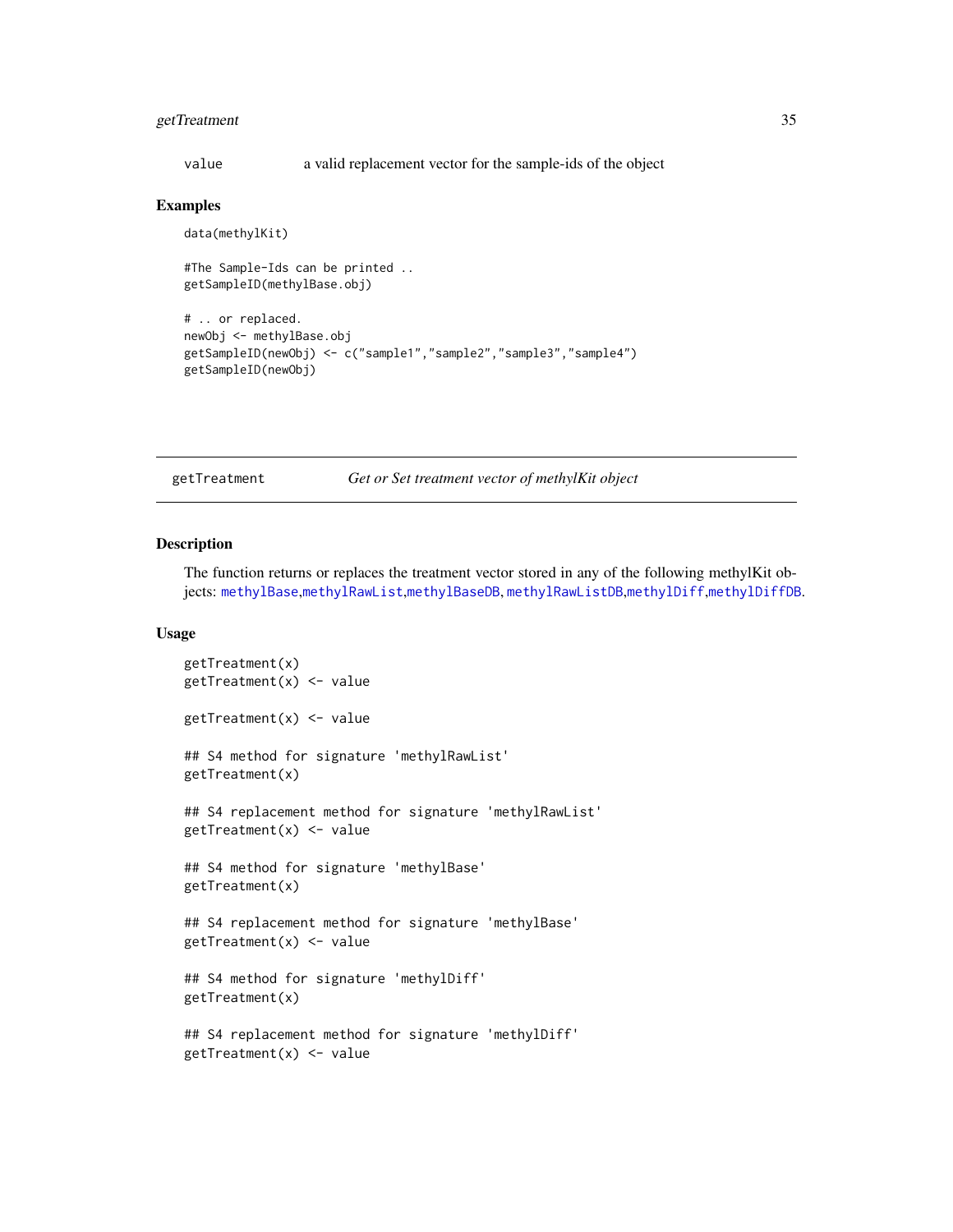value a valid replacement vector for the sample-ids of the object

## Examples

```
data(methylKit)

#The Sample-Ids can be printed ..
getSampleID(methylBase.obj)

# .. or replaced.
newObj <- methylBase.obj
getSampleID(newObj) <- c("sample1","sample2","sample3","sample4")
getSampleID(newObj)
```

---

# getTreatment *Get or Set treatment vector of methylKit object*

---

## Description

The function returns or replaces the treatment vector stored in any of the following methylKit objects: methylBase,methylRawList,methylBaseDB, methylRawListDB,methylDiff,methylDiffDB.

## Usage

```
getTreatment(x)
getTreatment(x) <- value

getTreatment(x) <- value

## S4 method for signature 'methylRawList'
getTreatment(x)

## S4 replacement method for signature 'methylRawList'
getTreatment(x) <- value

## S4 method for signature 'methylBase'
getTreatment(x)

## S4 replacement method for signature 'methylBase'
getTreatment(x) <- value

## S4 method for signature 'methylDiff'
getTreatment(x)

## S4 replacement method for signature 'methylDiff'
getTreatment(x) <- value
```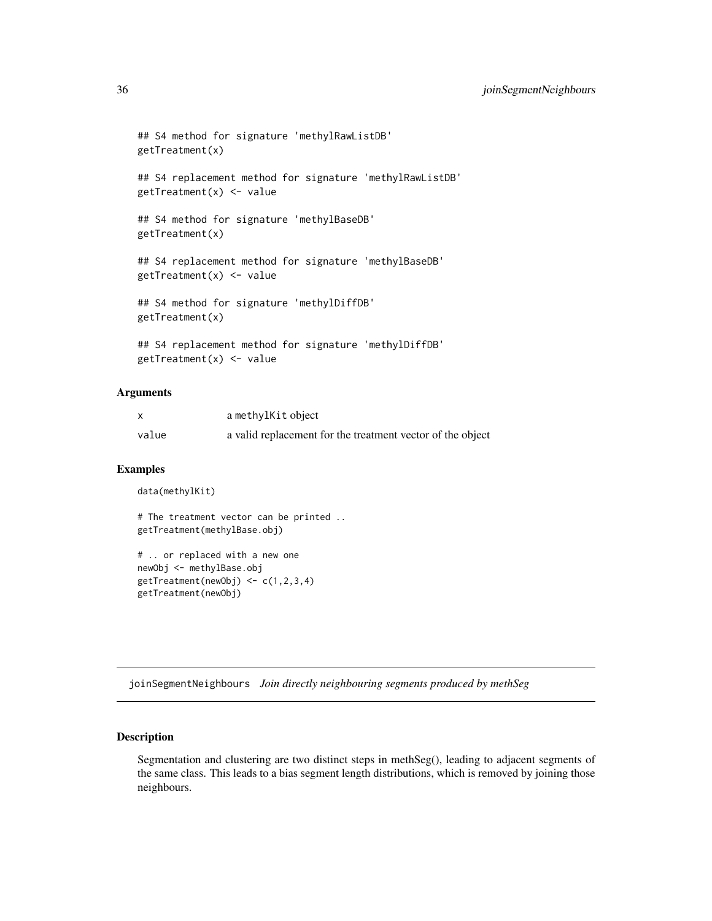```
## S4 method for signature 'methylRawListDB'
getTreatment(x)

## S4 replacement method for signature 'methylRawListDB'
getTreatment(x) <- value

## S4 method for signature 'methylBaseDB'
getTreatment(x)

## S4 replacement method for signature 'methylBaseDB'
getTreatment(x) <- value

## S4 method for signature 'methylDiffDB'
getTreatment(x)

## S4 replacement method for signature 'methylDiffDB'
getTreatment(x) <- value
```

### Arguments

| | |
|---|---|
| x | a `methylKit` object |
| value | a valid replacement for the treatment vector of the object |

### Examples

```
data(methylKit)

# The treatment vector can be printed ..
getTreatment(methylBase.obj)

# .. or replaced with a new one
newObj <- methylBase.obj
getTreatment(newObj) <- c(1,2,3,4)
getTreatment(newObj)
```

---

## joinSegmentNeighbours *Join directly neighbouring segments produced by methSeg*

---

### Description

Segmentation and clustering are two distinct steps in methSeg(), leading to adjacent segments of the same class. This leads to a bias segment length distributions, which is removed by joining those neighbours.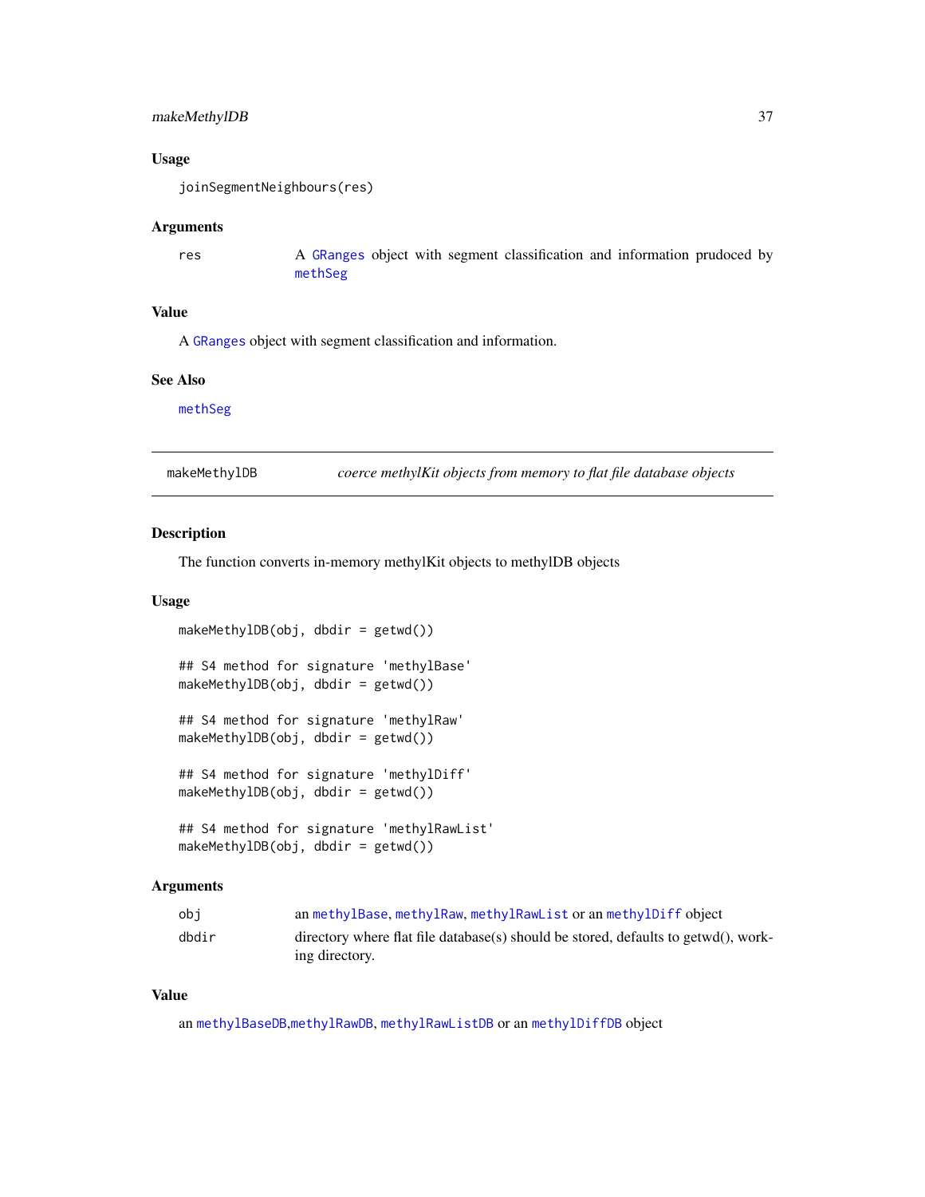### Usage

```
joinSegmentNeighbours(res)
```

### Arguments

| | |
|---|---|
| res | A GRanges object with segment classification and information prudoced by methSeg |

### Value

A GRanges object with segment classification and information.

### See Also

methSeg

---

## makeMethylDB — *coerce methylKit objects from memory to flat file database objects*

---

### Description

The function converts in-memory methylKit objects to methylDB objects

### Usage

```
makeMethylDB(obj, dbdir = getwd())

## S4 method for signature 'methylBase'
makeMethylDB(obj, dbdir = getwd())

## S4 method for signature 'methylRaw'
makeMethylDB(obj, dbdir = getwd())

## S4 method for signature 'methylDiff'
makeMethylDB(obj, dbdir = getwd())

## S4 method for signature 'methylRawList'
makeMethylDB(obj, dbdir = getwd())
```

### Arguments

| | |
|---|---|
| obj | an methylBase, methylRaw, methylRawList or an methylDiff object |
| dbdir | directory where flat file database(s) should be stored, defaults to getwd(), working directory. |

### Value

an methylBaseDB,methylRawDB, methylRawListDB or an methylDiffDB object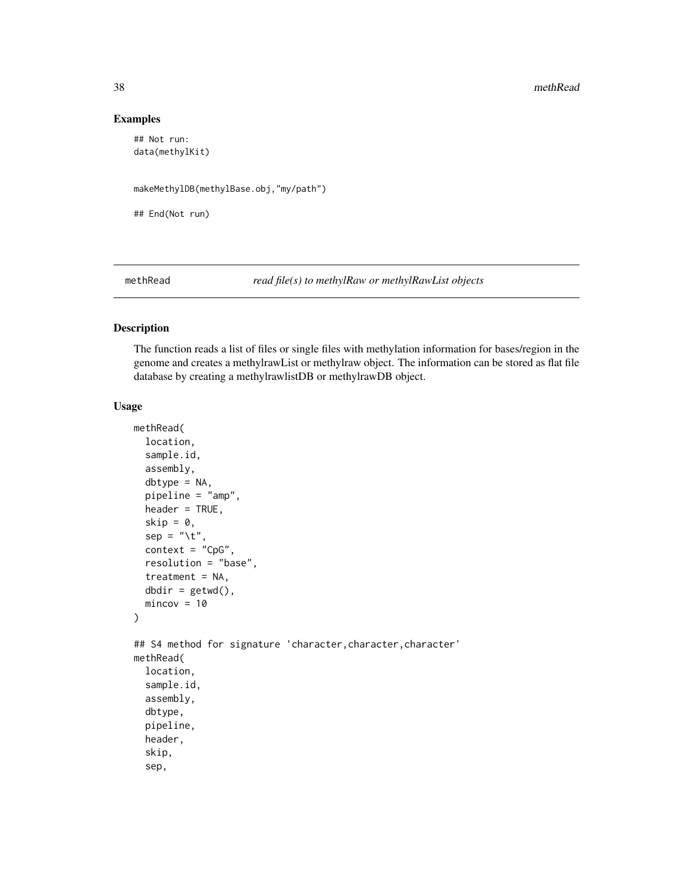## Examples

```
## Not run:
data(methylKit)


makeMethylDB(methylBase.obj,"my/path")

## End(Not run)
```

---

## methRead *read file(s) to methylRaw or methylRawList objects*

---

### Description

The function reads a list of files or single files with methylation information for bases/region in the genome and creates a methylrawList or methylraw object. The information can be stored as flat file database by creating a methylrawlistDB or methylrawDB object.

### Usage

```
methRead(
  location,
  sample.id,
  assembly,
  dbtype = NA,
  pipeline = "amp",
  header = TRUE,
  skip = 0,
  sep = "\t",
  context = "CpG",
  resolution = "base",
  treatment = NA,
  dbdir = getwd(),
  mincov = 10
)

## S4 method for signature 'character,character,character'
methRead(
  location,
  sample.id,
  assembly,
  dbtype,
  pipeline,
  header,
  skip,
  sep,
```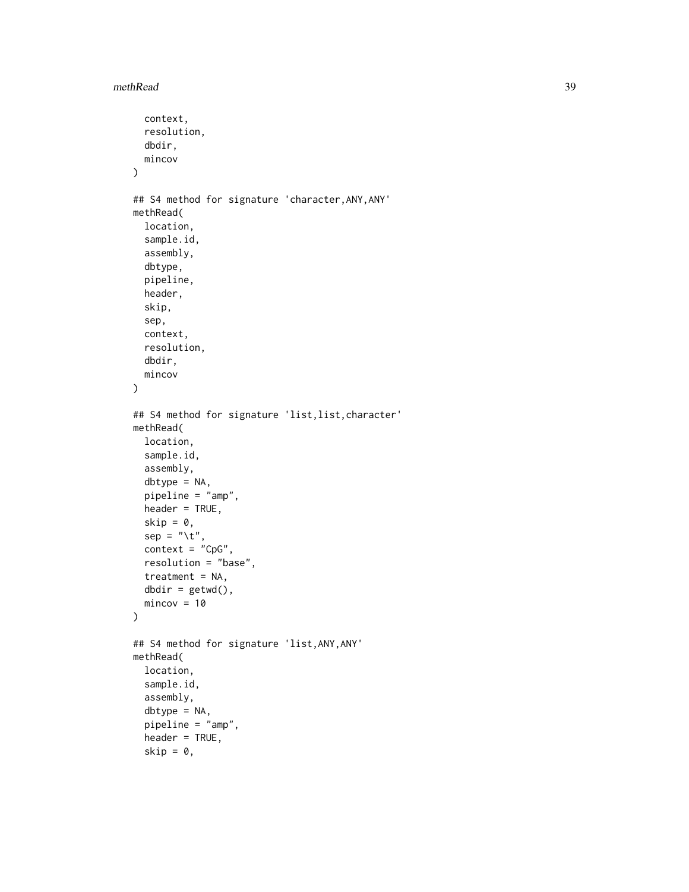```
  context,
  resolution,
  dbdir,
  mincov
)

## S4 method for signature 'character,ANY,ANY'
methRead(
  location,
  sample.id,
  assembly,
  dbtype,
  pipeline,
  header,
  skip,
  sep,
  context,
  resolution,
  dbdir,
  mincov
)

## S4 method for signature 'list,list,character'
methRead(
  location,
  sample.id,
  assembly,
  dbtype = NA,
  pipeline = "amp",
  header = TRUE,
  skip = 0,
  sep = "\t",
  context = "CpG",
  resolution = "base",
  treatment = NA,
  dbdir = getwd(),
  mincov = 10
)

## S4 method for signature 'list,ANY,ANY'
methRead(
  location,
  sample.id,
  assembly,
  dbtype = NA,
  pipeline = "amp",
  header = TRUE,
  skip = 0,
```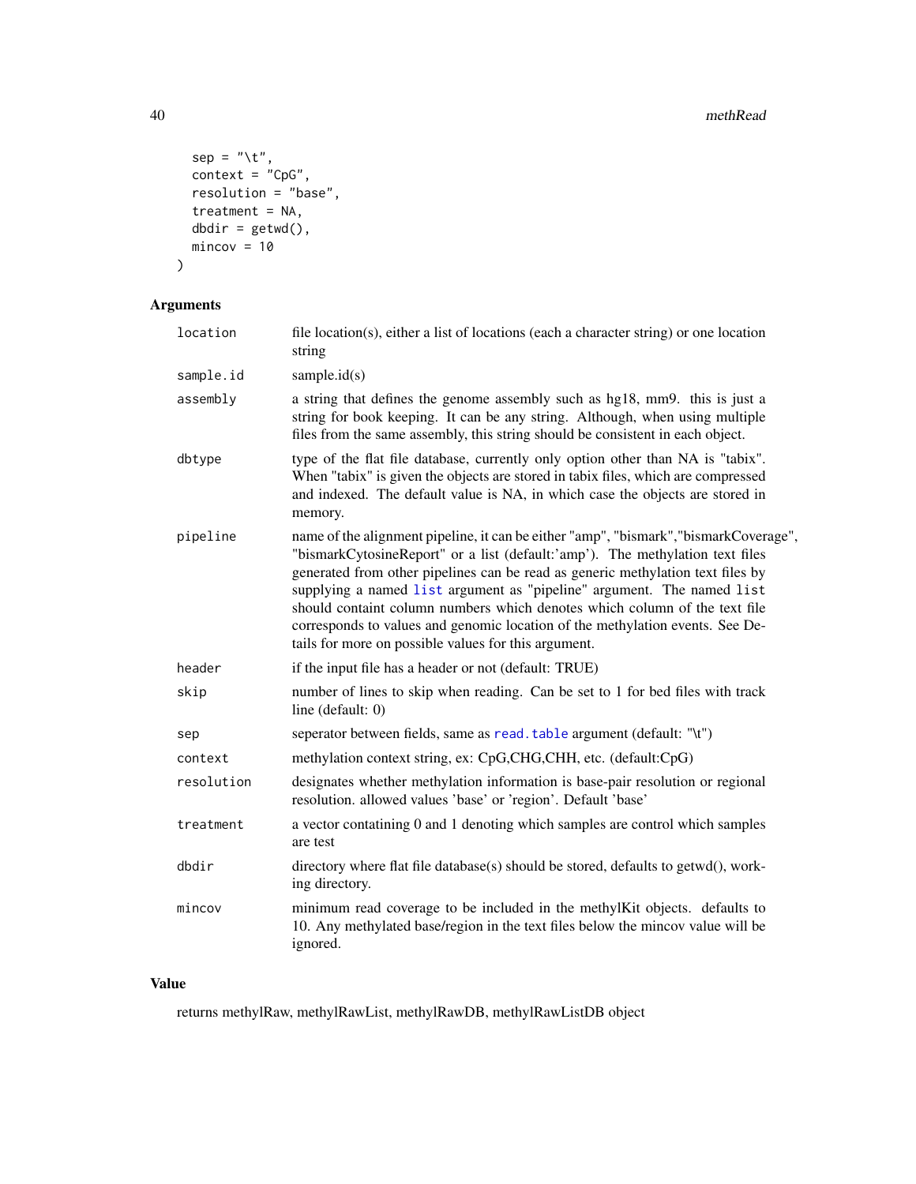```
  sep = "\t",
  context = "CpG",
  resolution = "base",
  treatment = NA,
  dbdir = getwd(),
  mincov = 10
)
```

## Arguments

| | |
|---|---|
| `location` | file location(s), either a list of locations (each a character string) or one location string |
| `sample.id` | sample.id(s) |
| `assembly` | a string that defines the genome assembly such as hg18, mm9. this is just a string for book keeping. It can be any string. Although, when using multiple files from the same assembly, this string should be consistent in each object. |
| `dbtype` | type of the flat file database, currently only option other than NA is "tabix". When "tabix" is given the objects are stored in tabix files, which are compressed and indexed. The default value is NA, in which case the objects are stored in memory. |
| `pipeline` | name of the alignment pipeline, it can be either "amp", "bismark","bismarkCoverage", "bismarkCytosineReport" or a list (default:'amp'). The methylation text files generated from other pipelines can be read as generic methylation text files by supplying a named `list` argument as "pipeline" argument. The named `list` should containt column numbers which denotes which column of the text file corresponds to values and genomic location of the methylation events. See Details for more on possible values for this argument. |
| `header` | if the input file has a header or not (default: TRUE) |
| `skip` | number of lines to skip when reading. Can be set to 1 for bed files with track line (default: 0) |
| `sep` | seperator between fields, same as `read.table` argument (default: "\t") |
| `context` | methylation context string, ex: CpG,CHG,CHH, etc. (default:CpG) |
| `resolution` | designates whether methylation information is base-pair resolution or regional resolution. allowed values 'base' or 'region'. Default 'base' |
| `treatment` | a vector contatining 0 and 1 denoting which samples are control which samples are test |
| `dbdir` | directory where flat file database(s) should be stored, defaults to getwd(), working directory. |
| `mincov` | minimum read coverage to be included in the methylKit objects. defaults to 10. Any methylated base/region in the text files below the mincov value will be ignored. |

## Value

returns methylRaw, methylRawList, methylRawDB, methylRawListDB object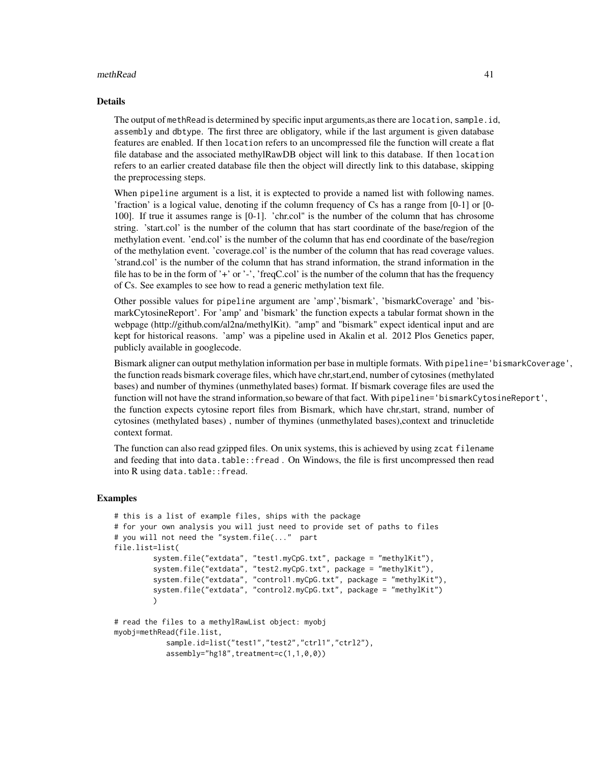### Details

The output of `methRead` is determined by specific input arguments,as there are `location`, `sample.id`, `assembly` and `dbtype`. The first three are obligatory, while if the last argument is given database features are enabled. If then `location` refers to an uncompressed file the function will create a flat file database and the associated methylRawDB object will link to this database. If then `location` refers to an earlier created database file then the object will directly link to this database, skipping the preprocessing steps.

When `pipeline` argument is a list, it is exptected to provide a named list with following names. 'fraction' is a logical value, denoting if the column frequency of Cs has a range from [0-1] or [0-100]. If true it assumes range is [0-1]. 'chr.col" is the number of the column that has chrosome string. 'start.col' is the number of the column that has start coordinate of the base/region of the methylation event. 'end.col' is the number of the column that has end coordinate of the base/region of the methylation event. 'coverage.col' is the number of the column that has read coverage values. 'strand.col' is the number of the column that has strand information, the strand information in the file has to be in the form of '+' or '-', 'freqC.col' is the number of the column that has the frequency of Cs. See examples to see how to read a generic methylation text file.

Other possible values for `pipeline` argument are 'amp','bismark', 'bismarkCoverage' and 'bismarkCytosineReport'. For 'amp' and 'bismark' the function expects a tabular format shown in the webpage (http://github.com/al2na/methylKit). "amp" and "bismark" expect identical input and are kept for historical reasons. 'amp' was a pipeline used in Akalin et al. 2012 Plos Genetics paper, publicly available in googlecode.

Bismark aligner can output methylation information per base in multiple formats. With `pipeline='bismarkCoverage'`, the function reads bismark coverage files, which have chr,start,end, number of cytosines (methylated bases) and number of thymines (unmethylated bases) format. If bismark coverage files are used the function will not have the strand information,so beware of that fact. With `pipeline='bismarkCytosineReport'`, the function expects cytosine report files from Bismark, which have chr,start, strand, number of cytosines (methylated bases) , number of thymines (unmethylated bases),context and trinucletide context format.

The function can also read gzipped files. On unix systems, this is achieved by using `zcat filename` and feeding that into `data.table::fread` . On Windows, the file is first uncompressed then read into R using `data.table::fread`.

### Examples

```
# this is a list of example files, ships with the package
# for your own analysis you will just need to provide set of paths to files
# you will not need the "system.file(..."  part
file.list=list(
         system.file("extdata", "test1.myCpG.txt", package = "methylKit"),
         system.file("extdata", "test2.myCpG.txt", package = "methylKit"),
         system.file("extdata", "control1.myCpG.txt", package = "methylKit"),
         system.file("extdata", "control2.myCpG.txt", package = "methylKit")
         )

# read the files to a methylRawList object: myobj
myobj=methRead(file.list,
            sample.id=list("test1","test2","ctrl1","ctrl2"),
            assembly="hg18",treatment=c(1,1,0,0))
```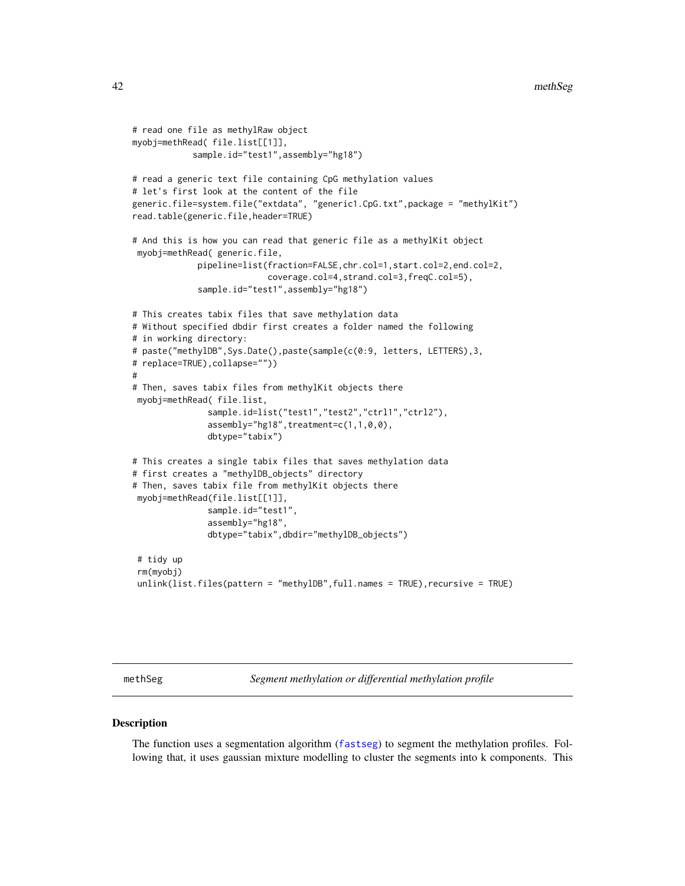```
# read one file as methylRaw object
myobj=methRead( file.list[[1]],
            sample.id="test1",assembly="hg18")

# read a generic text file containing CpG methylation values
# let's first look at the content of the file
generic.file=system.file("extdata", "generic1.CpG.txt",package = "methylKit")
read.table(generic.file,header=TRUE)

# And this is how you can read that generic file as a methylKit object
 myobj=methRead( generic.file,
             pipeline=list(fraction=FALSE,chr.col=1,start.col=2,end.col=2,
                          coverage.col=4,strand.col=3,freqC.col=5),
             sample.id="test1",assembly="hg18")

# This creates tabix files that save methylation data
# Without specified dbdir first creates a folder named the following
# in working directory:
# paste("methylDB",Sys.Date(),paste(sample(c(0:9, letters, LETTERS),3,
# replace=TRUE),collapse=""))
#
# Then, saves tabix files from methylKit objects there
 myobj=methRead( file.list,
               sample.id=list("test1","test2","ctrl1","ctrl2"),
               assembly="hg18",treatment=c(1,1,0,0),
               dbtype="tabix")

# This creates a single tabix files that saves methylation data
# first creates a "methylDB_objects" directory
# Then, saves tabix file from methylKit objects there
 myobj=methRead(file.list[[1]],
               sample.id="test1",
               assembly="hg18",
               dbtype="tabix",dbdir="methylDB_objects")

 # tidy up
 rm(myobj)
 unlink(list.files(pattern = "methylDB",full.names = TRUE),recursive = TRUE)
```

## methSeg — *Segment methylation or differential methylation profile*

### Description

The function uses a segmentation algorithm (fastseg) to segment the methylation profiles. Following that, it uses gaussian mixture modelling to cluster the segments into k components. This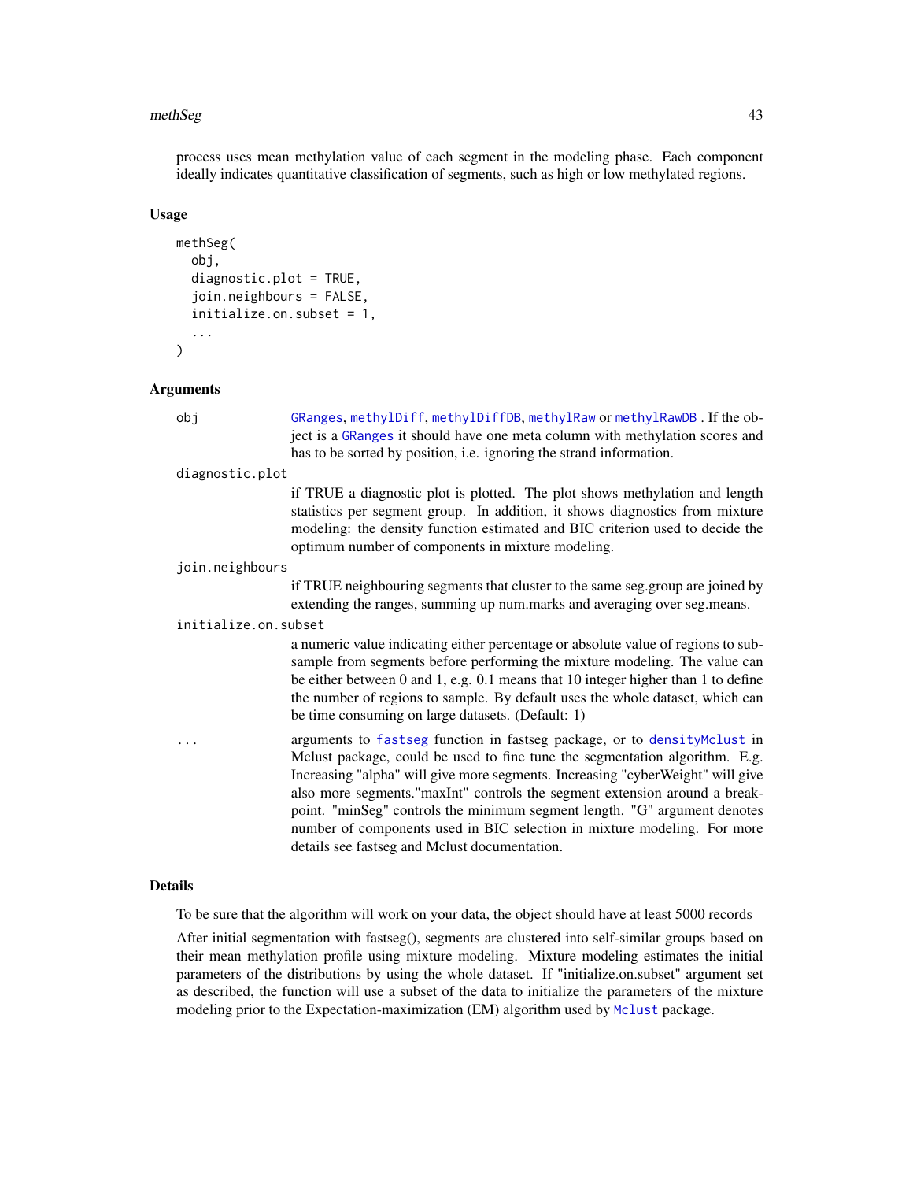process uses mean methylation value of each segment in the modeling phase. Each component ideally indicates quantitative classification of segments, such as high or low methylated regions.

### Usage

```
methSeg(
  obj,
  diagnostic.plot = TRUE,
  join.neighbours = FALSE,
  initialize.on.subset = 1,
  ...
)
```

### Arguments

`obj` — `GRanges`, `methylDiff`, `methylDiffDB`, `methylRaw` or `methylRawDB` . If the object is a `GRanges` it should have one meta column with methylation scores and has to be sorted by position, i.e. ignoring the strand information.

`diagnostic.plot` — if TRUE a diagnostic plot is plotted. The plot shows methylation and length statistics per segment group. In addition, it shows diagnostics from mixture modeling: the density function estimated and BIC criterion used to decide the optimum number of components in mixture modeling.

`join.neighbours` — if TRUE neighbouring segments that cluster to the same seg.group are joined by extending the ranges, summing up num.marks and averaging over seg.means.

`initialize.on.subset` — a numeric value indicating either percentage or absolute value of regions to subsample from segments before performing the mixture modeling. The value can be either between 0 and 1, e.g. 0.1 means that 10 integer higher than 1 to define the number of regions to sample. By default uses the whole dataset, which can be time consuming on large datasets. (Default: 1)

`...` — arguments to `fastseg` function in fastseg package, or to `densityMclust` in Mclust package, could be used to fine tune the segmentation algorithm. E.g. Increasing "alpha" will give more segments. Increasing "cyberWeight" will give also more segments."maxInt" controls the segment extension around a breakpoint. "minSeg" controls the minimum segment length. "G" argument denotes number of components used in BIC selection in mixture modeling. For more details see fastseg and Mclust documentation.

### Details

To be sure that the algorithm will work on your data, the object should have at least 5000 records

After initial segmentation with fastseg(), segments are clustered into self-similar groups based on their mean methylation profile using mixture modeling. Mixture modeling estimates the initial parameters of the distributions by using the whole dataset. If "initialize.on.subset" argument set as described, the function will use a subset of the data to initialize the parameters of the mixture modeling prior to the Expectation-maximization (EM) algorithm used by `Mclust` package.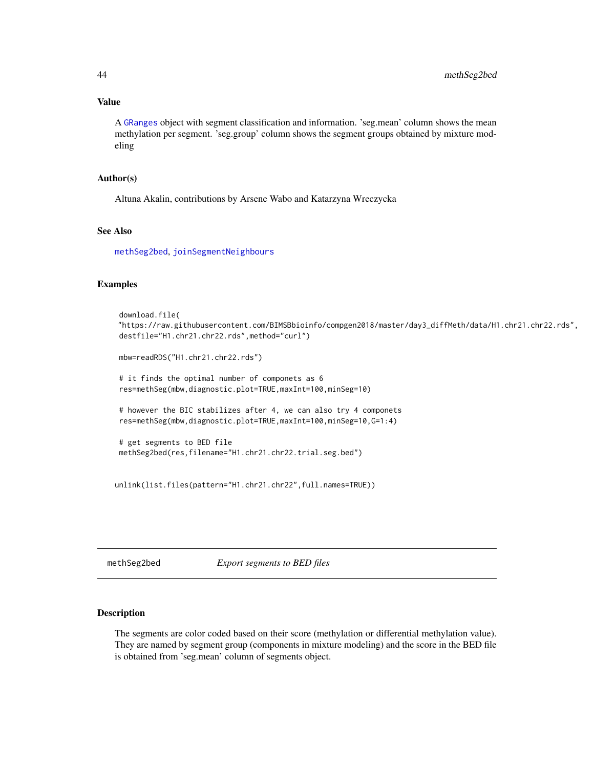### Value

A GRanges object with segment classification and information. 'seg.mean' column shows the mean methylation per segment. 'seg.group' column shows the segment groups obtained by mixture modeling

### Author(s)

Altuna Akalin, contributions by Arsene Wabo and Katarzyna Wreczycka

### See Also

methSeg2bed, joinSegmentNeighbours

### Examples

```
 download.file(
"https://raw.githubusercontent.com/BIMSBbioinfo/compgen2018/master/day3_diffMeth/data/H1.chr21.chr22.rds",
 destfile="H1.chr21.chr22.rds",method="curl")

 mbw=readRDS("H1.chr21.chr22.rds")

 # it finds the optimal number of componets as 6
 res=methSeg(mbw,diagnostic.plot=TRUE,maxInt=100,minSeg=10)

 # however the BIC stabilizes after 4, we can also try 4 componets
 res=methSeg(mbw,diagnostic.plot=TRUE,maxInt=100,minSeg=10,G=1:4)

 # get segments to BED file
 methSeg2bed(res,filename="H1.chr21.chr22.trial.seg.bed")


unlink(list.files(pattern="H1.chr21.chr22",full.names=TRUE))
```

---

## methSeg2bed *Export segments to BED files*

---

### Description

The segments are color coded based on their score (methylation or differential methylation value). They are named by segment group (components in mixture modeling) and the score in the BED file is obtained from 'seg.mean' column of segments object.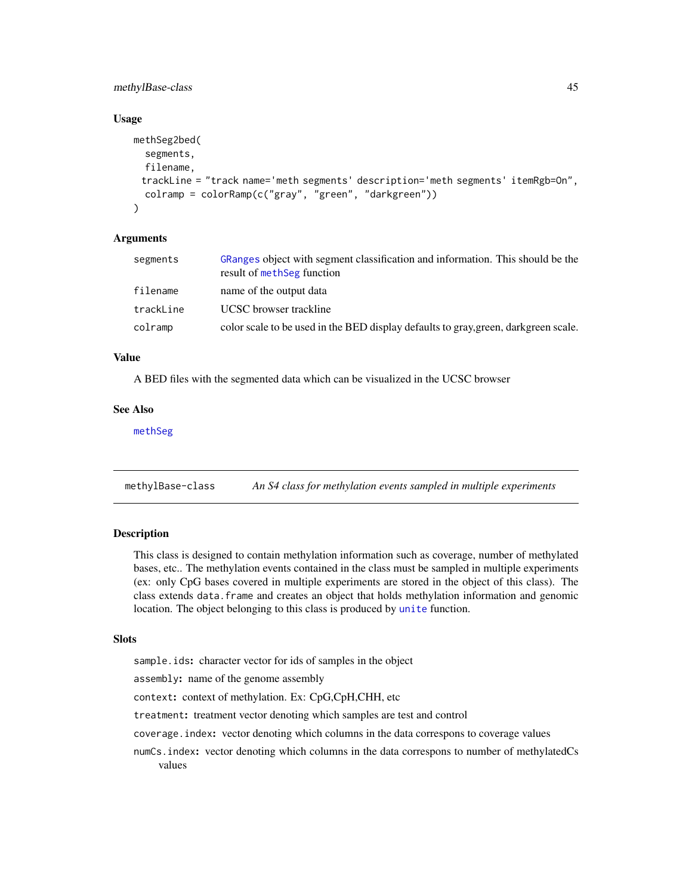### Usage

```
methSeg2bed(
  segments,
  filename,
  trackLine = "track name='meth segments' description='meth segments' itemRgb=On",
  colramp = colorRamp(c("gray", "green", "darkgreen"))
)
```

### Arguments

| | |
|---|---|
| segments | GRanges object with segment classification and information. This should be the result of methSeg function |
| filename | name of the output data |
| trackLine | UCSC browser trackline |
| colramp | color scale to be used in the BED display defaults to gray,green, darkgreen scale. |

### Value

A BED files with the segmented data which can be visualized in the UCSC browser

### See Also

methSeg

---

## methylBase-class — *An S4 class for methylation events sampled in multiple experiments*

### Description

This class is designed to contain methylation information such as coverage, number of methylated bases, etc.. The methylation events contained in the class must be sampled in multiple experiments (ex: only CpG bases covered in multiple experiments are stored in the object of this class). The class extends `data.frame` and creates an object that holds methylation information and genomic location. The object belonging to this class is produced by unite function.

### Slots

**`sample.ids`:** character vector for ids of samples in the object

**`assembly`:** name of the genome assembly

**`context`:** context of methylation. Ex: CpG,CpH,CHH, etc

**`treatment`:** treatment vector denoting which samples are test and control

**`coverage.index`:** vector denoting which columns in the data correspons to coverage values

**`numCs.index`:** vector denoting which columns in the data correspons to number of methylatedCs values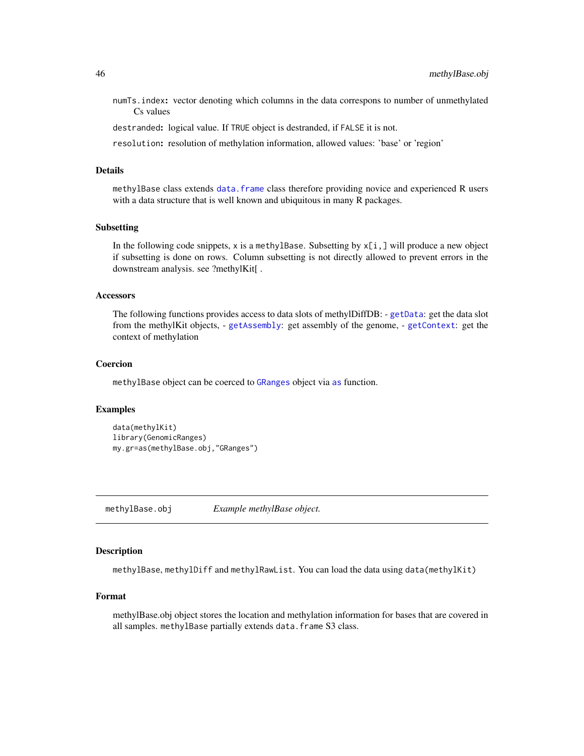`numTs.index`: vector denoting which columns in the data correspons to number of unmethylated Cs values

`destranded`: logical value. If `TRUE` object is destranded, if `FALSE` it is not.

`resolution`: resolution of methylation information, allowed values: 'base' or 'region'

### Details

`methylBase` class extends `data.frame` class therefore providing novice and experienced R users with a data structure that is well known and ubiquitous in many R packages.

### Subsetting

In the following code snippets, `x` is a `methylBase`. Subsetting by `x[i,]` will produce a new object if subsetting is done on rows. Column subsetting is not directly allowed to prevent errors in the downstream analysis. see ?methylKit[ .

### Accessors

The following functions provides access to data slots of methylDiffDB: - `getData`: get the data slot from the methylKit objects, - `getAssembly`: get assembly of the genome, - `getContext`: get the context of methylation

### Coercion

`methylBase` object can be coerced to `GRanges` object via `as` function.

### Examples

```
data(methylKit)
library(GenomicRanges)
my.gr=as(methylBase.obj,"GRanges")
```

---

## methylBase.obj — *Example methylBase object.*

---

### Description

`methylBase`, `methylDiff` and `methylRawList`. You can load the data using `data(methylKit)`

### Format

methylBase.obj object stores the location and methylation information for bases that are covered in all samples. `methylBase` partially extends `data.frame` S3 class.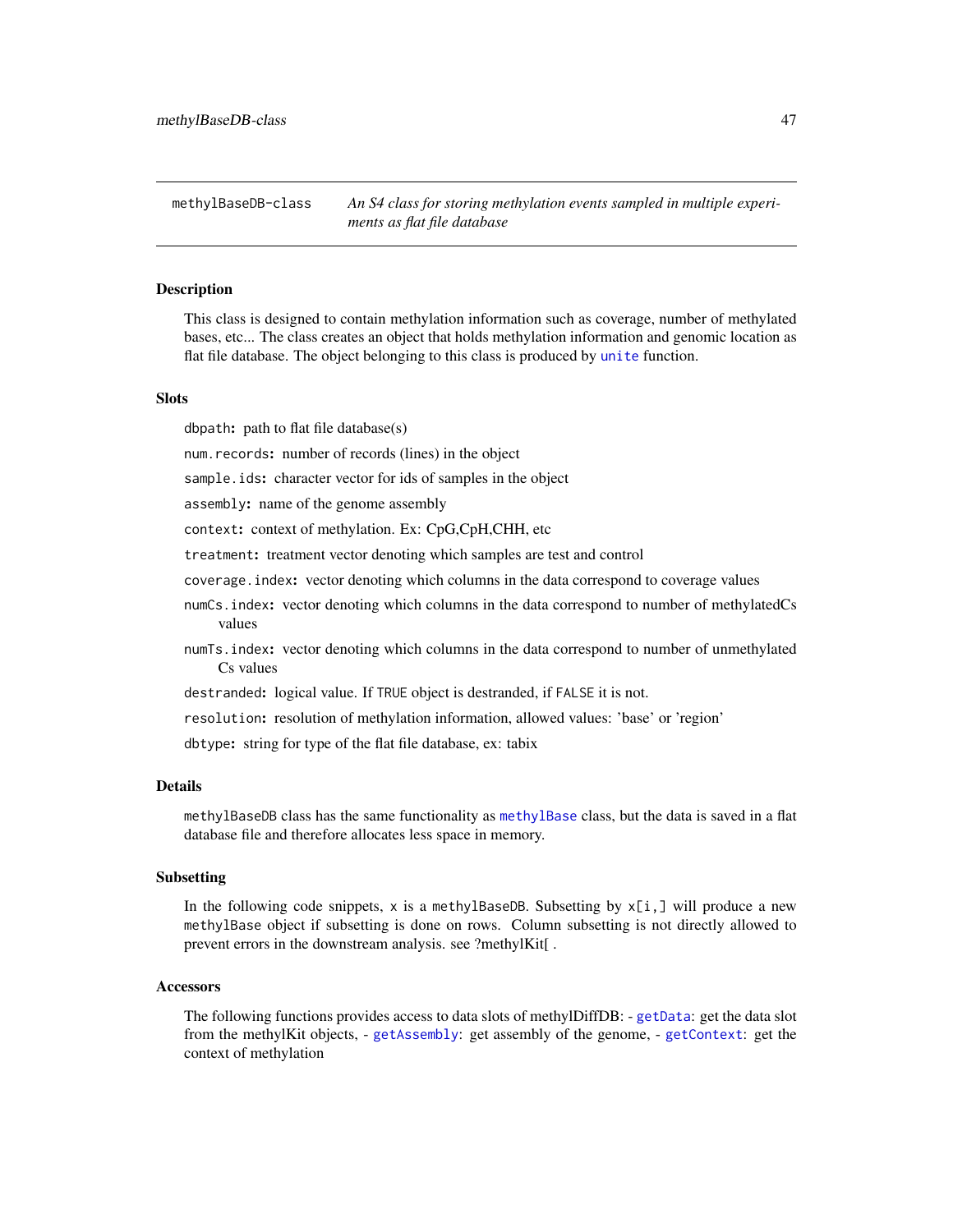## methylBaseDB-class — *An S4 class for storing methylation events sampled in multiple experiments as flat file database*

### Description

This class is designed to contain methylation information such as coverage, number of methylated bases, etc... The class creates an object that holds methylation information and genomic location as flat file database. The object belonging to this class is produced by `unite` function.

### Slots

`dbpath`: path to flat file database(s)

`num.records`: number of records (lines) in the object

`sample.ids`: character vector for ids of samples in the object

`assembly`: name of the genome assembly

`context`: context of methylation. Ex: CpG,CpH,CHH, etc

`treatment`: treatment vector denoting which samples are test and control

`coverage.index`: vector denoting which columns in the data correspond to coverage values

`numCs.index`: vector denoting which columns in the data correspond to number of methylatedCs values

`numTs.index`: vector denoting which columns in the data correspond to number of unmethylated Cs values

`destranded`: logical value. If `TRUE` object is destranded, if `FALSE` it is not.

`resolution`: resolution of methylation information, allowed values: 'base' or 'region'

`dbtype`: string for type of the flat file database, ex: tabix

### Details

`methylBaseDB` class has the same functionality as `methylBase` class, but the data is saved in a flat database file and therefore allocates less space in memory.

### Subsetting

In the following code snippets, `x` is a `methylBaseDB`. Subsetting by `x[i,]` will produce a new `methylBase` object if subsetting is done on rows. Column subsetting is not directly allowed to prevent errors in the downstream analysis. see ?methylKit[ .

### Accessors

The following functions provides access to data slots of methylDiffDB: - `getData`: get the data slot from the methylKit objects, - `getAssembly`: get assembly of the genome, - `getContext`: get the context of methylation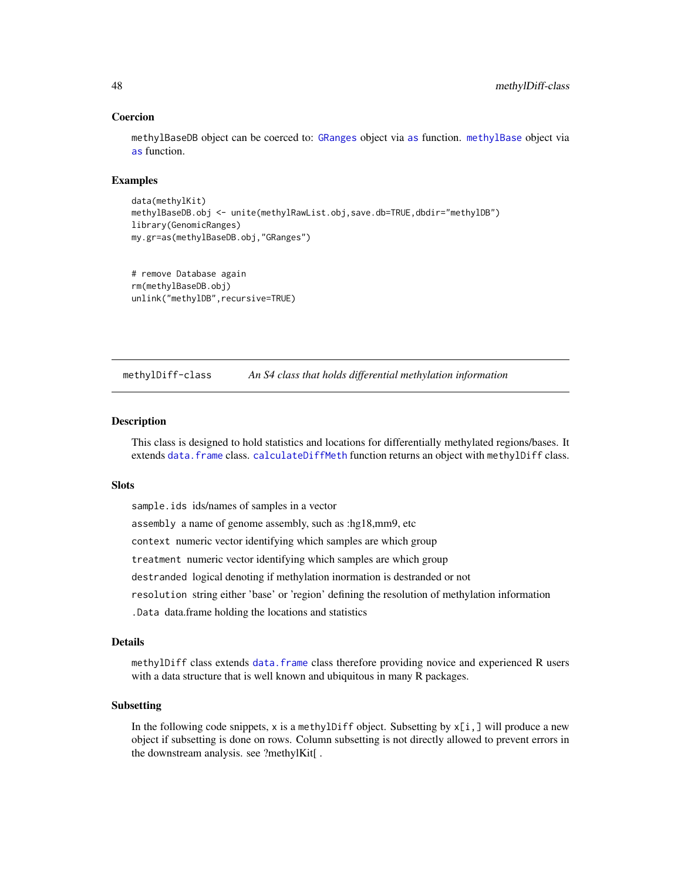### Coercion

methylBaseDB object can be coerced to: GRanges object via as function. methylBase object via as function.

### Examples

```
data(methylKit)
methylBaseDB.obj <- unite(methylRawList.obj,save.db=TRUE,dbdir="methylDB")
library(GenomicRanges)
my.gr=as(methylBaseDB.obj,"GRanges")


# remove Database again
rm(methylBaseDB.obj)
unlink("methylDB",recursive=TRUE)
```

---

## methylDiff-class — *An S4 class that holds differential methylation information*

---

### Description

This class is designed to hold statistics and locations for differentially methylated regions/bases. It extends data.frame class. calculateDiffMeth function returns an object with methylDiff class.

### Slots

`sample.ids` ids/names of samples in a vector

`assembly` a name of genome assembly, such as :hg18,mm9, etc

`context` numeric vector identifying which samples are which group

`treatment` numeric vector identifying which samples are which group

`destranded` logical denoting if methylation inormation is destranded or not

`resolution` string either 'base' or 'region' defining the resolution of methylation information

`.Data` data.frame holding the locations and statistics

### Details

methylDiff class extends data.frame class therefore providing novice and experienced R users with a data structure that is well known and ubiquitous in many R packages.

### Subsetting

In the following code snippets, x is a methylDiff object. Subsetting by x[i,] will produce a new object if subsetting is done on rows. Column subsetting is not directly allowed to prevent errors in the downstream analysis. see ?methylKit[ .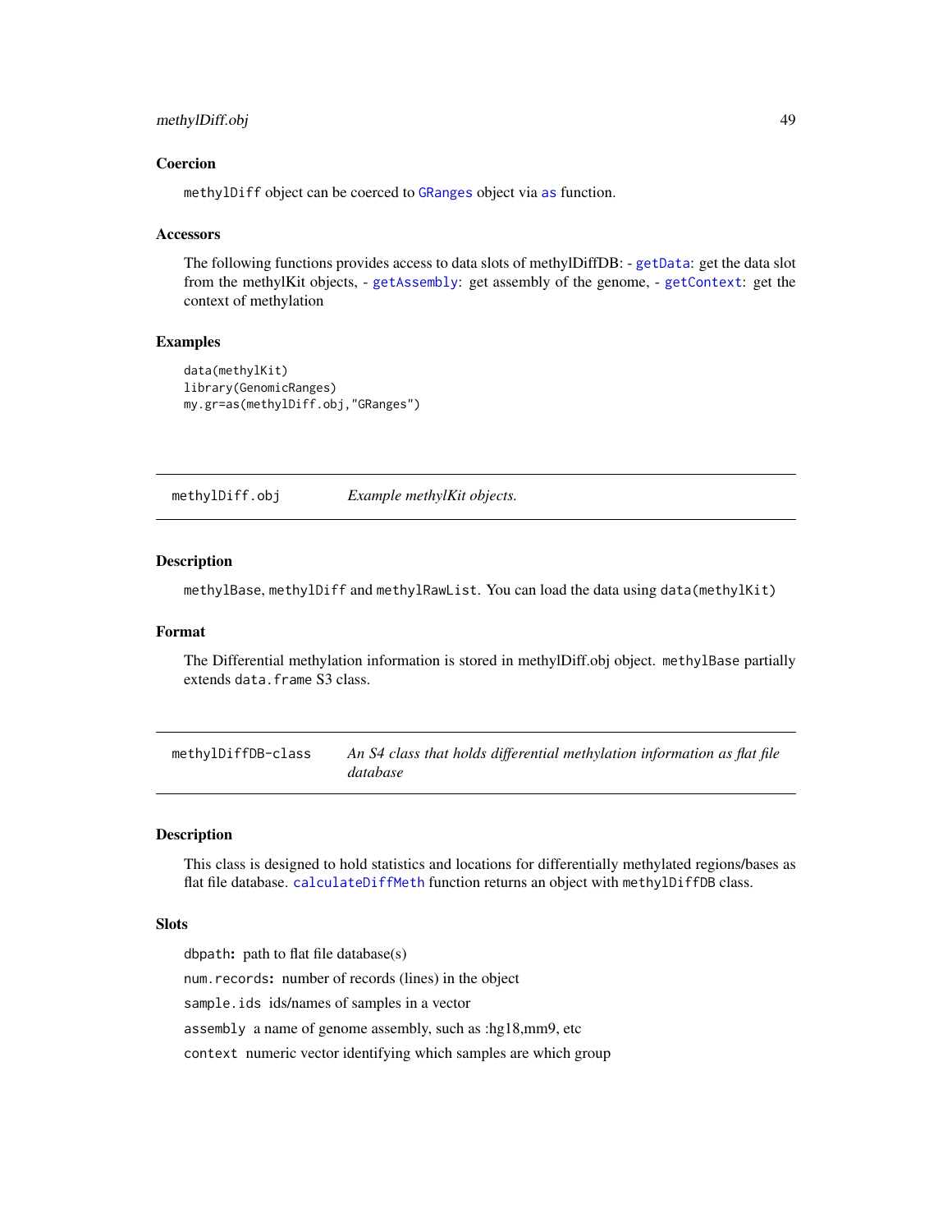### Coercion

methylDiff object can be coerced to GRanges object via as function.

### Accessors

The following functions provides access to data slots of methylDiffDB: - getData: get the data slot from the methylKit objects, - getAssembly: get assembly of the genome, - getContext: get the context of methylation

### Examples

```
data(methylKit)
library(GenomicRanges)
my.gr=as(methylDiff.obj,"GRanges")
```

---

## methylDiff.obj &nbsp;&nbsp;&nbsp; *Example methylKit objects.*

### Description

methylBase, methylDiff and methylRawList. You can load the data using data(methylKit)

### Format

The Differential methylation information is stored in methylDiff.obj object. methylBase partially extends data.frame S3 class.

---

## methylDiffDB-class &nbsp;&nbsp;&nbsp; *An S4 class that holds differential methylation information as flat file database*

### Description

This class is designed to hold statistics and locations for differentially methylated regions/bases as flat file database. calculateDiffMeth function returns an object with methylDiffDB class.

### Slots

**dbpath:** path to flat file database(s)

**num.records:** number of records (lines) in the object

sample.ids ids/names of samples in a vector

assembly a name of genome assembly, such as :hg18,mm9, etc

context numeric vector identifying which samples are which group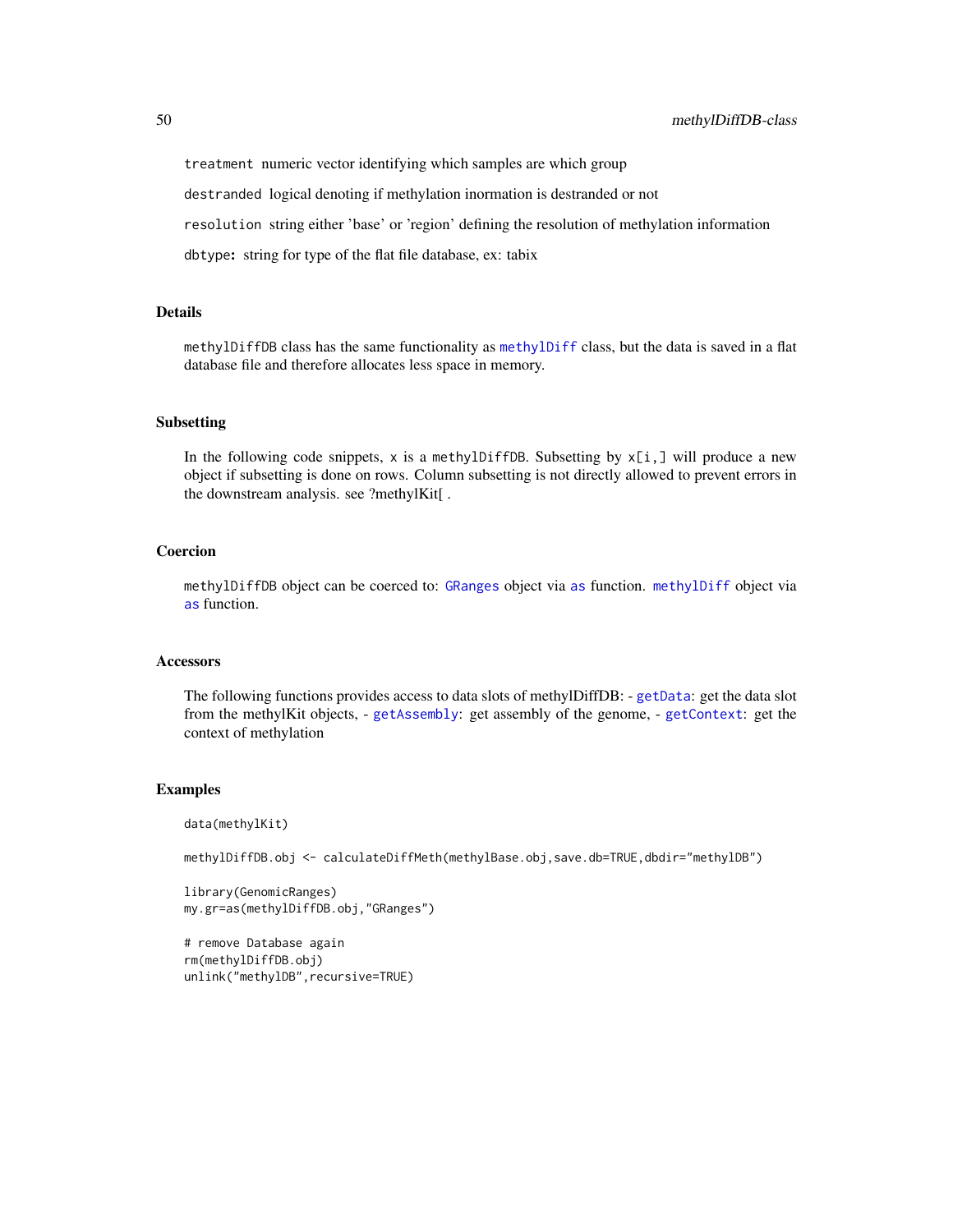treatment numeric vector identifying which samples are which group

destranded logical denoting if methylation inormation is destranded or not

resolution string either 'base' or 'region' defining the resolution of methylation information

dbtype: string for type of the flat file database, ex: tabix

## Details

methylDiffDB class has the same functionality as methylDiff class, but the data is saved in a flat database file and therefore allocates less space in memory.

## Subsetting

In the following code snippets, x is a methylDiffDB. Subsetting by x[i,] will produce a new object if subsetting is done on rows. Column subsetting is not directly allowed to prevent errors in the downstream analysis. see ?methylKit[ .

## Coercion

methylDiffDB object can be coerced to: GRanges object via as function. methylDiff object via as function.

## Accessors

The following functions provides access to data slots of methylDiffDB: - getData: get the data slot from the methylKit objects, - getAssembly: get assembly of the genome, - getContext: get the context of methylation

## Examples

```
data(methylKit)

methylDiffDB.obj <- calculateDiffMeth(methylBase.obj,save.db=TRUE,dbdir="methylDB")

library(GenomicRanges)
my.gr=as(methylDiffDB.obj,"GRanges")

# remove Database again
rm(methylDiffDB.obj)
unlink("methylDB",recursive=TRUE)
```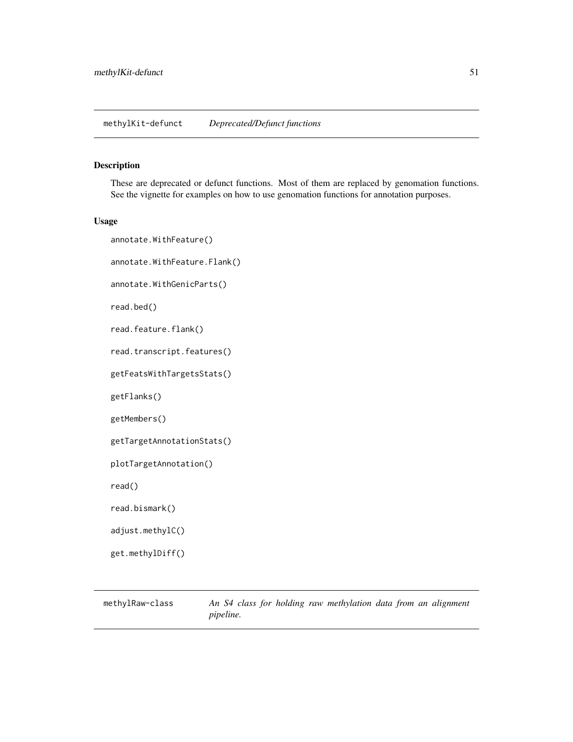## methylKit-defunct *Deprecated/Defunct functions*

### Description

These are deprecated or defunct functions. Most of them are replaced by genomation functions. See the vignette for examples on how to use genomation functions for annotation purposes.

### Usage

```
annotate.WithFeature()

annotate.WithFeature.Flank()

annotate.WithGenicParts()

read.bed()

read.feature.flank()

read.transcript.features()

getFeatsWithTargetsStats()

getFlanks()

getMembers()

getTargetAnnotationStats()

plotTargetAnnotation()

read()

read.bismark()

adjust.methylC()

get.methylDiff()
```

## methylRaw-class *An S4 class for holding raw methylation data from an alignment pipeline.*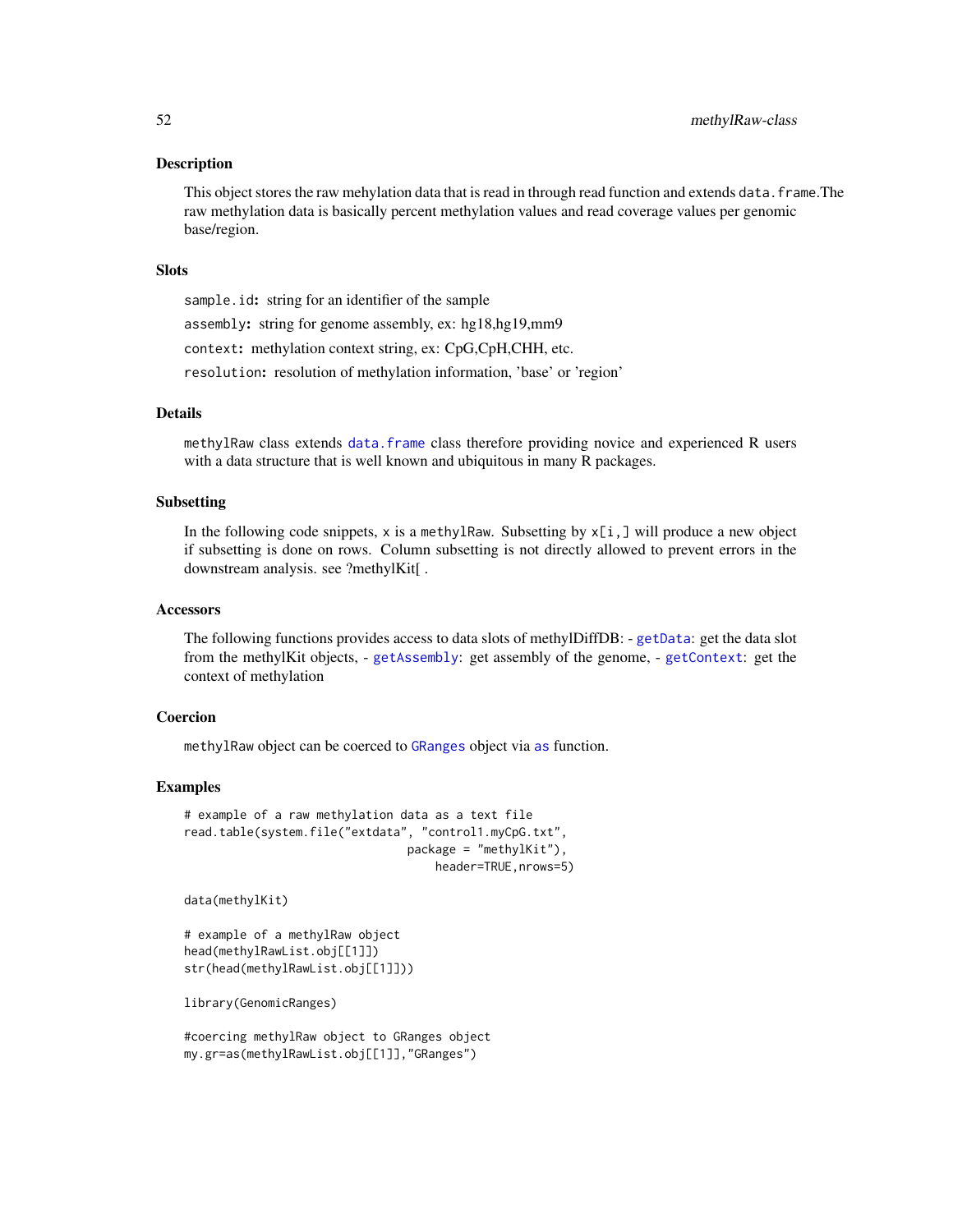## Description

This object stores the raw mehylation data that is read in through read function and extends `data.frame`.The raw methylation data is basically percent methylation values and read coverage values per genomic base/region.

## Slots

`sample.id`**:** string for an identifier of the sample

`assembly`**:** string for genome assembly, ex: hg18,hg19,mm9

`context`**:** methylation context string, ex: CpG,CpH,CHH, etc.

`resolution`**:** resolution of methylation information, 'base' or 'region'

## Details

`methylRaw` class extends `data.frame` class therefore providing novice and experienced R users with a data structure that is well known and ubiquitous in many R packages.

## Subsetting

In the following code snippets, `x` is a `methylRaw`. Subsetting by `x[i,]` will produce a new object if subsetting is done on rows. Column subsetting is not directly allowed to prevent errors in the downstream analysis. see ?methylKit[ .

## Accessors

The following functions provides access to data slots of methylDiffDB: - `getData`: get the data slot from the methylKit objects, - `getAssembly`: get assembly of the genome, - `getContext`: get the context of methylation

## Coercion

`methylRaw` object can be coerced to `GRanges` object via `as` function.

## Examples

```
# example of a raw methylation data as a text file
read.table(system.file("extdata", "control1.myCpG.txt",
                                package = "methylKit"),
                                    header=TRUE,nrows=5)

data(methylKit)

# example of a methylRaw object
head(methylRawList.obj[[1]])
str(head(methylRawList.obj[[1]]))

library(GenomicRanges)

#coercing methylRaw object to GRanges object
my.gr=as(methylRawList.obj[[1]],"GRanges")
```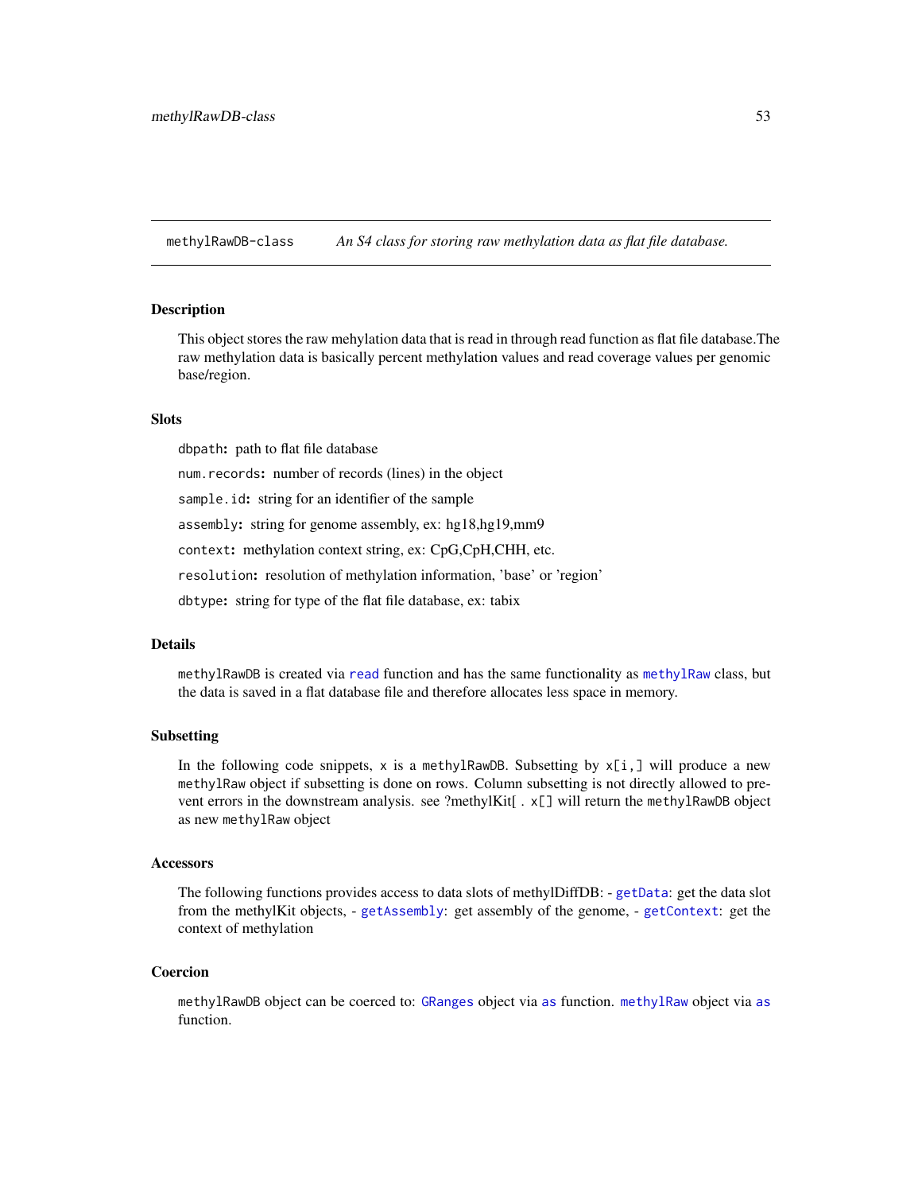## methylRawDB-class — *An S4 class for storing raw methylation data as flat file database.*

### Description

This object stores the raw mehylation data that is read in through read function as flat file database.The raw methylation data is basically percent methylation values and read coverage values per genomic base/region.

### Slots

`dbpath`: path to flat file database

`num.records`: number of records (lines) in the object

`sample.id`: string for an identifier of the sample

`assembly`: string for genome assembly, ex: hg18,hg19,mm9

`context`: methylation context string, ex: CpG,CpH,CHH, etc.

`resolution`: resolution of methylation information, 'base' or 'region'

`dbtype`: string for type of the flat file database, ex: tabix

### Details

`methylRawDB` is created via `read` function and has the same functionality as `methylRaw` class, but the data is saved in a flat database file and therefore allocates less space in memory.

### Subsetting

In the following code snippets, `x` is a `methylRawDB`. Subsetting by `x[i,]` will produce a new `methylRaw` object if subsetting is done on rows. Column subsetting is not directly allowed to prevent errors in the downstream analysis. see ?methylKit[ . `x[]` will return the `methylRawDB` object as new `methylRaw` object

### Accessors

The following functions provides access to data slots of methylDiffDB: - `getData`: get the data slot from the methylKit objects, - `getAssembly`: get assembly of the genome, - `getContext`: get the context of methylation

### Coercion

`methylRawDB` object can be coerced to: `GRanges` object via `as` function. `methylRaw` object via `as` function.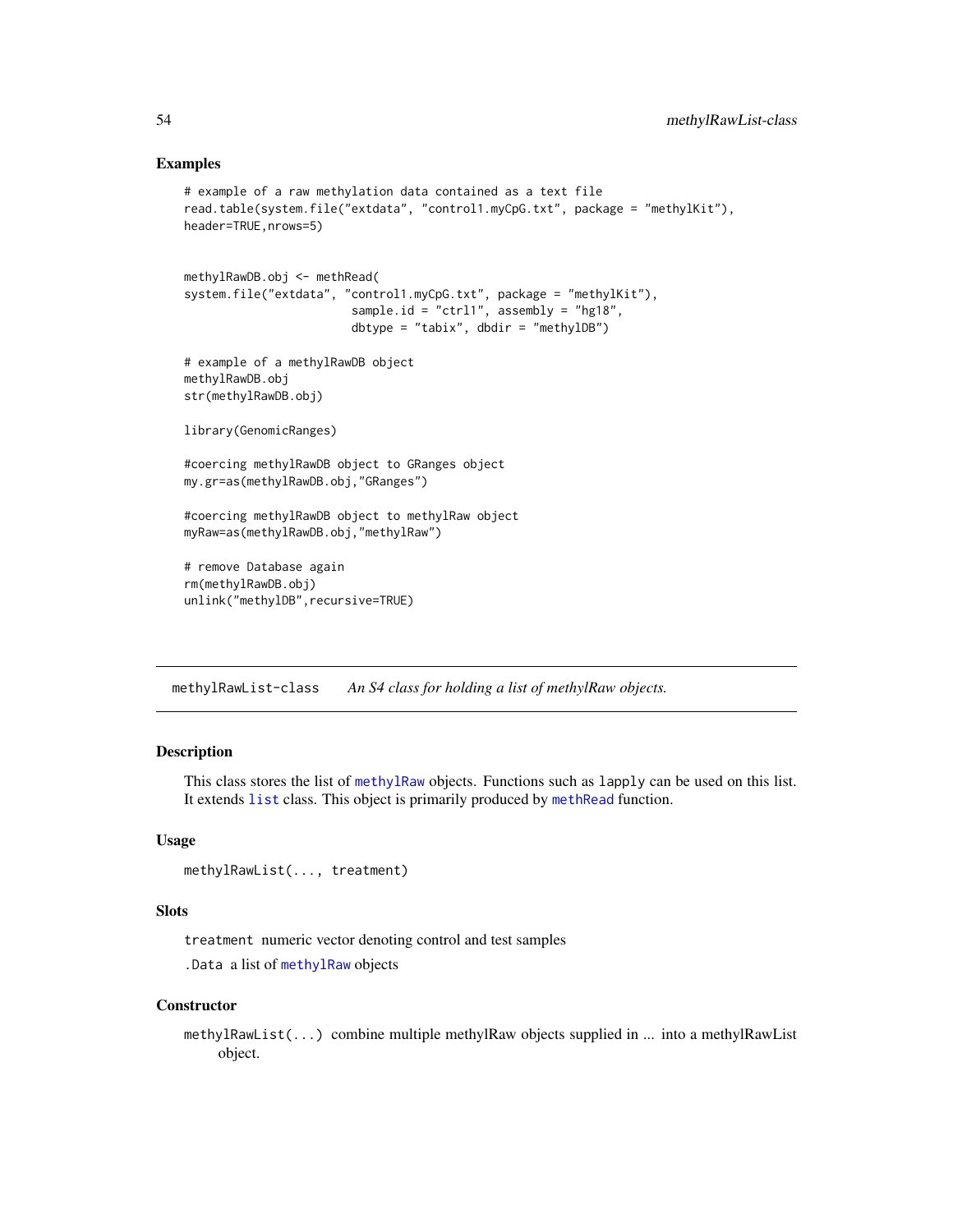### Examples

```
# example of a raw methylation data contained as a text file
read.table(system.file("extdata", "control1.myCpG.txt", package = "methylKit"),
header=TRUE,nrows=5)


methylRawDB.obj <- methRead(
system.file("extdata", "control1.myCpG.txt", package = "methylKit"),
                        sample.id = "ctrl1", assembly = "hg18",
                        dbtype = "tabix", dbdir = "methylDB")

# example of a methylRawDB object
methylRawDB.obj
str(methylRawDB.obj)

library(GenomicRanges)

#coercing methylRawDB object to GRanges object
my.gr=as(methylRawDB.obj,"GRanges")

#coercing methylRawDB object to methylRaw object
myRaw=as(methylRawDB.obj,"methylRaw")

# remove Database again
rm(methylRawDB.obj)
unlink("methylDB",recursive=TRUE)
```

---

## methylRawList-class — *An S4 class for holding a list of methylRaw objects.*

---

### Description

This class stores the list of `methylRaw` objects. Functions such as `lapply` can be used on this list. It extends `list` class. This object is primarily produced by `methRead` function.

### Usage

```
methylRawList(..., treatment)
```

### Slots

`treatment` numeric vector denoting control and test samples

`.Data` a list of `methylRaw` objects

### Constructor

`methylRawList(...)` combine multiple methylRaw objects supplied in ... into a methylRawList object.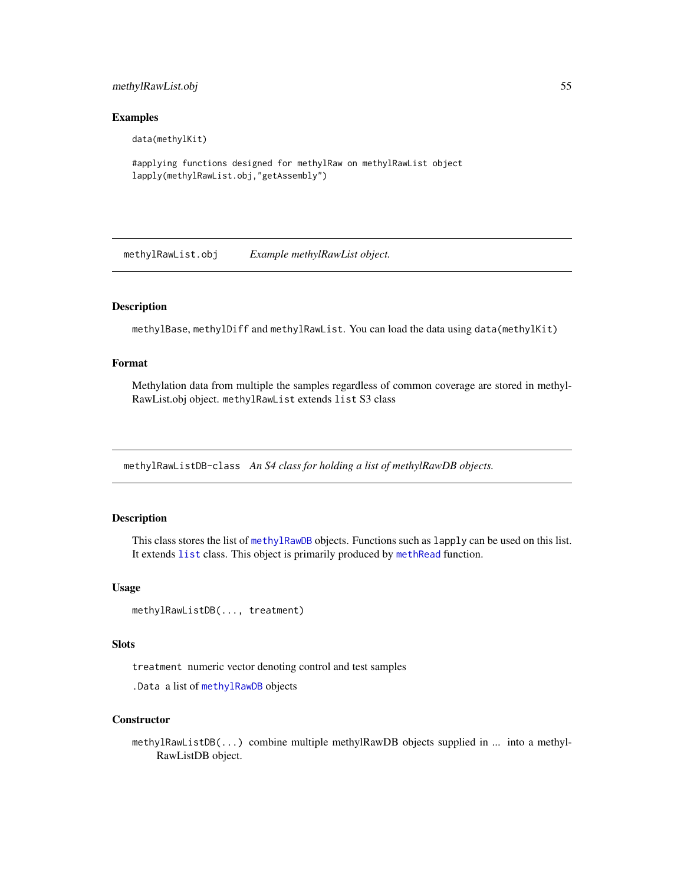### Examples

```
data(methylKit)

#applying functions designed for methylRaw on methylRawList object
lapply(methylRawList.obj,"getAssembly")
```

---

## methylRawList.obj    *Example methylRawList object.*

### Description

methylBase, methylDiff and methylRawList. You can load the data using data(methylKit)

### Format

Methylation data from multiple the samples regardless of common coverage are stored in methylRawList.obj object. methylRawList extends list S3 class

---

## methylRawListDB-class    *An S4 class for holding a list of methylRawDB objects.*

### Description

This class stores the list of methylRawDB objects. Functions such as lapply can be used on this list. It extends list class. This object is primarily produced by methRead function.

### Usage

```
methylRawListDB(..., treatment)
```

### Slots

treatment numeric vector denoting control and test samples

.Data a list of methylRawDB objects

### Constructor

methylRawListDB(...) combine multiple methylRawDB objects supplied in ... into a methylRawListDB object.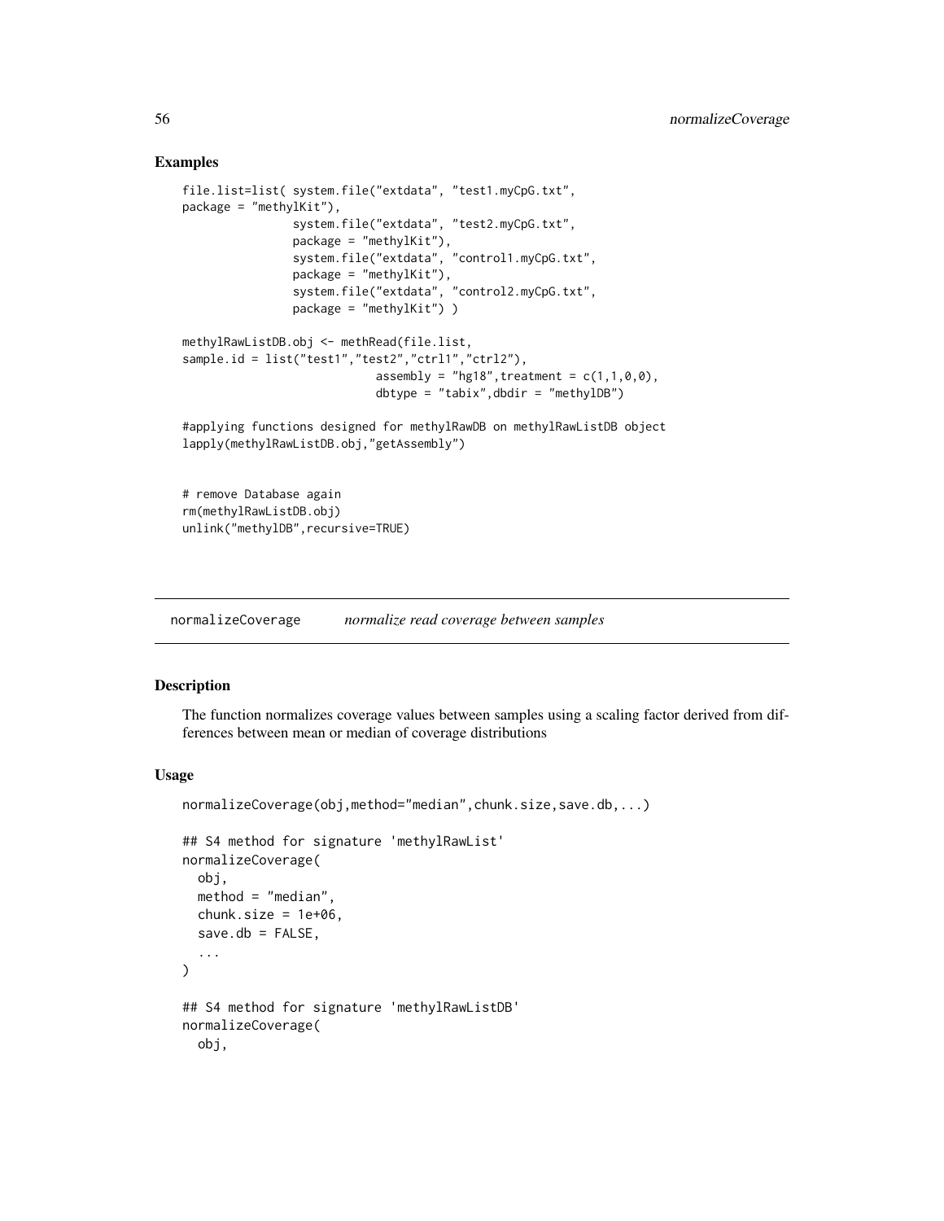### Examples

```
file.list=list( system.file("extdata", "test1.myCpG.txt",
package = "methylKit"),
                system.file("extdata", "test2.myCpG.txt",
                package = "methylKit"),
                system.file("extdata", "control1.myCpG.txt",
                package = "methylKit"),
                system.file("extdata", "control2.myCpG.txt",
                package = "methylKit") )

methylRawListDB.obj <- methRead(file.list,
sample.id = list("test1","test2","ctrl1","ctrl2"),
                           assembly = "hg18",treatment = c(1,1,0,0),
                           dbtype = "tabix",dbdir = "methylDB")

#applying functions designed for methylRawDB on methylRawListDB object
lapply(methylRawListDB.obj,"getAssembly")


# remove Database again
rm(methylRawListDB.obj)
unlink("methylDB",recursive=TRUE)
```

---

## normalizeCoverage *normalize read coverage between samples*

---

### Description

The function normalizes coverage values between samples using a scaling factor derived from differences between mean or median of coverage distributions

### Usage

```
normalizeCoverage(obj,method="median",chunk.size,save.db,...)

## S4 method for signature 'methylRawList'
normalizeCoverage(
  obj,
  method = "median",
  chunk.size = 1e+06,
  save.db = FALSE,
  ...
)

## S4 method for signature 'methylRawListDB'
normalizeCoverage(
  obj,
```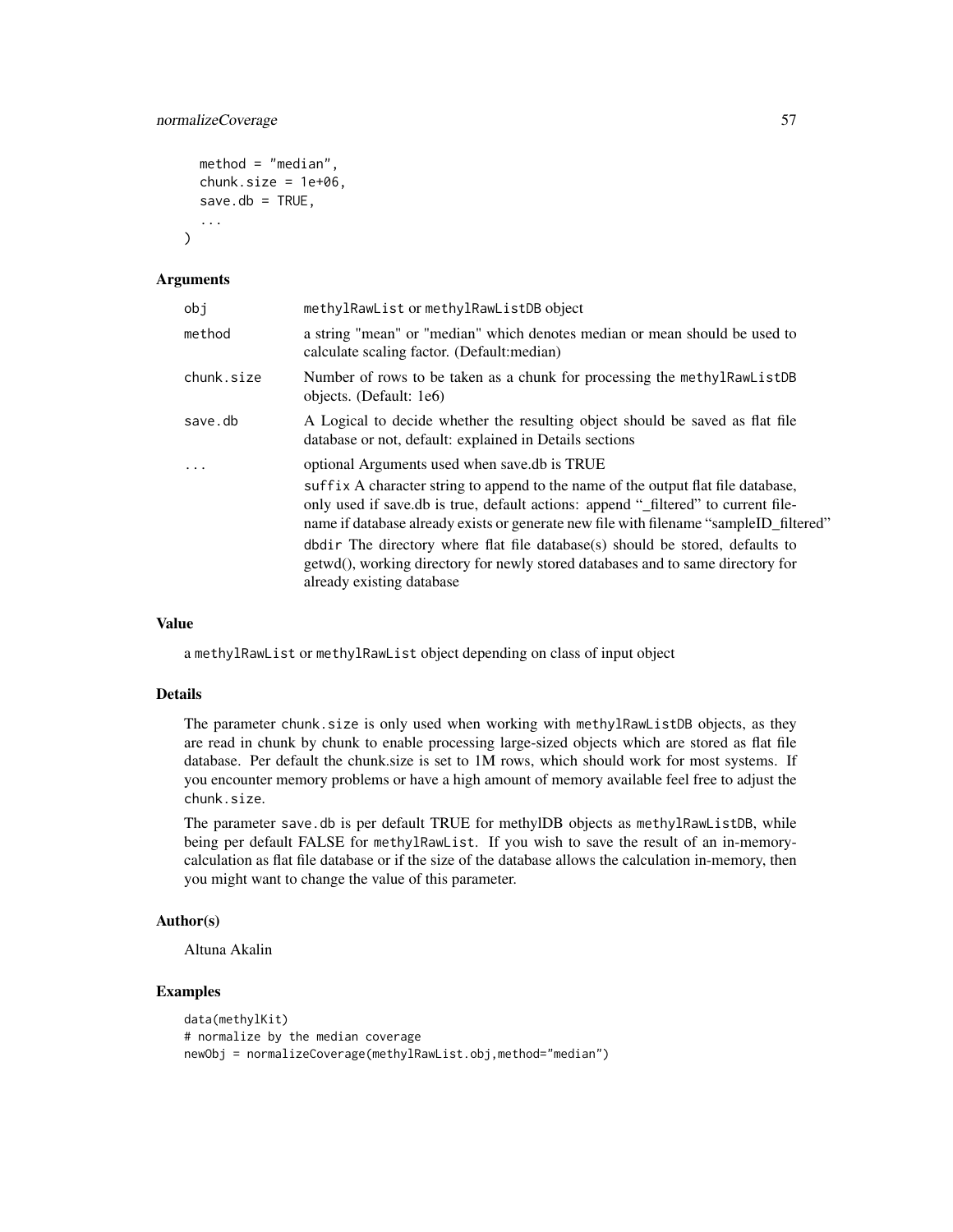```
  method = "median",
  chunk.size = 1e+06,
  save.db = TRUE,
  ...
)
```

### Arguments

| | |
|---|---|
| obj | methylRawList or methylRawListDB object |
| method | a string "mean" or "median" which denotes median or mean should be used to calculate scaling factor. (Default:median) |
| chunk.size | Number of rows to be taken as a chunk for processing the methylRawListDB objects. (Default: 1e6) |
| save.db | A Logical to decide whether the resulting object should be saved as flat file database or not, default: explained in Details sections |
| ... | optional Arguments used when save.db is TRUE<br>suffix A character string to append to the name of the output flat file database, only used if save.db is true, default actions: append "_filtered" to current filename if database already exists or generate new file with filename "sampleID_filtered"<br>dbdir The directory where flat file database(s) should be stored, defaults to getwd(), working directory for newly stored databases and to same directory for already existing database |

### Value

a methylRawList or methylRawList object depending on class of input object

### Details

The parameter chunk.size is only used when working with methylRawListDB objects, as they are read in chunk by chunk to enable processing large-sized objects which are stored as flat file database. Per default the chunk.size is set to 1M rows, which should work for most systems. If you encounter memory problems or have a high amount of memory available feel free to adjust the chunk.size.

The parameter save.db is per default TRUE for methylDB objects as methylRawListDB, while being per default FALSE for methylRawList. If you wish to save the result of an in-memory-calculation as flat file database or if the size of the database allows the calculation in-memory, then you might want to change the value of this parameter.

### Author(s)

Altuna Akalin

### Examples

```
data(methylKit)
# normalize by the median coverage
newObj = normalizeCoverage(methylRawList.obj,method="median")
```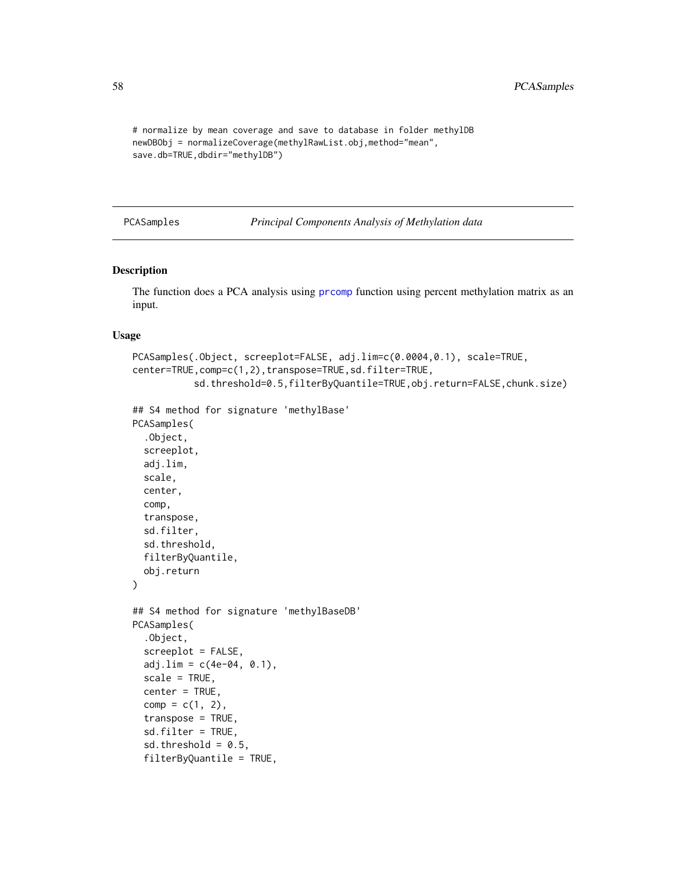```
# normalize by mean coverage and save to database in folder methylDB
newDBObj = normalizeCoverage(methylRawList.obj,method="mean",
save.db=TRUE,dbdir="methylDB")
```

## PCASamples — *Principal Components Analysis of Methylation data*

### Description

The function does a PCA analysis using prcomp function using percent methylation matrix as an input.

### Usage

```
PCASamples(.Object, screeplot=FALSE, adj.lim=c(0.0004,0.1), scale=TRUE,
center=TRUE,comp=c(1,2),transpose=TRUE,sd.filter=TRUE,
          sd.threshold=0.5,filterByQuantile=TRUE,obj.return=FALSE,chunk.size)

## S4 method for signature 'methylBase'
PCASamples(
  .Object,
  screeplot,
  adj.lim,
  scale,
  center,
  comp,
  transpose,
  sd.filter,
  sd.threshold,
  filterByQuantile,
  obj.return
)

## S4 method for signature 'methylBaseDB'
PCASamples(
  .Object,
  screeplot = FALSE,
  adj.lim = c(4e-04, 0.1),
  scale = TRUE,
  center = TRUE,
  comp = c(1, 2),
  transpose = TRUE,
  sd.filter = TRUE,
  sd.threshold = 0.5,
  filterByQuantile = TRUE,
```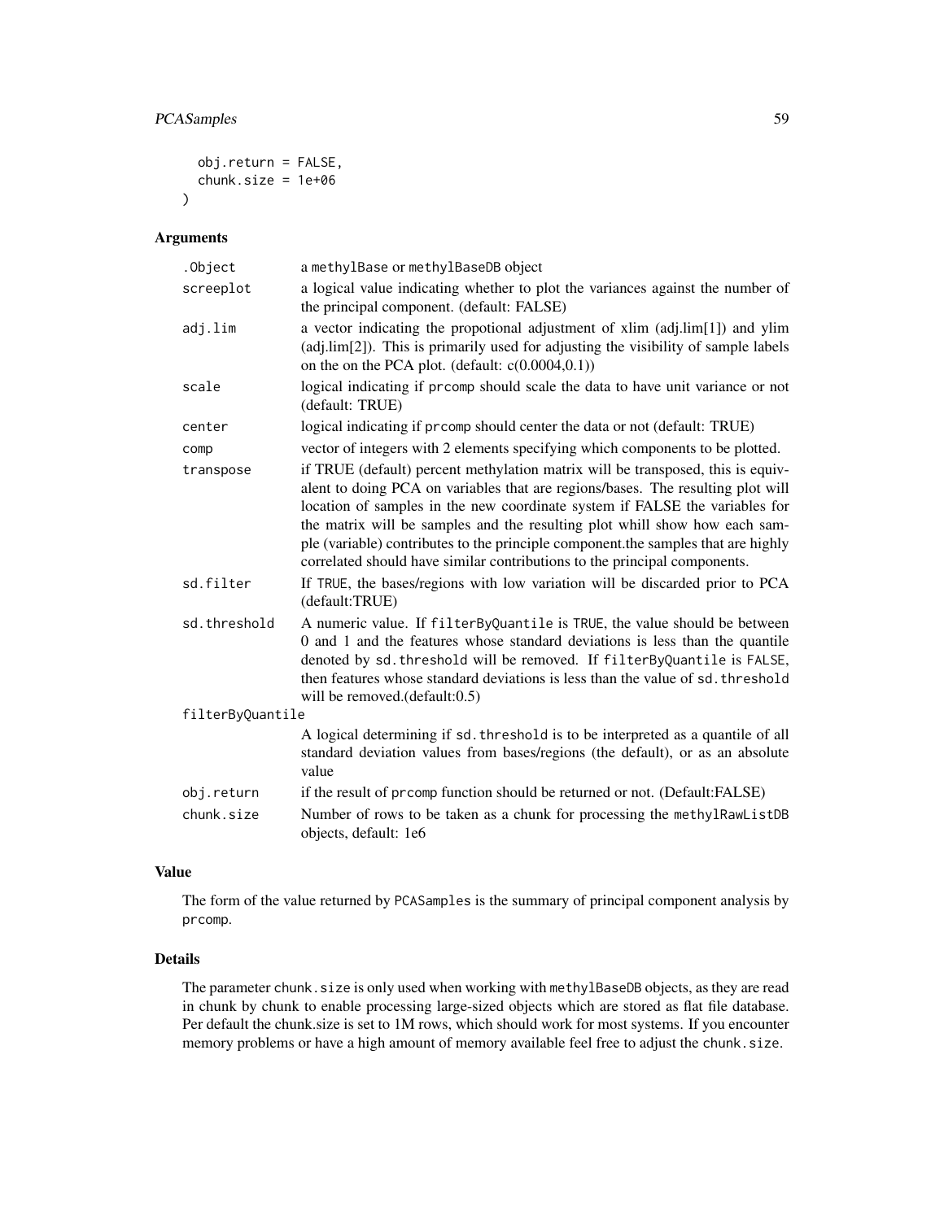```
  obj.return = FALSE,
  chunk.size = 1e+06
)
```

## Arguments

| | |
|---|---|
| `.Object` | a `methylBase` or `methylBaseDB` object |
| `screeplot` | a logical value indicating whether to plot the variances against the number of the principal component. (default: FALSE) |
| `adj.lim` | a vector indicating the propotional adjustment of xlim (adj.lim[1]) and ylim (adj.lim[2]). This is primarily used for adjusting the visibility of sample labels on the on the PCA plot. (default: c(0.0004,0.1)) |
| `scale` | logical indicating if `prcomp` should scale the data to have unit variance or not (default: TRUE) |
| `center` | logical indicating if `prcomp` should center the data or not (default: TRUE) |
| `comp` | vector of integers with 2 elements specifying which components to be plotted. |
| `transpose` | if TRUE (default) percent methylation matrix will be transposed, this is equivalent to doing PCA on variables that are regions/bases. The resulting plot will location of samples in the new coordinate system if FALSE the variables for the matrix will be samples and the resulting plot whill show how each sample (variable) contributes to the principle component.the samples that are highly correlated should have similar contributions to the principal components. |
| `sd.filter` | If `TRUE`, the bases/regions with low variation will be discarded prior to PCA (default:TRUE) |
| `sd.threshold` | A numeric value. If `filterByQuantile` is `TRUE`, the value should be between 0 and 1 and the features whose standard deviations is less than the quantile denoted by `sd.threshold` will be removed. If `filterByQuantile` is `FALSE`, then features whose standard deviations is less than the value of `sd.threshold` will be removed.(default:0.5) |
| `filterByQuantile` | A logical determining if `sd.threshold` is to be interpreted as a quantile of all standard deviation values from bases/regions (the default), or as an absolute value |
| `obj.return` | if the result of `prcomp` function should be returned or not. (Default:FALSE) |
| `chunk.size` | Number of rows to be taken as a chunk for processing the `methylRawListDB` objects, default: 1e6 |

## Value

The form of the value returned by `PCASamples` is the summary of principal component analysis by `prcomp`.

## Details

The parameter `chunk.size` is only used when working with `methylBaseDB` objects, as they are read in chunk by chunk to enable processing large-sized objects which are stored as flat file database. Per default the chunk.size is set to 1M rows, which should work for most systems. If you encounter memory problems or have a high amount of memory available feel free to adjust the `chunk.size`.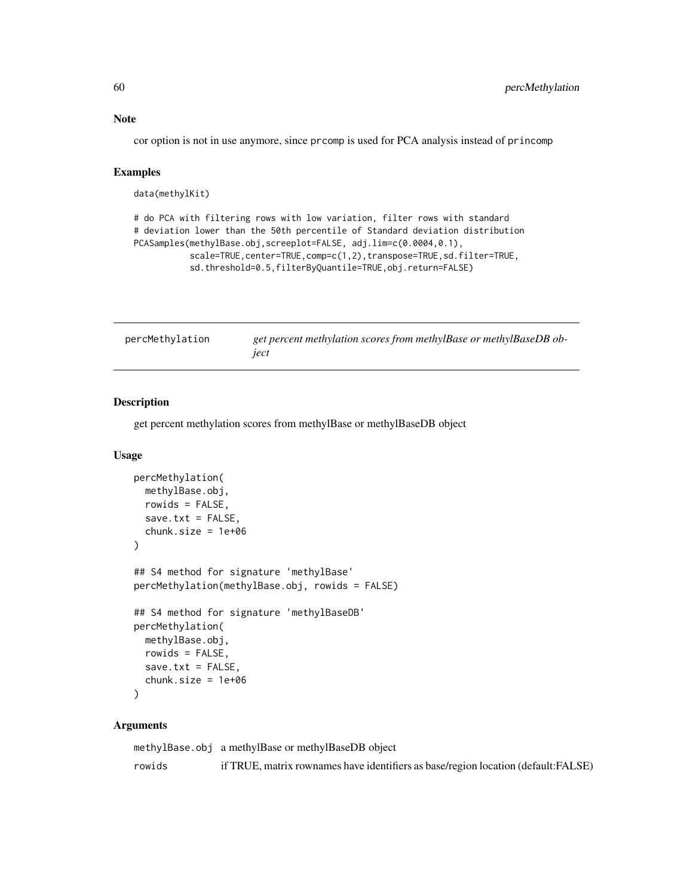## Note

cor option is not in use anymore, since prcomp is used for PCA analysis instead of princomp

## Examples

```
data(methylKit)

# do PCA with filtering rows with low variation, filter rows with standard
# deviation lower than the 50th percentile of Standard deviation distribution
PCASamples(methylBase.obj,screeplot=FALSE, adj.lim=c(0.0004,0.1),
           scale=TRUE,center=TRUE,comp=c(1,2),transpose=TRUE,sd.filter=TRUE,
           sd.threshold=0.5,filterByQuantile=TRUE,obj.return=FALSE)
```

---

# percMethylation — *get percent methylation scores from methylBase or methylBaseDB object*

---

## Description

get percent methylation scores from methylBase or methylBaseDB object

## Usage

```
percMethylation(
  methylBase.obj,
  rowids = FALSE,
  save.txt = FALSE,
  chunk.size = 1e+06
)

## S4 method for signature 'methylBase'
percMethylation(methylBase.obj, rowids = FALSE)

## S4 method for signature 'methylBaseDB'
percMethylation(
  methylBase.obj,
  rowids = FALSE,
  save.txt = FALSE,
  chunk.size = 1e+06
)
```

## Arguments

| | |
|---|---|
| methylBase.obj | a methylBase or methylBaseDB object |
| rowids | if TRUE, matrix rownames have identifiers as base/region location (default:FALSE) |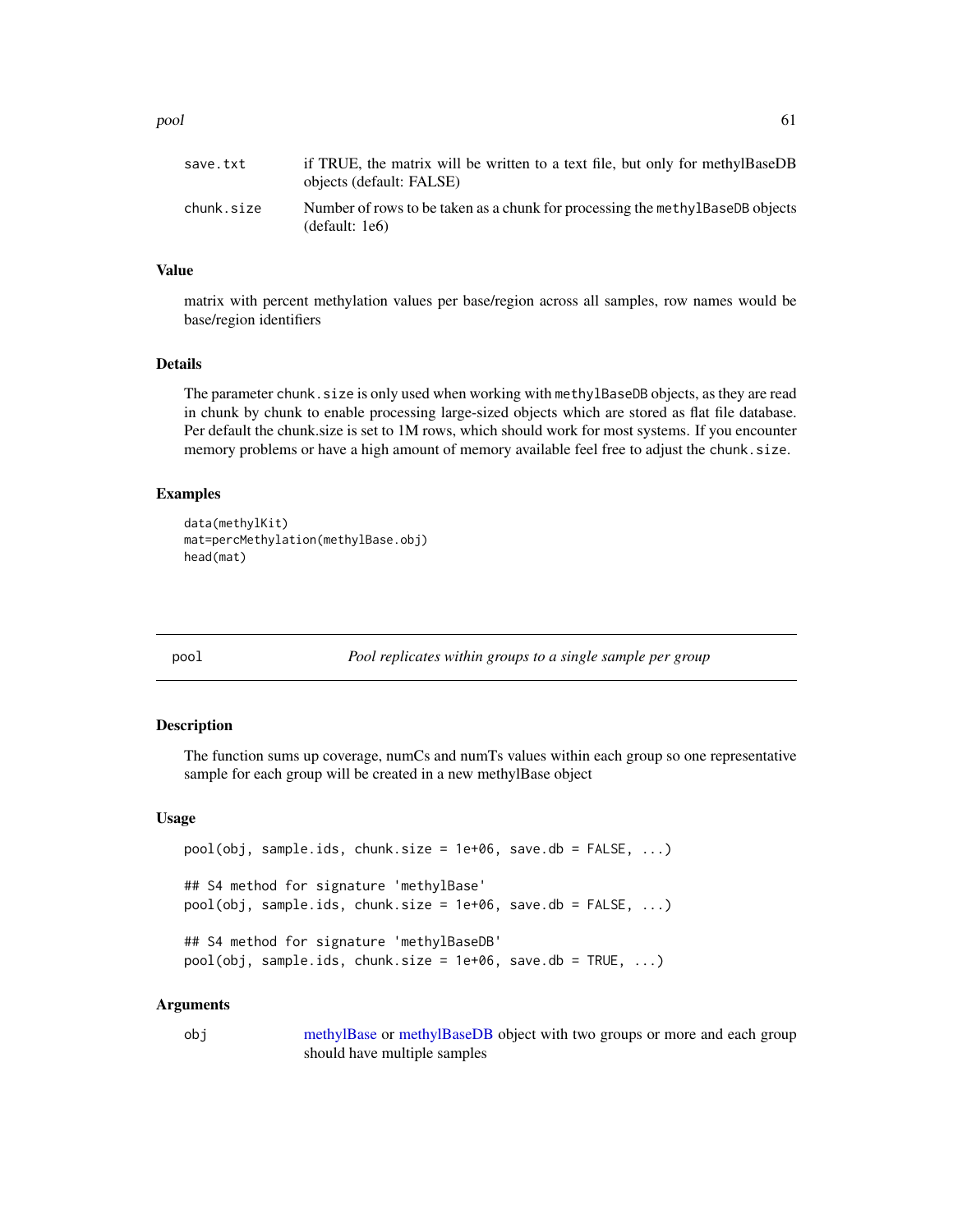| | |
|---|---|
| save.txt | if TRUE, the matrix will be written to a text file, but only for methylBaseDB objects (default: FALSE) |
| chunk.size | Number of rows to be taken as a chunk for processing the methylBaseDB objects (default: 1e6) |

### Value

matrix with percent methylation values per base/region across all samples, row names would be base/region identifiers

### Details

The parameter chunk.size is only used when working with methylBaseDB objects, as they are read in chunk by chunk to enable processing large-sized objects which are stored as flat file database. Per default the chunk.size is set to 1M rows, which should work for most systems. If you encounter memory problems or have a high amount of memory available feel free to adjust the chunk.size.

### Examples

```
data(methylKit)
mat=percMethylation(methylBase.obj)
head(mat)
```

---

## pool — *Pool replicates within groups to a single sample per group*

### Description

The function sums up coverage, numCs and numTs values within each group so one representative sample for each group will be created in a new methylBase object

### Usage

```
pool(obj, sample.ids, chunk.size = 1e+06, save.db = FALSE, ...)

## S4 method for signature 'methylBase'
pool(obj, sample.ids, chunk.size = 1e+06, save.db = FALSE, ...)

## S4 method for signature 'methylBaseDB'
pool(obj, sample.ids, chunk.size = 1e+06, save.db = TRUE, ...)
```

### Arguments

| | |
|---|---|
| obj | methylBase or methylBaseDB object with two groups or more and each group should have multiple samples |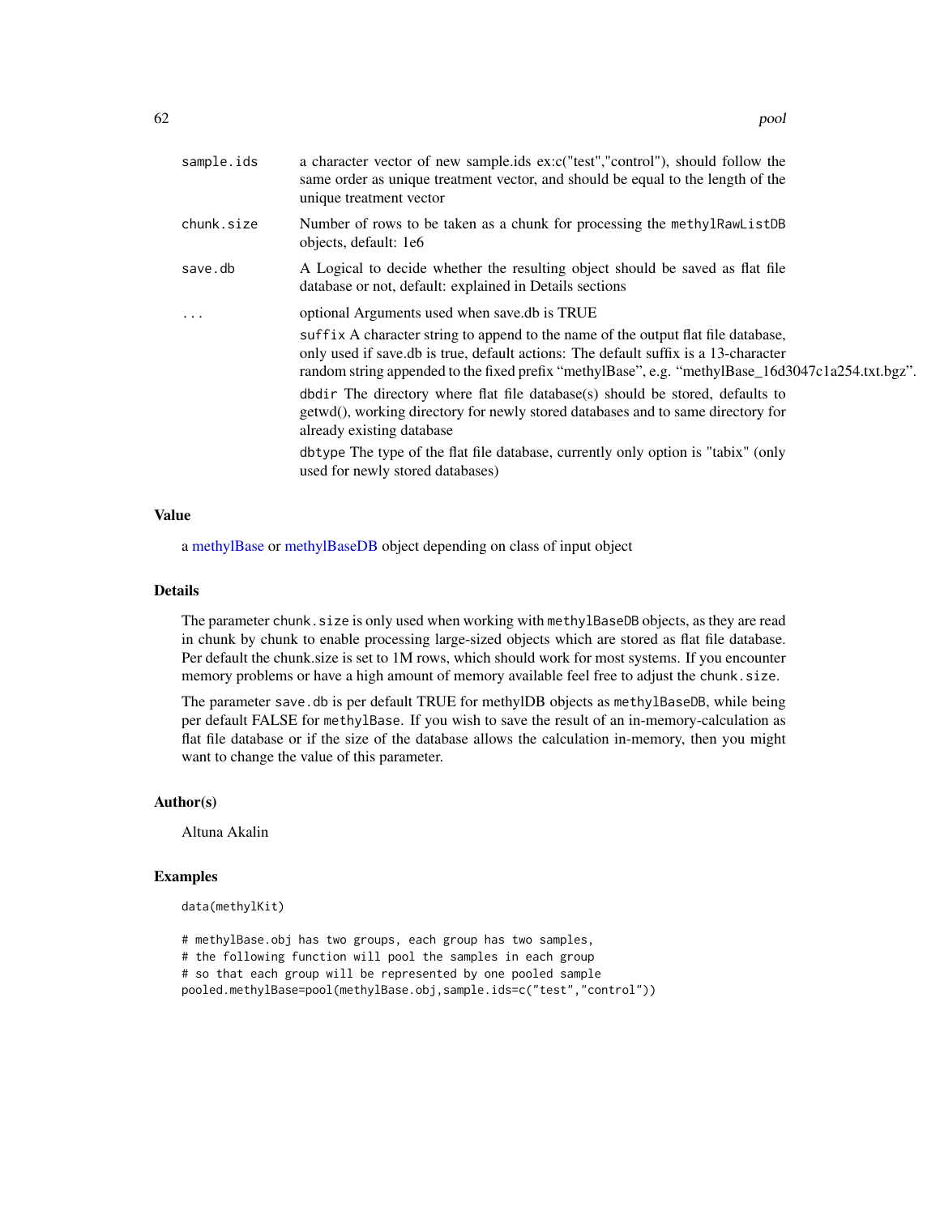| | |
|---|---|
| `sample.ids` | a character vector of new sample.ids ex:c("test","control"), should follow the same order as unique treatment vector, and should be equal to the length of the unique treatment vector |
| `chunk.size` | Number of rows to be taken as a chunk for processing the `methylRawListDB` objects, default: 1e6 |
| `save.db` | A Logical to decide whether the resulting object should be saved as flat file database or not, default: explained in Details sections |
| `...` | optional Arguments used when save.db is TRUE<br><br>`suffix` A character string to append to the name of the output flat file database, only used if save.db is true, default actions: The default suffix is a 13-character random string appended to the fixed prefix "methylBase", e.g. "methylBase_16d3047c1a254.txt.bgz".<br><br>`dbdir` The directory where flat file database(s) should be stored, defaults to getwd(), working directory for newly stored databases and to same directory for already existing database<br><br>`dbtype` The type of the flat file database, currently only option is "tabix" (only used for newly stored databases) |

## Value

a methylBase or methylBaseDB object depending on class of input object

## Details

The parameter `chunk.size` is only used when working with `methylBaseDB` objects, as they are read in chunk by chunk to enable processing large-sized objects which are stored as flat file database. Per default the chunk.size is set to 1M rows, which should work for most systems. If you encounter memory problems or have a high amount of memory available feel free to adjust the `chunk.size`.

The parameter `save.db` is per default TRUE for methylDB objects as `methylBaseDB`, while being per default FALSE for `methylBase`. If you wish to save the result of an in-memory-calculation as flat file database or if the size of the database allows the calculation in-memory, then you might want to change the value of this parameter.

## Author(s)

Altuna Akalin

## Examples

```
data(methylKit)

# methylBase.obj has two groups, each group has two samples,
# the following function will pool the samples in each group
# so that each group will be represented by one pooled sample
pooled.methylBase=pool(methylBase.obj,sample.ids=c("test","control"))
```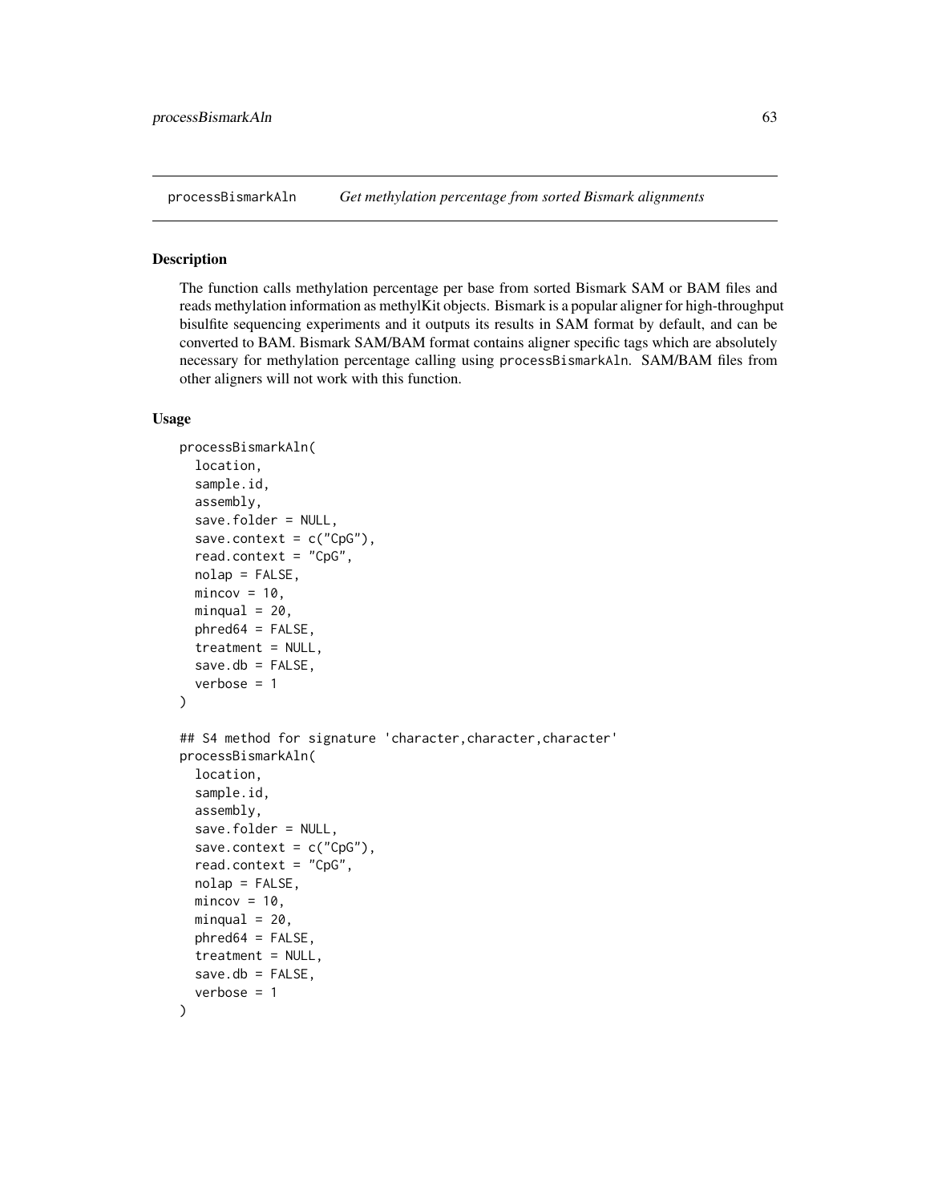processBismarkAln *Get methylation percentage from sorted Bismark alignments*

## Description

The function calls methylation percentage per base from sorted Bismark SAM or BAM files and reads methylation information as methylKit objects. Bismark is a popular aligner for high-throughput bisulfite sequencing experiments and it outputs its results in SAM format by default, and can be converted to BAM. Bismark SAM/BAM format contains aligner specific tags which are absolutely necessary for methylation percentage calling using `processBismarkAln`. SAM/BAM files from other aligners will not work with this function.

## Usage

```
processBismarkAln(
  location,
  sample.id,
  assembly,
  save.folder = NULL,
  save.context = c("CpG"),
  read.context = "CpG",
  nolap = FALSE,
  mincov = 10,
  minqual = 20,
  phred64 = FALSE,
  treatment = NULL,
  save.db = FALSE,
  verbose = 1
)

## S4 method for signature 'character,character,character'
processBismarkAln(
  location,
  sample.id,
  assembly,
  save.folder = NULL,
  save.context = c("CpG"),
  read.context = "CpG",
  nolap = FALSE,
  mincov = 10,
  minqual = 20,
  phred64 = FALSE,
  treatment = NULL,
  save.db = FALSE,
  verbose = 1
)
```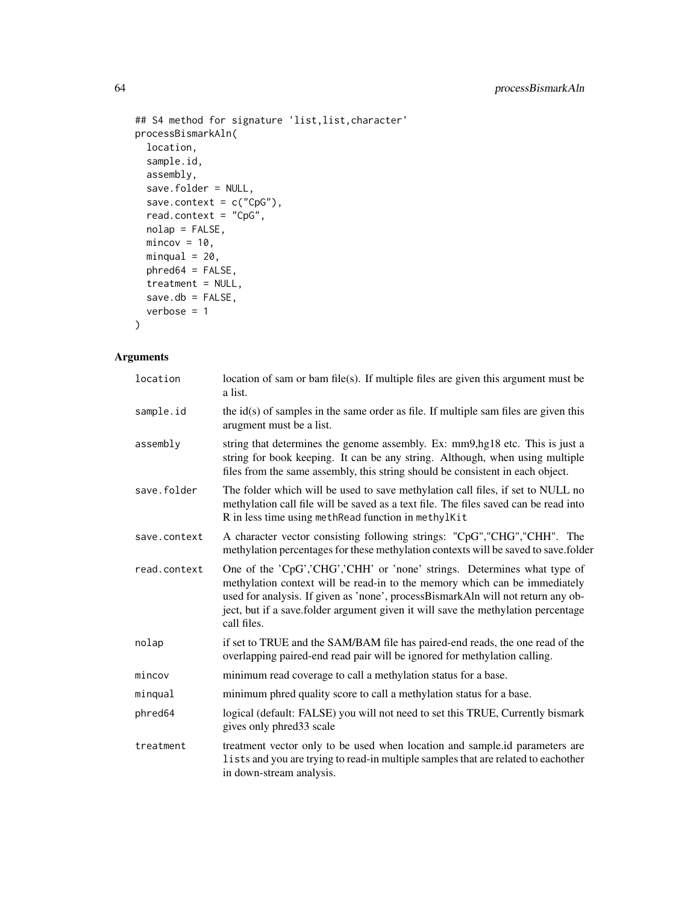```
## S4 method for signature 'list,list,character'
processBismarkAln(
  location,
  sample.id,
  assembly,
  save.folder = NULL,
  save.context = c("CpG"),
  read.context = "CpG",
  nolap = FALSE,
  mincov = 10,
  minqual = 20,
  phred64 = FALSE,
  treatment = NULL,
  save.db = FALSE,
  verbose = 1
)
```

## Arguments

| | |
|---|---|
| location | location of sam or bam file(s). If multiple files are given this argument must be a list. |
| sample.id | the id(s) of samples in the same order as file. If multiple sam files are given this arugment must be a list. |
| assembly | string that determines the genome assembly. Ex: mm9,hg18 etc. This is just a string for book keeping. It can be any string. Although, when using multiple files from the same assembly, this string should be consistent in each object. |
| save.folder | The folder which will be used to save methylation call files, if set to NULL no methylation call file will be saved as a text file. The files saved can be read into R in less time using `methRead` function in `methylKit` |
| save.context | A character vector consisting following strings: "CpG","CHG","CHH". The methylation percentages for these methylation contexts will be saved to save.folder |
| read.context | One of the 'CpG','CHG','CHH' or 'none' strings. Determines what type of methylation context will be read-in to the memory which can be immediately used for analysis. If given as 'none', processBismarkAln will not return any object, but if a save.folder argument given it will save the methylation percentage call files. |
| nolap | if set to TRUE and the SAM/BAM file has paired-end reads, the one read of the overlapping paired-end read pair will be ignored for methylation calling. |
| mincov | minimum read coverage to call a methylation status for a base. |
| minqual | minimum phred quality score to call a methylation status for a base. |
| phred64 | logical (default: FALSE) you will not need to set this TRUE, Currently bismark gives only phred33 scale |
| treatment | treatment vector only to be used when location and sample.id parameters are `list`s and you are trying to read-in multiple samples that are related to eachother in down-stream analysis. |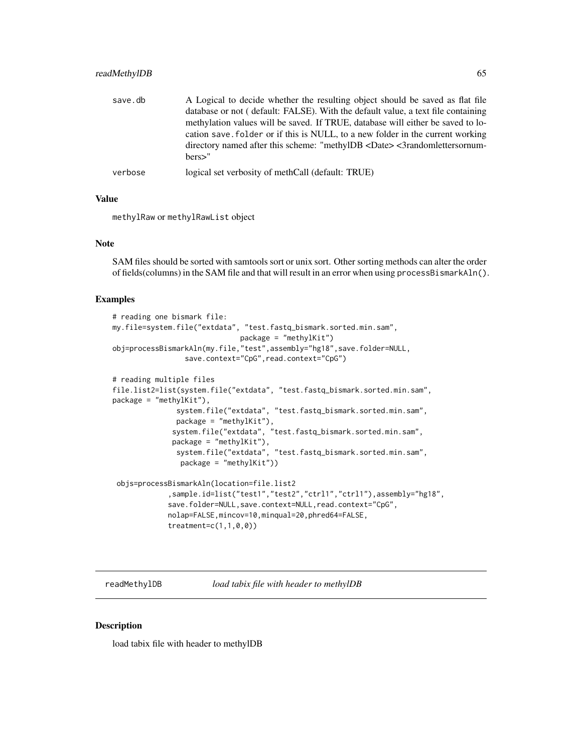| | |
|---|---|
| save.db | A Logical to decide whether the resulting object should be saved as flat file database or not ( default: FALSE). With the default value, a text file containing methylation values will be saved. If TRUE, database will either be saved to location save.folder or if this is NULL, to a new folder in the current working directory named after this scheme: "methylDB <Date> <3randomlettersornumbers>" |
| verbose | logical set verbosity of methCall (default: TRUE) |

### Value

methylRaw or methylRawList object

### Note

SAM files should be sorted with samtools sort or unix sort. Other sorting methods can alter the order of fields(columns) in the SAM file and that will result in an error when using processBismarkAln().

### Examples

```
# reading one bismark file:
my.file=system.file("extdata", "test.fastq_bismark.sorted.min.sam",
                          package = "methylKit")
obj=processBismarkAln(my.file,"test",assembly="hg18",save.folder=NULL,
                save.context="CpG",read.context="CpG")

# reading multiple files
file.list2=list(system.file("extdata", "test.fastq_bismark.sorted.min.sam",
package = "methylKit"),
                system.file("extdata", "test.fastq_bismark.sorted.min.sam",
                package = "methylKit"),
               system.file("extdata", "test.fastq_bismark.sorted.min.sam",
               package = "methylKit"),
                system.file("extdata", "test.fastq_bismark.sorted.min.sam",
                 package = "methylKit"))

 objs=processBismarkAln(location=file.list2
             ,sample.id=list("test1","test2","ctrl1","ctrl1"),assembly="hg18",
             save.folder=NULL,save.context=NULL,read.context="CpG",
             nolap=FALSE,mincov=10,minqual=20,phred64=FALSE,
             treatment=c(1,1,0,0))
```

---

readMethylDB    *load tabix file with header to methylDB*

---

### Description

load tabix file with header to methylDB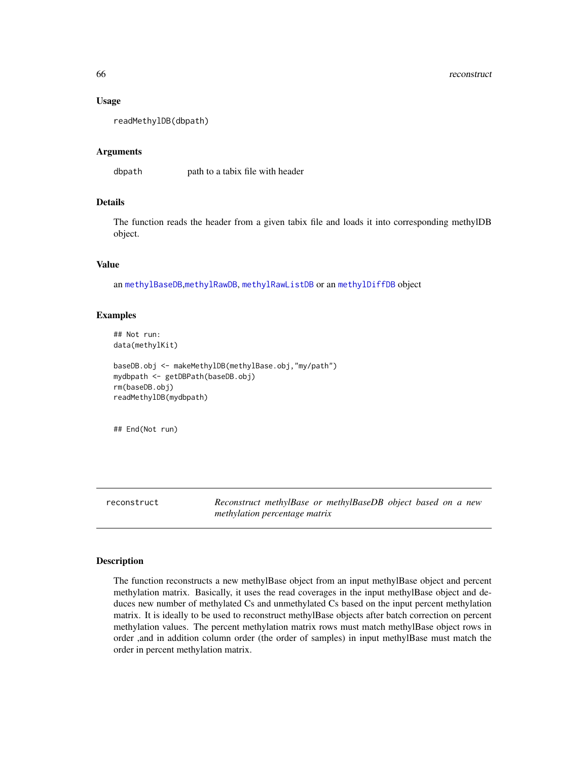### Usage

```
readMethylDB(dbpath)
```

### Arguments

| | |
|---|---|
| dbpath | path to a tabix file with header |

### Details

The function reads the header from a given tabix file and loads it into corresponding methylDB object.

### Value

an methylBaseDB,methylRawDB, methylRawListDB or an methylDiffDB object

### Examples

```
## Not run:
data(methylKit)

baseDB.obj <- makeMethylDB(methylBase.obj,"my/path")
mydbpath <- getDBPath(baseDB.obj)
rm(baseDB.obj)
readMethylDB(mydbpath)


## End(Not run)
```

---

## reconstruct — *Reconstruct methylBase or methylBaseDB object based on a new methylation percentage matrix*

---

### Description

The function reconstructs a new methylBase object from an input methylBase object and percent methylation matrix. Basically, it uses the read coverages in the input methylBase object and deduces new number of methylated Cs and unmethylated Cs based on the input percent methylation matrix. It is ideally to be used to reconstruct methylBase objects after batch correction on percent methylation values. The percent methylation matrix rows must match methylBase object rows in order ,and in addition column order (the order of samples) in input methylBase must match the order in percent methylation matrix.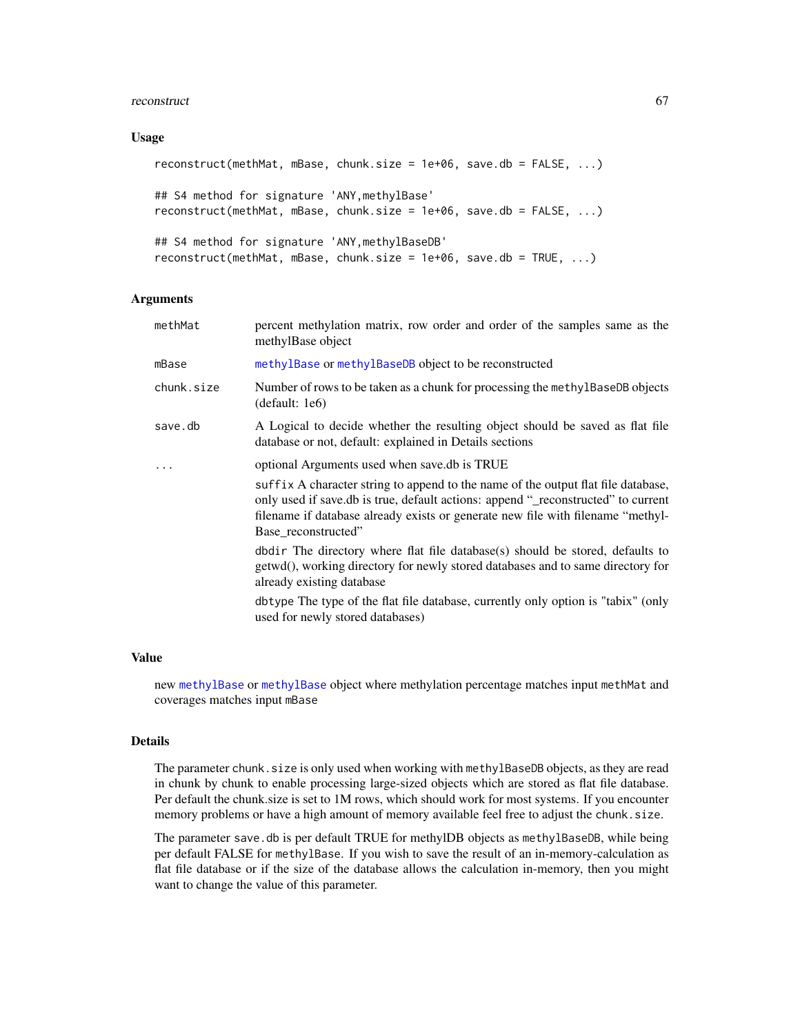## Usage

```
reconstruct(methMat, mBase, chunk.size = 1e+06, save.db = FALSE, ...)

## S4 method for signature 'ANY,methylBase'
reconstruct(methMat, mBase, chunk.size = 1e+06, save.db = FALSE, ...)

## S4 method for signature 'ANY,methylBaseDB'
reconstruct(methMat, mBase, chunk.size = 1e+06, save.db = TRUE, ...)
```

## Arguments

| | |
|---|---|
| `methMat` | percent methylation matrix, row order and order of the samples same as the methylBase object |
| `mBase` | `methylBase` or `methylBaseDB` object to be reconstructed |
| `chunk.size` | Number of rows to be taken as a chunk for processing the `methylBaseDB` objects (default: 1e6) |
| `save.db` | A Logical to decide whether the resulting object should be saved as flat file database or not, default: explained in Details sections |
| `...` | optional Arguments used when save.db is TRUE<br><br>`suffix` A character string to append to the name of the output flat file database, only used if save.db is true, default actions: append "_reconstructed" to current filename if database already exists or generate new file with filename "methylBase_reconstructed"<br><br>`dbdir` The directory where flat file database(s) should be stored, defaults to getwd(), working directory for newly stored databases and to same directory for already existing database<br><br>`dbtype` The type of the flat file database, currently only option is "tabix" (only used for newly stored databases) |

## Value

new `methylBase` or `methylBase` object where methylation percentage matches input `methMat` and coverages matches input `mBase`

## Details

The parameter `chunk.size` is only used when working with `methylBaseDB` objects, as they are read in chunk by chunk to enable processing large-sized objects which are stored as flat file database. Per default the chunk.size is set to 1M rows, which should work for most systems. If you encounter memory problems or have a high amount of memory available feel free to adjust the `chunk.size`.

The parameter `save.db` is per default TRUE for methylDB objects as `methylBaseDB`, while being per default FALSE for `methylBase`. If you wish to save the result of an in-memory-calculation as flat file database or if the size of the database allows the calculation in-memory, then you might want to change the value of this parameter.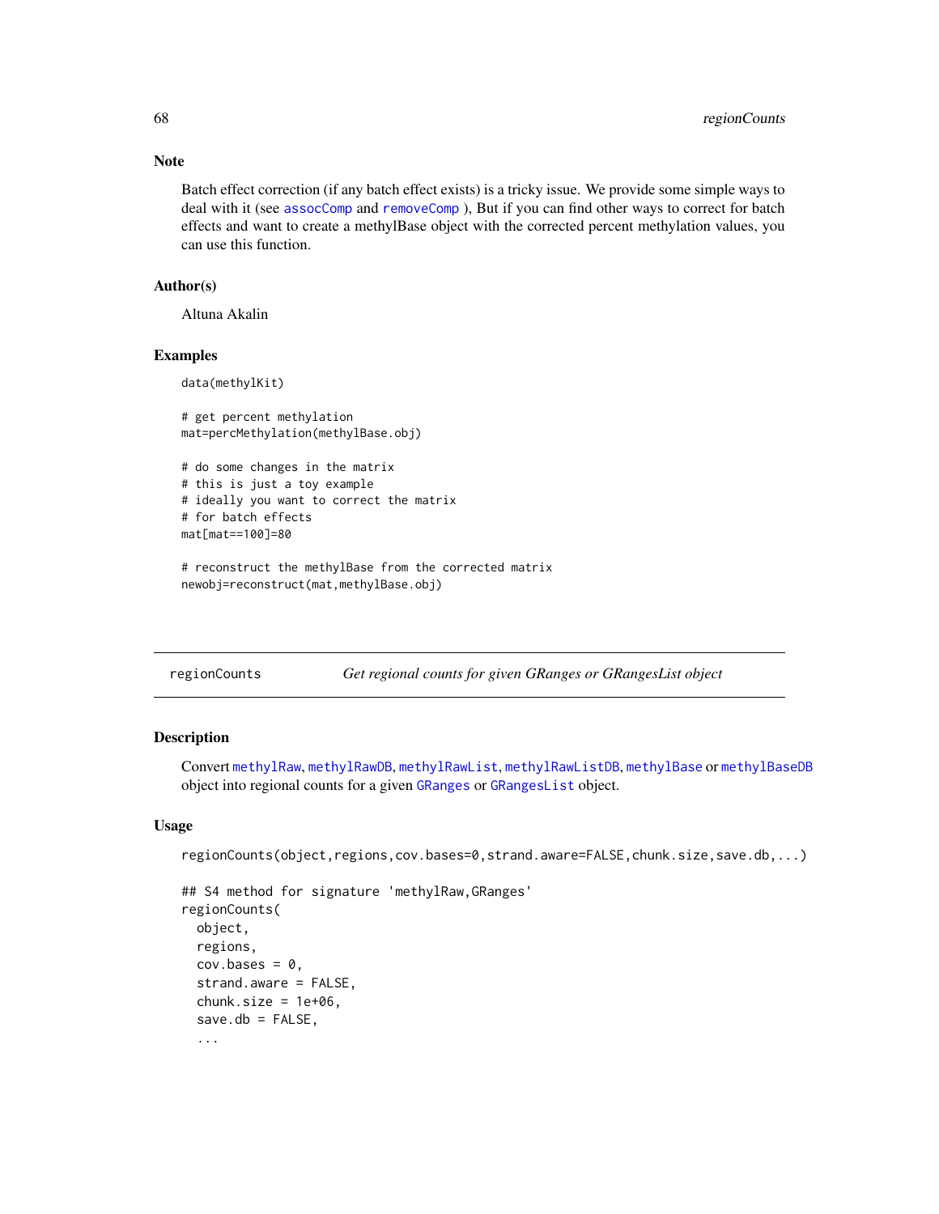## Note

Batch effect correction (if any batch effect exists) is a tricky issue. We provide some simple ways to deal with it (see `assocComp` and `removeComp` ), But if you can find other ways to correct for batch effects and want to create a methylBase object with the corrected percent methylation values, you can use this function.

## Author(s)

Altuna Akalin

## Examples

```
data(methylKit)

# get percent methylation
mat=percMethylation(methylBase.obj)

# do some changes in the matrix
# this is just a toy example
# ideally you want to correct the matrix
# for batch effects
mat[mat==100]=80

# reconstruct the methylBase from the corrected matrix
newobj=reconstruct(mat,methylBase.obj)
```

---

# regionCounts — *Get regional counts for given GRanges or GRangesList object*

---

## Description

Convert `methylRaw`, `methylRawDB`, `methylRawList`, `methylRawListDB`, `methylBase` or `methylBaseDB` object into regional counts for a given `GRanges` or `GRangesList` object.

## Usage

```
regionCounts(object,regions,cov.bases=0,strand.aware=FALSE,chunk.size,save.db,...)

## S4 method for signature 'methylRaw,GRanges'
regionCounts(
  object,
  regions,
  cov.bases = 0,
  strand.aware = FALSE,
  chunk.size = 1e+06,
  save.db = FALSE,
  ...
```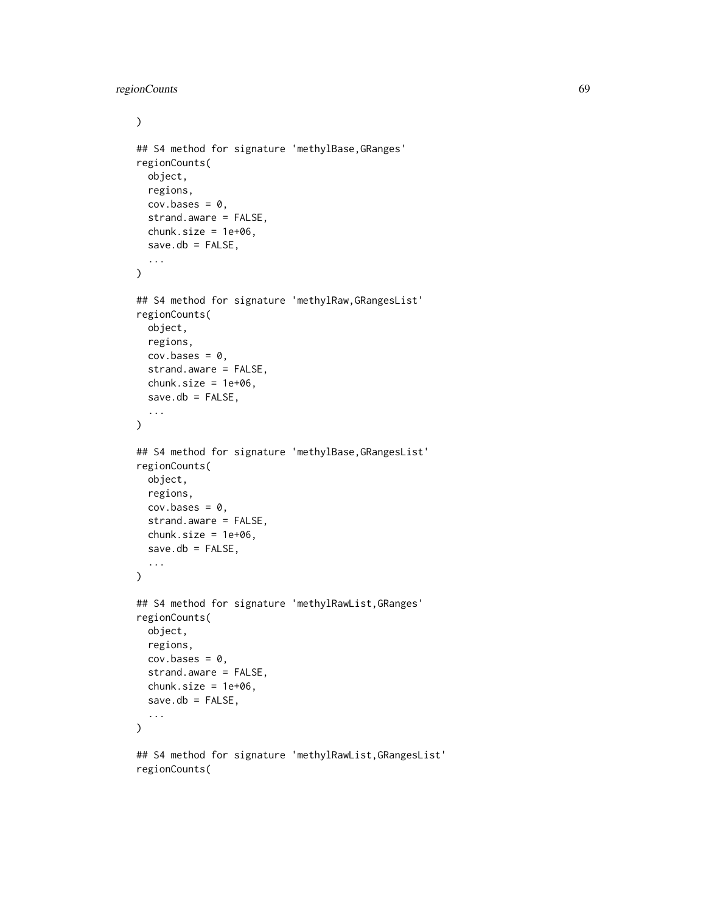```
)

## S4 method for signature 'methylBase,GRanges'
regionCounts(
  object,
  regions,
  cov.bases = 0,
  strand.aware = FALSE,
  chunk.size = 1e+06,
  save.db = FALSE,
  ...
)

## S4 method for signature 'methylRaw,GRangesList'
regionCounts(
  object,
  regions,
  cov.bases = 0,
  strand.aware = FALSE,
  chunk.size = 1e+06,
  save.db = FALSE,
  ...
)

## S4 method for signature 'methylBase,GRangesList'
regionCounts(
  object,
  regions,
  cov.bases = 0,
  strand.aware = FALSE,
  chunk.size = 1e+06,
  save.db = FALSE,
  ...
)

## S4 method for signature 'methylRawList,GRanges'
regionCounts(
  object,
  regions,
  cov.bases = 0,
  strand.aware = FALSE,
  chunk.size = 1e+06,
  save.db = FALSE,
  ...
)

## S4 method for signature 'methylRawList,GRangesList'
regionCounts(
```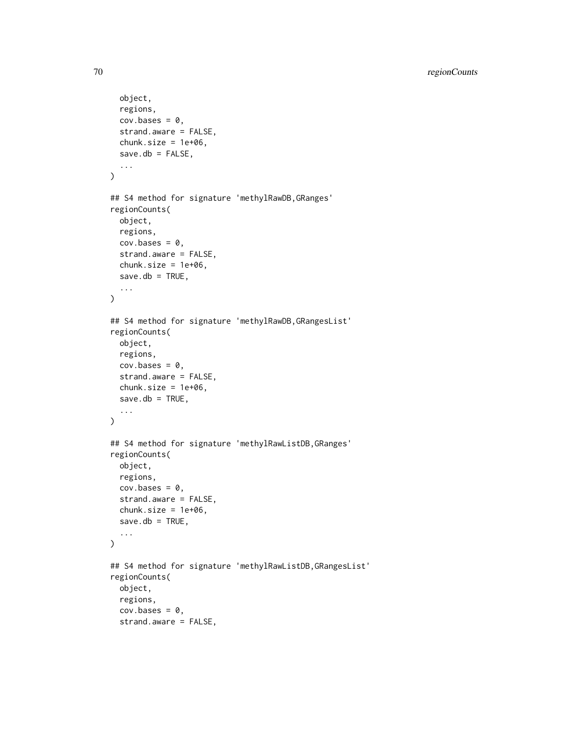```
  object,
  regions,
  cov.bases = 0,
  strand.aware = FALSE,
  chunk.size = 1e+06,
  save.db = FALSE,
  ...
)

## S4 method for signature 'methylRawDB,GRanges'
regionCounts(
  object,
  regions,
  cov.bases = 0,
  strand.aware = FALSE,
  chunk.size = 1e+06,
  save.db = TRUE,
  ...
)

## S4 method for signature 'methylRawDB,GRangesList'
regionCounts(
  object,
  regions,
  cov.bases = 0,
  strand.aware = FALSE,
  chunk.size = 1e+06,
  save.db = TRUE,
  ...
)

## S4 method for signature 'methylRawListDB,GRanges'
regionCounts(
  object,
  regions,
  cov.bases = 0,
  strand.aware = FALSE,
  chunk.size = 1e+06,
  save.db = TRUE,
  ...
)

## S4 method for signature 'methylRawListDB,GRangesList'
regionCounts(
  object,
  regions,
  cov.bases = 0,
  strand.aware = FALSE,
```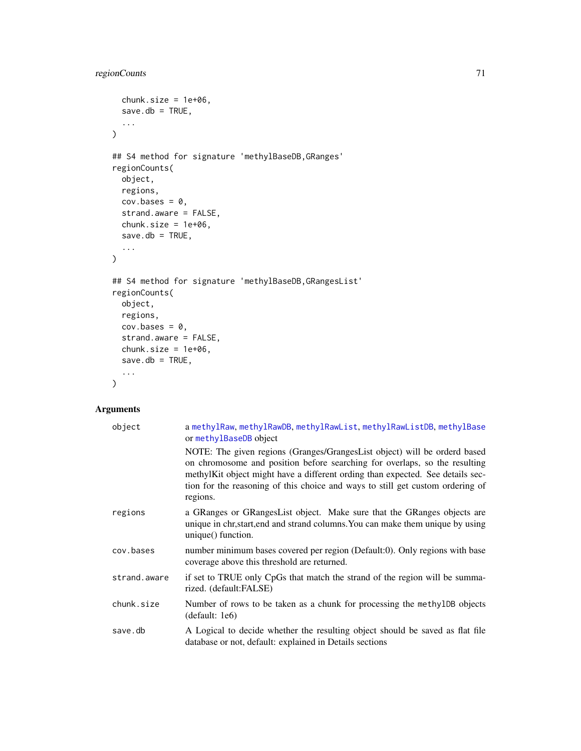```
  chunk.size = 1e+06,
  save.db = TRUE,
  ...
)

## S4 method for signature 'methylBaseDB,GRanges'
regionCounts(
  object,
  regions,
  cov.bases = 0,
  strand.aware = FALSE,
  chunk.size = 1e+06,
  save.db = TRUE,
  ...
)

## S4 method for signature 'methylBaseDB,GRangesList'
regionCounts(
  object,
  regions,
  cov.bases = 0,
  strand.aware = FALSE,
  chunk.size = 1e+06,
  save.db = TRUE,
  ...
)
```

## Arguments

| | |
|---|---|
| `object` | a `methylRaw`, `methylRawDB`, `methylRawList`, `methylRawListDB`, `methylBase` or `methylBaseDB` object<br><br>NOTE: The given regions (Granges/GrangesList object) will be orderd based on chromosome and position before searching for overlaps, so the resulting methylKit object might have a different ording than expected. See details section for the reasoning of this choice and ways to still get custom ordering of regions. |
| `regions` | a GRanges or GRangesList object. Make sure that the GRanges objects are unique in chr,start,end and strand columns.You can make them unique by using unique() function. |
| `cov.bases` | number minimum bases covered per region (Default:0). Only regions with base coverage above this threshold are returned. |
| `strand.aware` | if set to TRUE only CpGs that match the strand of the region will be summarized. (default:FALSE) |
| `chunk.size` | Number of rows to be taken as a chunk for processing the `methylDB` objects (default: 1e6) |
| `save.db` | A Logical to decide whether the resulting object should be saved as flat file database or not, default: explained in Details sections |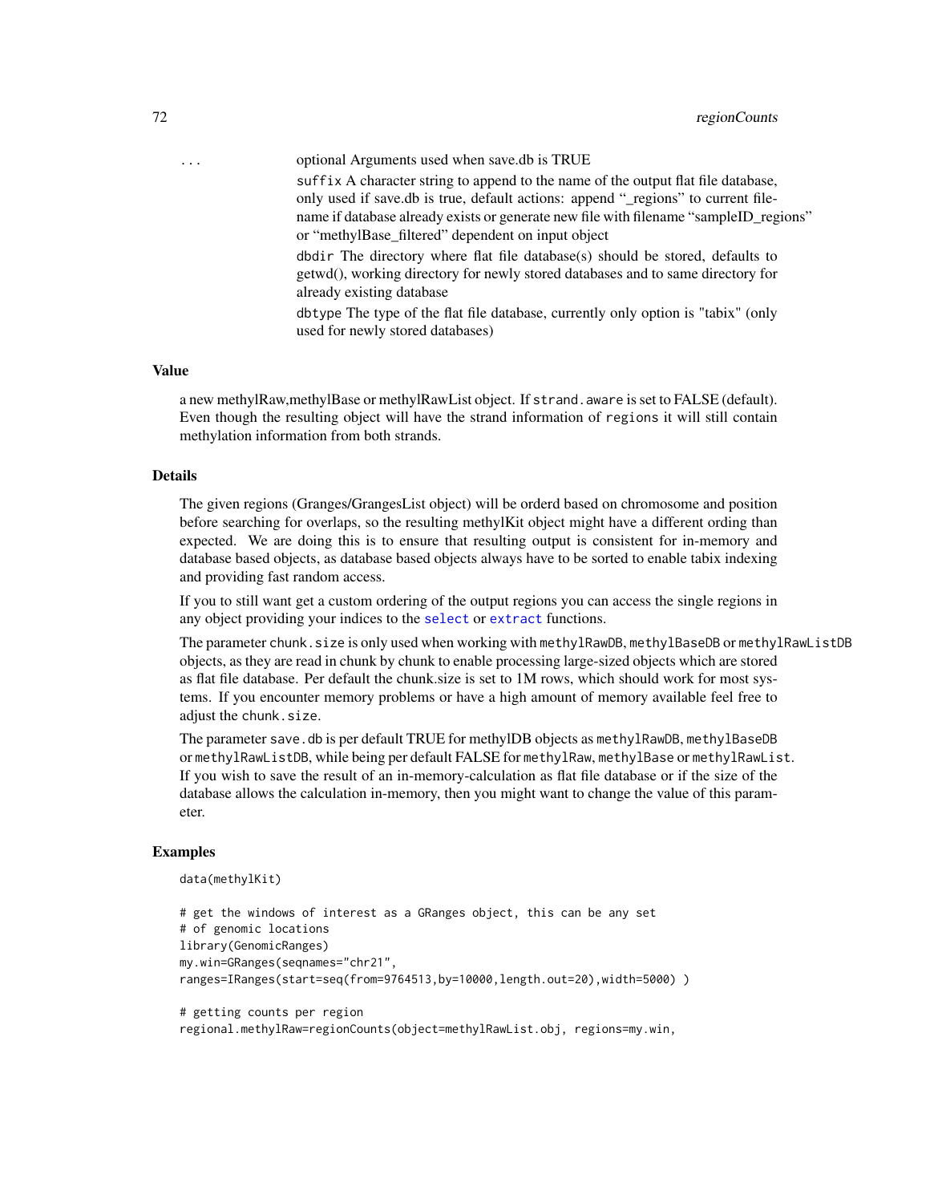... optional Arguments used when save.db is TRUE

suffix A character string to append to the name of the output flat file database, only used if save.db is true, default actions: append "_regions" to current filename if database already exists or generate new file with filename "sampleID_regions" or "methylBase_filtered" dependent on input object

dbdir The directory where flat file database(s) should be stored, defaults to getwd(), working directory for newly stored databases and to same directory for already existing database

dbtype The type of the flat file database, currently only option is "tabix" (only used for newly stored databases)

### Value

a new methylRaw,methylBase or methylRawList object. If `strand.aware` is set to FALSE (default). Even though the resulting object will have the strand information of `regions` it will still contain methylation information from both strands.

### Details

The given regions (Granges/GrangesList object) will be orderd based on chromosome and position before searching for overlaps, so the resulting methylKit object might have a different ording than expected. We are doing this is to ensure that resulting output is consistent for in-memory and database based objects, as database based objects always have to be sorted to enable tabix indexing and providing fast random access.

If you to still want get a custom ordering of the output regions you can access the single regions in any object providing your indices to the `select` or `extract` functions.

The parameter `chunk.size` is only used when working with `methylRawDB`, `methylBaseDB` or `methylRawListDB` objects, as they are read in chunk by chunk to enable processing large-sized objects which are stored as flat file database. Per default the chunk.size is set to 1M rows, which should work for most systems. If you encounter memory problems or have a high amount of memory available feel free to adjust the `chunk.size`.

The parameter `save.db` is per default TRUE for methylDB objects as `methylRawDB`, `methylBaseDB` or `methylRawListDB`, while being per default FALSE for `methylRaw`, `methylBase` or `methylRawList`. If you wish to save the result of an in-memory-calculation as flat file database or if the size of the database allows the calculation in-memory, then you might want to change the value of this parameter.

### Examples

```
data(methylKit)

# get the windows of interest as a GRanges object, this can be any set
# of genomic locations
library(GenomicRanges)
my.win=GRanges(seqnames="chr21",
ranges=IRanges(start=seq(from=9764513,by=10000,length.out=20),width=5000) )

# getting counts per region
regional.methylRaw=regionCounts(object=methylRawList.obj, regions=my.win,
```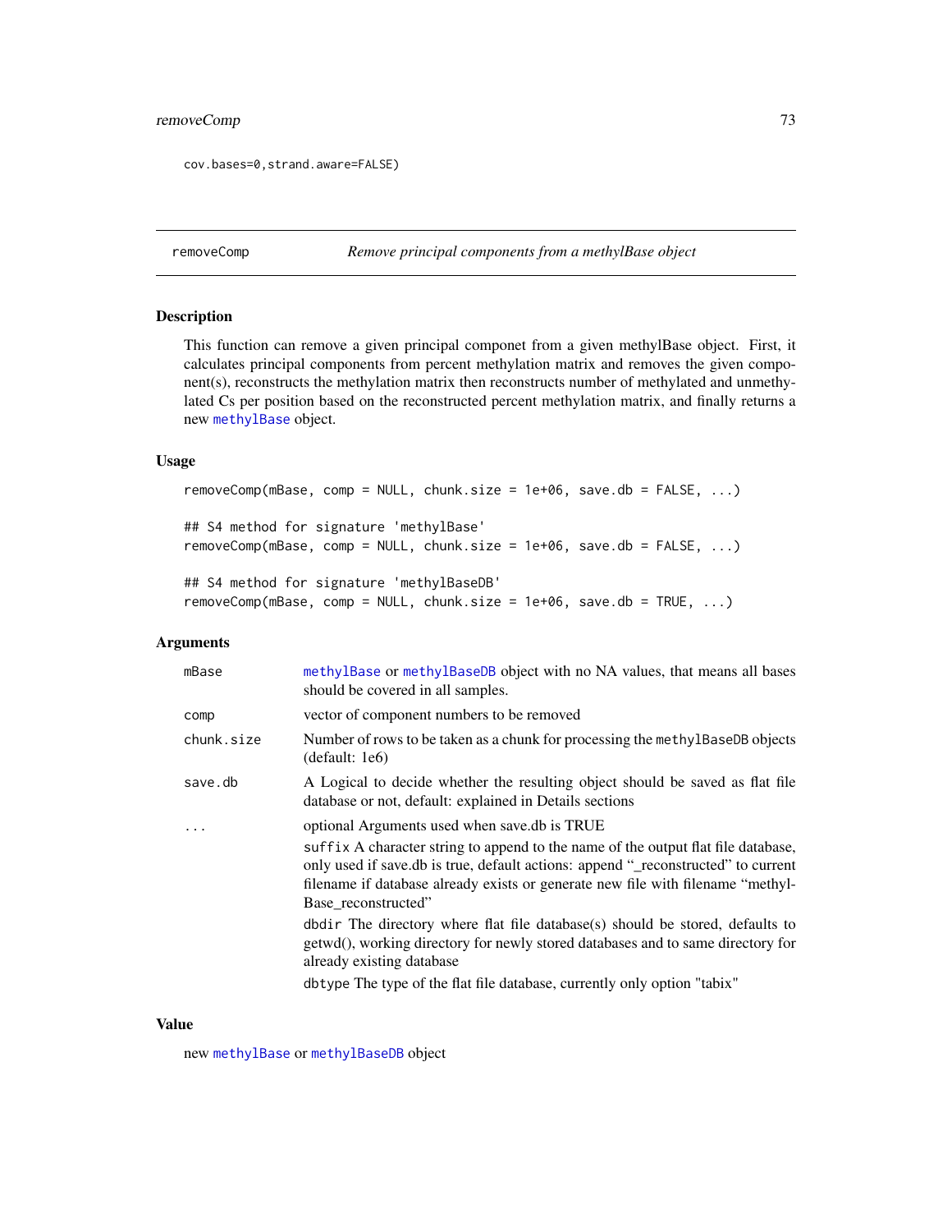```
cov.bases=0,strand.aware=FALSE)
```

---

removeComp — *Remove principal components from a methylBase object*

---

### Description

This function can remove a given principal componet from a given methylBase object. First, it calculates principal components from percent methylation matrix and removes the given component(s), reconstructs the methylation matrix then reconstructs number of methylated and unmethylated Cs per position based on the reconstructed percent methylation matrix, and finally returns a new methylBase object.

### Usage

```
removeComp(mBase, comp = NULL, chunk.size = 1e+06, save.db = FALSE, ...)

## S4 method for signature 'methylBase'
removeComp(mBase, comp = NULL, chunk.size = 1e+06, save.db = FALSE, ...)

## S4 method for signature 'methylBaseDB'
removeComp(mBase, comp = NULL, chunk.size = 1e+06, save.db = TRUE, ...)
```

### Arguments

| | |
|---|---|
| mBase | methylBase or methylBaseDB object with no NA values, that means all bases should be covered in all samples. |
| comp | vector of component numbers to be removed |
| chunk.size | Number of rows to be taken as a chunk for processing the methylBaseDB objects (default: 1e6) |
| save.db | A Logical to decide whether the resulting object should be saved as flat file database or not, default: explained in Details sections |
| ... | optional Arguments used when save.db is TRUE<br>suffix A character string to append to the name of the output flat file database, only used if save.db is true, default actions: append "_reconstructed" to current filename if database already exists or generate new file with filename "methylBase_reconstructed"<br>dbdir The directory where flat file database(s) should be stored, defaults to getwd(), working directory for newly stored databases and to same directory for already existing database<br>dbtype The type of the flat file database, currently only option "tabix" |

### Value

new methylBase or methylBaseDB object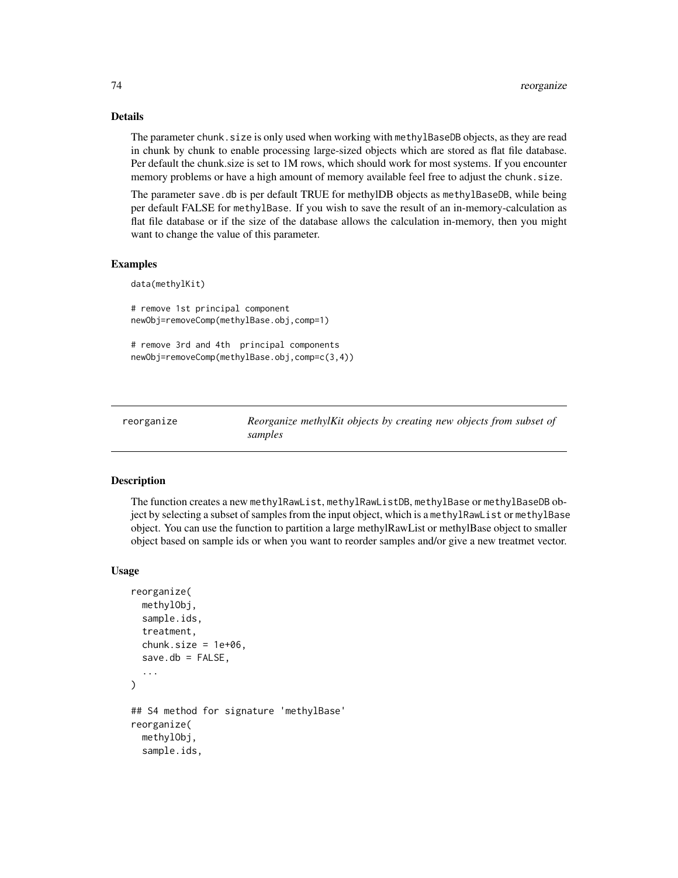### Details

The parameter `chunk.size` is only used when working with `methylBaseDB` objects, as they are read in chunk by chunk to enable processing large-sized objects which are stored as flat file database. Per default the chunk.size is set to 1M rows, which should work for most systems. If you encounter memory problems or have a high amount of memory available feel free to adjust the `chunk.size`.

The parameter `save.db` is per default TRUE for methylDB objects as `methylBaseDB`, while being per default FALSE for `methylBase`. If you wish to save the result of an in-memory-calculation as flat file database or if the size of the database allows the calculation in-memory, then you might want to change the value of this parameter.

### Examples

```
data(methylKit)

# remove 1st principal component
newObj=removeComp(methylBase.obj,comp=1)

# remove 3rd and 4th  principal components
newObj=removeComp(methylBase.obj,comp=c(3,4))
```

---

## reorganize — *Reorganize methylKit objects by creating new objects from subset of samples*

---

### Description

The function creates a new `methylRawList`, `methylRawListDB`, `methylBase` or `methylBaseDB` object by selecting a subset of samples from the input object, which is a `methylRawList` or `methylBase` object. You can use the function to partition a large methylRawList or methylBase object to smaller object based on sample ids or when you want to reorder samples and/or give a new treatmet vector.

### Usage

```
reorganize(
  methylObj,
  sample.ids,
  treatment,
  chunk.size = 1e+06,
  save.db = FALSE,
  ...
)

## S4 method for signature 'methylBase'
reorganize(
  methylObj,
  sample.ids,
```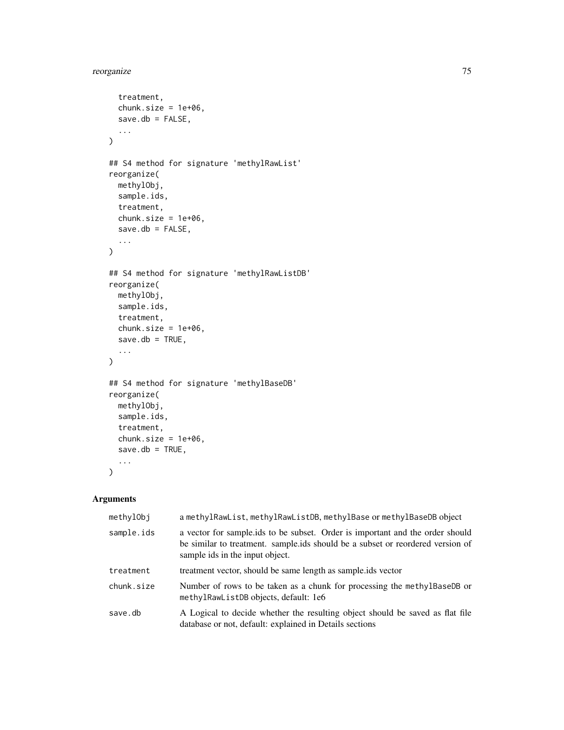```
  treatment,
  chunk.size = 1e+06,
  save.db = FALSE,
  ...
)

## S4 method for signature 'methylRawList'
reorganize(
  methylObj,
  sample.ids,
  treatment,
  chunk.size = 1e+06,
  save.db = FALSE,
  ...
)

## S4 method for signature 'methylRawListDB'
reorganize(
  methylObj,
  sample.ids,
  treatment,
  chunk.size = 1e+06,
  save.db = TRUE,
  ...
)

## S4 method for signature 'methylBaseDB'
reorganize(
  methylObj,
  sample.ids,
  treatment,
  chunk.size = 1e+06,
  save.db = TRUE,
  ...
)
```

## Arguments

| | |
|---|---|
| `methylObj` | a `methylRawList`, `methylRawListDB`, `methylBase` or `methylBaseDB` object |
| `sample.ids` | a vector for sample.ids to be subset. Order is important and the order should be similar to treatment. sample.ids should be a subset or reordered version of sample ids in the input object. |
| `treatment` | treatment vector, should be same length as sample.ids vector |
| `chunk.size` | Number of rows to be taken as a chunk for processing the `methylBaseDB` or `methylRawListDB` objects, default: 1e6 |
| `save.db` | A Logical to decide whether the resulting object should be saved as flat file database or not, default: explained in Details sections |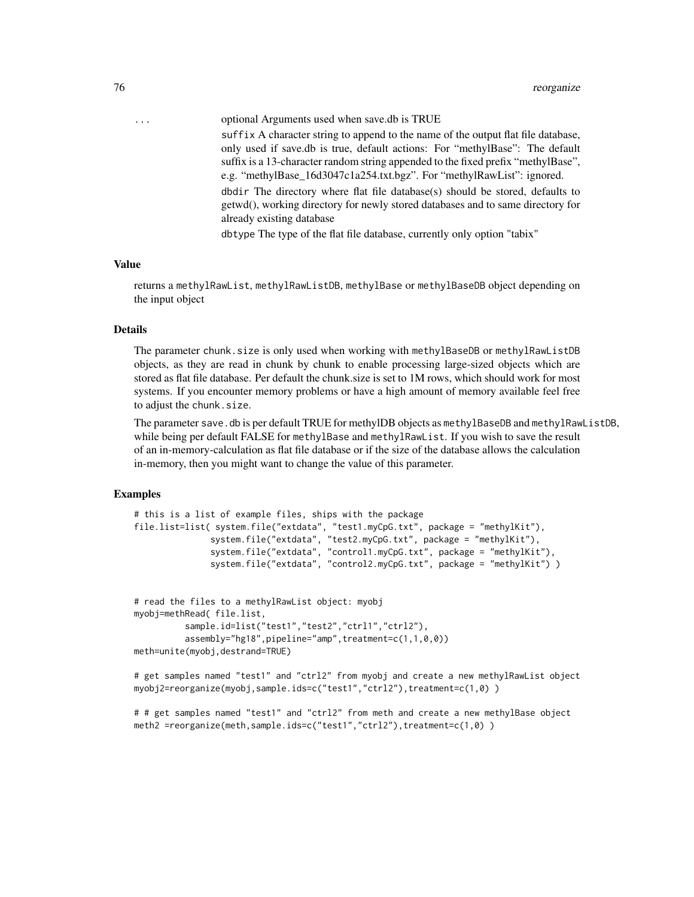... optional Arguments used when save.db is TRUE

suffix A character string to append to the name of the output flat file database, only used if save.db is true, default actions: For "methylBase": The default suffix is a 13-character random string appended to the fixed prefix "methylBase", e.g. "methylBase_16d3047c1a254.txt.bgz". For "methylRawList": ignored.

dbdir The directory where flat file database(s) should be stored, defaults to getwd(), working directory for newly stored databases and to same directory for already existing database

dbtype The type of the flat file database, currently only option "tabix"

## Value

returns a `methylRawList`, `methylRawListDB`, `methylBase` or `methylBaseDB` object depending on the input object

## Details

The parameter `chunk.size` is only used when working with `methylBaseDB` or `methylRawListDB` objects, as they are read in chunk by chunk to enable processing large-sized objects which are stored as flat file database. Per default the chunk.size is set to 1M rows, which should work for most systems. If you encounter memory problems or have a high amount of memory available feel free to adjust the `chunk.size`.

The parameter `save.db` is per default TRUE for methylDB objects as `methylBaseDB` and `methylRawListDB`, while being per default FALSE for `methylBase` and `methylRawList`. If you wish to save the result of an in-memory-calculation as flat file database or if the size of the database allows the calculation in-memory, then you might want to change the value of this parameter.

## Examples

```
# this is a list of example files, ships with the package
file.list=list( system.file("extdata", "test1.myCpG.txt", package = "methylKit"),
               system.file("extdata", "test2.myCpG.txt", package = "methylKit"),
               system.file("extdata", "control1.myCpG.txt", package = "methylKit"),
               system.file("extdata", "control2.myCpG.txt", package = "methylKit") )


# read the files to a methylRawList object: myobj
myobj=methRead( file.list,
          sample.id=list("test1","test2","ctrl1","ctrl2"),
          assembly="hg18",pipeline="amp",treatment=c(1,1,0,0))
meth=unite(myobj,destrand=TRUE)

# get samples named "test1" and "ctrl2" from myobj and create a new methylRawList object
myobj2=reorganize(myobj,sample.ids=c("test1","ctrl2"),treatment=c(1,0) )

# # get samples named "test1" and "ctrl2" from meth and create a new methylBase object
meth2 =reorganize(meth,sample.ids=c("test1","ctrl2"),treatment=c(1,0) )
```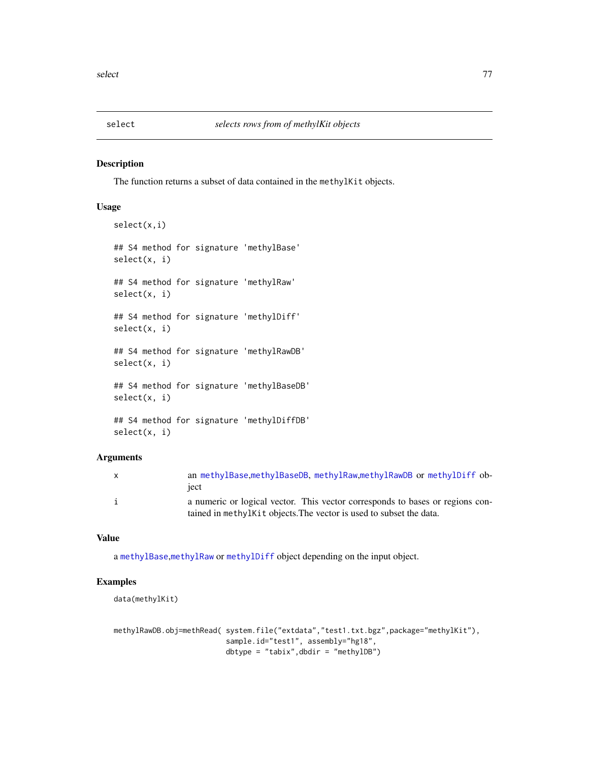# select — *selects rows from of methylKit objects*

## Description

The function returns a subset of data contained in the `methylKit` objects.

## Usage

```
select(x,i)

## S4 method for signature 'methylBase'
select(x, i)

## S4 method for signature 'methylRaw'
select(x, i)

## S4 method for signature 'methylDiff'
select(x, i)

## S4 method for signature 'methylRawDB'
select(x, i)

## S4 method for signature 'methylBaseDB'
select(x, i)

## S4 method for signature 'methylDiffDB'
select(x, i)
```

## Arguments

| | |
|---|---|
| x | an `methylBase`,`methylBaseDB`, `methylRaw`,`methylRawDB` or `methylDiff` object |
| i | a numeric or logical vector. This vector corresponds to bases or regions contained in `methylKit` objects.The vector is used to subset the data. |

## Value

a `methylBase`,`methylRaw` or `methylDiff` object depending on the input object.

## Examples

```
data(methylKit)


methylRawDB.obj=methRead( system.file("extdata","test1.txt.bgz",package="methylKit"),
                          sample.id="test1", assembly="hg18",
                          dbtype = "tabix",dbdir = "methylDB")
```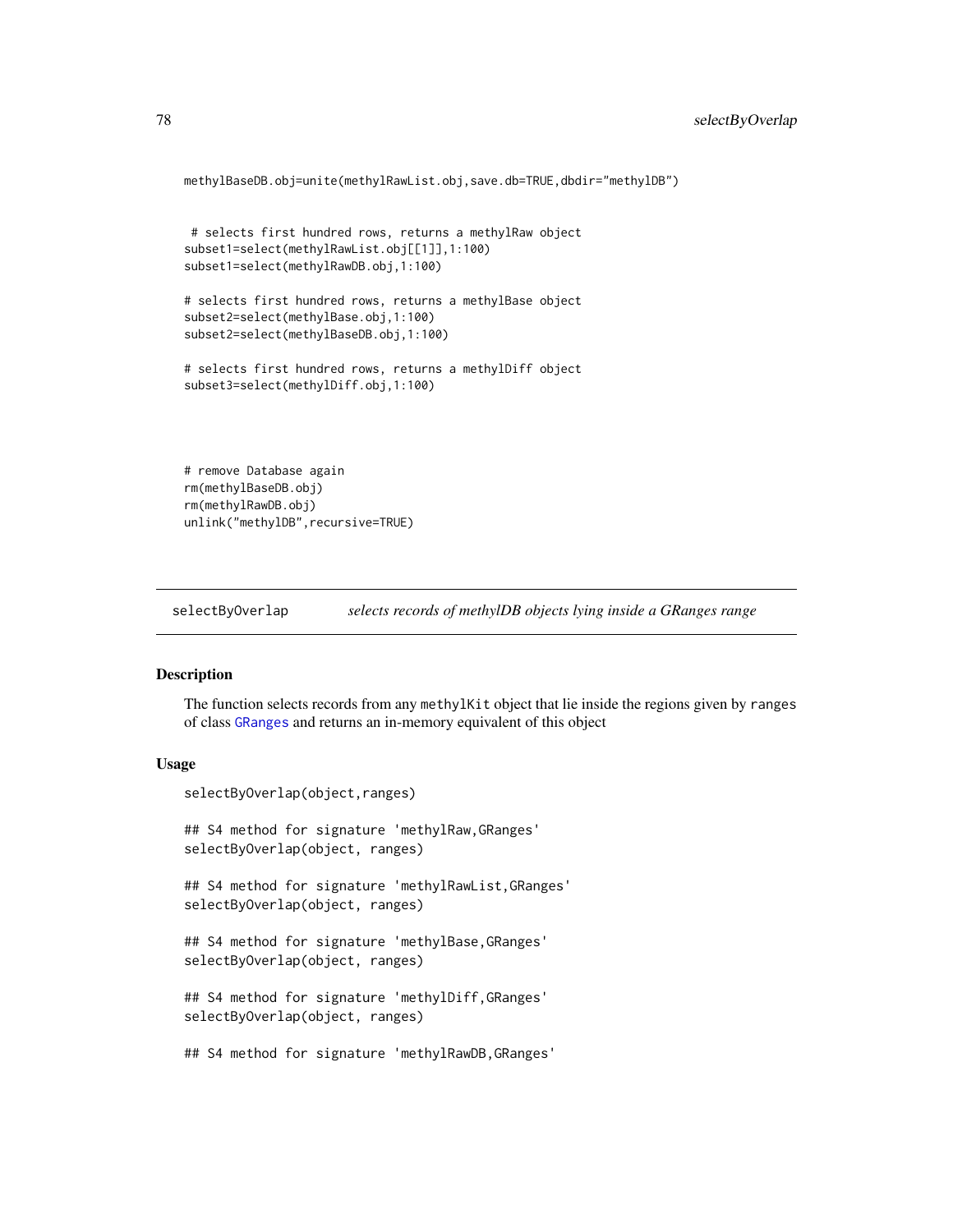```
methylBaseDB.obj=unite(methylRawList.obj,save.db=TRUE,dbdir="methylDB")


 # selects first hundred rows, returns a methylRaw object
subset1=select(methylRawList.obj[[1]],1:100)
subset1=select(methylRawDB.obj,1:100)

# selects first hundred rows, returns a methylBase object
subset2=select(methylBase.obj,1:100)
subset2=select(methylBaseDB.obj,1:100)

# selects first hundred rows, returns a methylDiff object
subset3=select(methylDiff.obj,1:100)




# remove Database again
rm(methylBaseDB.obj)
rm(methylRawDB.obj)
unlink("methylDB",recursive=TRUE)
```

## selectByOverlap *selects records of methylDB objects lying inside a GRanges range*

### Description

The function selects records from any `methylKit` object that lie inside the regions given by `ranges` of class `GRanges` and returns an in-memory equivalent of this object

### Usage

```
selectByOverlap(object,ranges)

## S4 method for signature 'methylRaw,GRanges'
selectByOverlap(object, ranges)

## S4 method for signature 'methylRawList,GRanges'
selectByOverlap(object, ranges)

## S4 method for signature 'methylBase,GRanges'
selectByOverlap(object, ranges)

## S4 method for signature 'methylDiff,GRanges'
selectByOverlap(object, ranges)

## S4 method for signature 'methylRawDB,GRanges'
```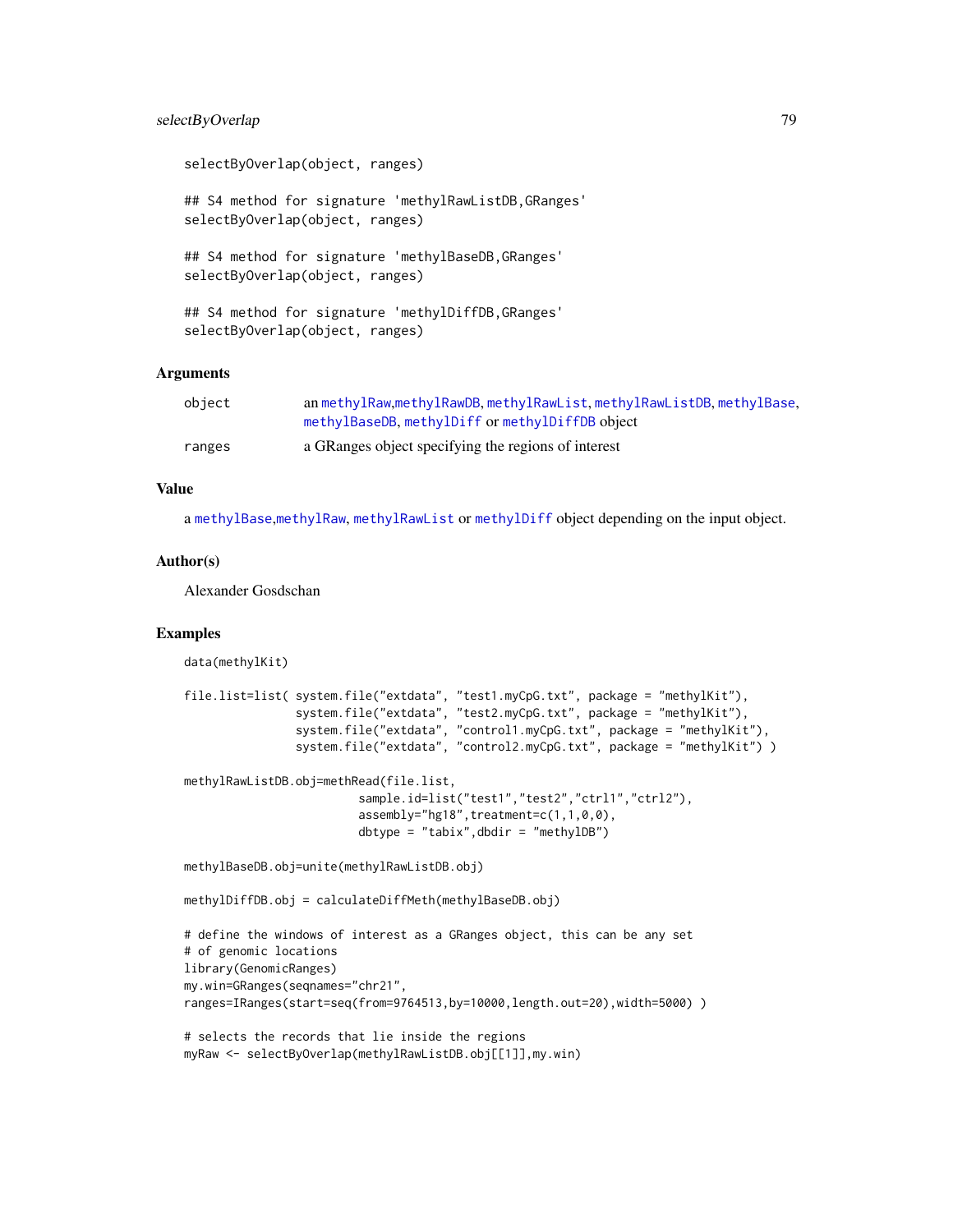```
selectByOverlap(object, ranges)

## S4 method for signature 'methylRawListDB,GRanges'
selectByOverlap(object, ranges)

## S4 method for signature 'methylBaseDB,GRanges'
selectByOverlap(object, ranges)

## S4 method for signature 'methylDiffDB,GRanges'
selectByOverlap(object, ranges)
```

## Arguments

| | |
|---|---|
| object | an methylRaw,methylRawDB, methylRawList, methylRawListDB, methylBase, methylBaseDB, methylDiff or methylDiffDB object |
| ranges | a GRanges object specifying the regions of interest |

## Value

a methylBase,methylRaw, methylRawList or methylDiff object depending on the input object.

## Author(s)

Alexander Gosdschan

## Examples

```
data(methylKit)

file.list=list( system.file("extdata", "test1.myCpG.txt", package = "methylKit"),
                system.file("extdata", "test2.myCpG.txt", package = "methylKit"),
                system.file("extdata", "control1.myCpG.txt", package = "methylKit"),
                system.file("extdata", "control2.myCpG.txt", package = "methylKit") )

methylRawListDB.obj=methRead(file.list,
                         sample.id=list("test1","test2","ctrl1","ctrl2"),
                         assembly="hg18",treatment=c(1,1,0,0),
                         dbtype = "tabix",dbdir = "methylDB")

methylBaseDB.obj=unite(methylRawListDB.obj)

methylDiffDB.obj = calculateDiffMeth(methylBaseDB.obj)

# define the windows of interest as a GRanges object, this can be any set
# of genomic locations
library(GenomicRanges)
my.win=GRanges(seqnames="chr21",
ranges=IRanges(start=seq(from=9764513,by=10000,length.out=20),width=5000) )

# selects the records that lie inside the regions
myRaw <- selectByOverlap(methylRawListDB.obj[[1]],my.win)
```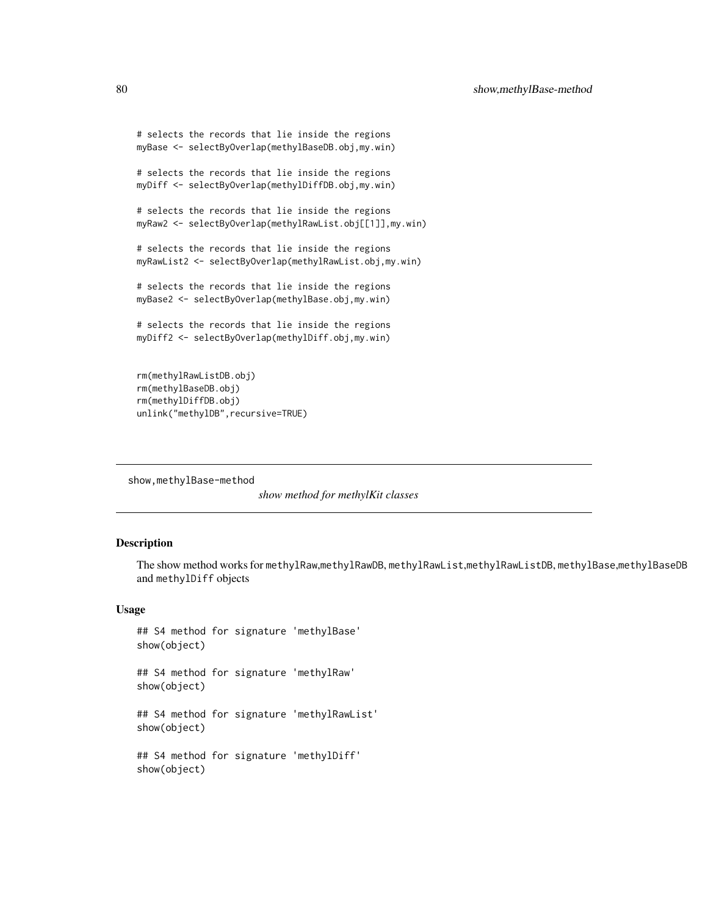```
# selects the records that lie inside the regions
myBase <- selectByOverlap(methylBaseDB.obj,my.win)

# selects the records that lie inside the regions
myDiff <- selectByOverlap(methylDiffDB.obj,my.win)

# selects the records that lie inside the regions
myRaw2 <- selectByOverlap(methylRawList.obj[[1]],my.win)

# selects the records that lie inside the regions
myRawList2 <- selectByOverlap(methylRawList.obj,my.win)

# selects the records that lie inside the regions
myBase2 <- selectByOverlap(methylBase.obj,my.win)

# selects the records that lie inside the regions
myDiff2 <- selectByOverlap(methylDiff.obj,my.win)


rm(methylRawListDB.obj)
rm(methylBaseDB.obj)
rm(methylDiffDB.obj)
unlink("methylDB",recursive=TRUE)
```

---

## show,methylBase-method

*show method for methylKit classes*

---

### Description

The show method works for `methylRaw`,`methylRawDB`, `methylRawList`,`methylRawListDB`, `methylBase`,`methylBaseDB` and `methylDiff` objects

### Usage

```
## S4 method for signature 'methylBase'
show(object)

## S4 method for signature 'methylRaw'
show(object)

## S4 method for signature 'methylRawList'
show(object)

## S4 method for signature 'methylDiff'
show(object)
```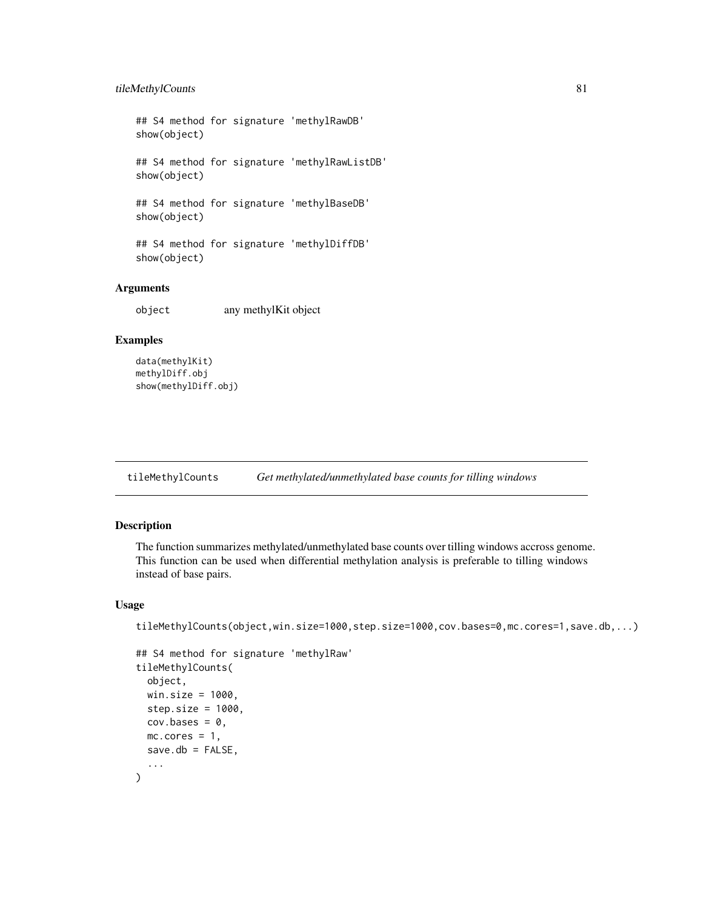```
## S4 method for signature 'methylRawDB'
show(object)

## S4 method for signature 'methylRawListDB'
show(object)

## S4 method for signature 'methylBaseDB'
show(object)

## S4 method for signature 'methylDiffDB'
show(object)
```

### Arguments

`object` any methylKit object

### Examples

```
data(methylKit)
methylDiff.obj
show(methylDiff.obj)
```

---

## tileMethylCounts *Get methylated/unmethylated base counts for tilling windows*

---

### Description

The function summarizes methylated/unmethylated base counts over tilling windows accross genome. This function can be used when differential methylation analysis is preferable to tilling windows instead of base pairs.

### Usage

```
tileMethylCounts(object,win.size=1000,step.size=1000,cov.bases=0,mc.cores=1,save.db,...)

## S4 method for signature 'methylRaw'
tileMethylCounts(
  object,
  win.size = 1000,
  step.size = 1000,
  cov.bases = 0,
  mc.cores = 1,
  save.db = FALSE,
  ...
)
```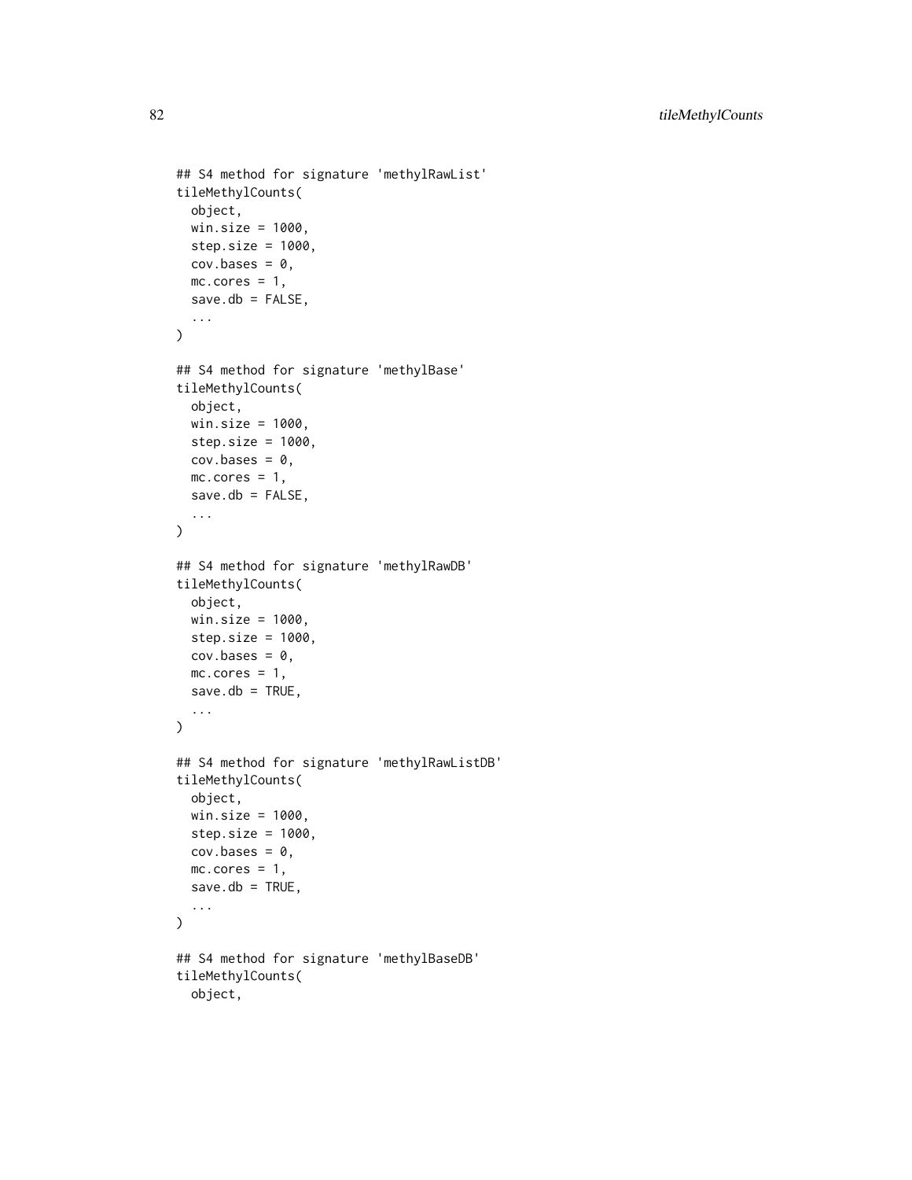```
## S4 method for signature 'methylRawList'
tileMethylCounts(
  object,
  win.size = 1000,
  step.size = 1000,
  cov.bases = 0,
  mc.cores = 1,
  save.db = FALSE,
  ...
)

## S4 method for signature 'methylBase'
tileMethylCounts(
  object,
  win.size = 1000,
  step.size = 1000,
  cov.bases = 0,
  mc.cores = 1,
  save.db = FALSE,
  ...
)

## S4 method for signature 'methylRawDB'
tileMethylCounts(
  object,
  win.size = 1000,
  step.size = 1000,
  cov.bases = 0,
  mc.cores = 1,
  save.db = TRUE,
  ...
)

## S4 method for signature 'methylRawListDB'
tileMethylCounts(
  object,
  win.size = 1000,
  step.size = 1000,
  cov.bases = 0,
  mc.cores = 1,
  save.db = TRUE,
  ...
)

## S4 method for signature 'methylBaseDB'
tileMethylCounts(
  object,
```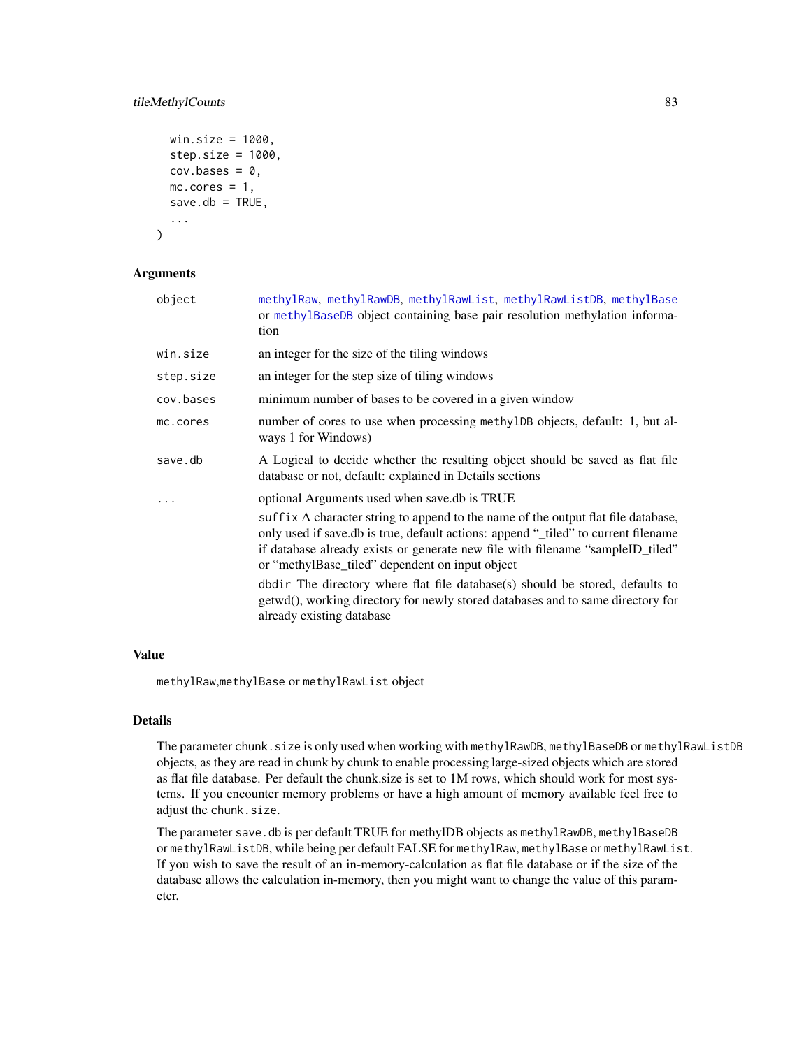```
  win.size = 1000,
  step.size = 1000,
  cov.bases = 0,
  mc.cores = 1,
  save.db = TRUE,
  ...
)
```

## Arguments

| | |
|---|---|
| object | methylRaw, methylRawDB, methylRawList, methylRawListDB, methylBase or methylBaseDB object containing base pair resolution methylation information |
| win.size | an integer for the size of the tiling windows |
| step.size | an integer for the step size of tiling windows |
| cov.bases | minimum number of bases to be covered in a given window |
| mc.cores | number of cores to use when processing methylDB objects, default: 1, but always 1 for Windows) |
| save.db | A Logical to decide whether the resulting object should be saved as flat file database or not, default: explained in Details sections |
| ... | optional Arguments used when save.db is TRUE<br><br>suffix A character string to append to the name of the output flat file database, only used if save.db is true, default actions: append "_tiled" to current filename if database already exists or generate new file with filename "sampleID_tiled" or "methylBase_tiled" dependent on input object<br><br>dbdir The directory where flat file database(s) should be stored, defaults to getwd(), working directory for newly stored databases and to same directory for already existing database |

## Value

methylRaw,methylBase or methylRawList object

## Details

The parameter chunk.size is only used when working with methylRawDB, methylBaseDB or methylRawListDB objects, as they are read in chunk by chunk to enable processing large-sized objects which are stored as flat file database. Per default the chunk.size is set to 1M rows, which should work for most systems. If you encounter memory problems or have a high amount of memory available feel free to adjust the chunk.size.

The parameter save.db is per default TRUE for methylDB objects as methylRawDB, methylBaseDB or methylRawListDB, while being per default FALSE for methylRaw, methylBase or methylRawList. If you wish to save the result of an in-memory-calculation as flat file database or if the size of the database allows the calculation in-memory, then you might want to change the value of this parameter.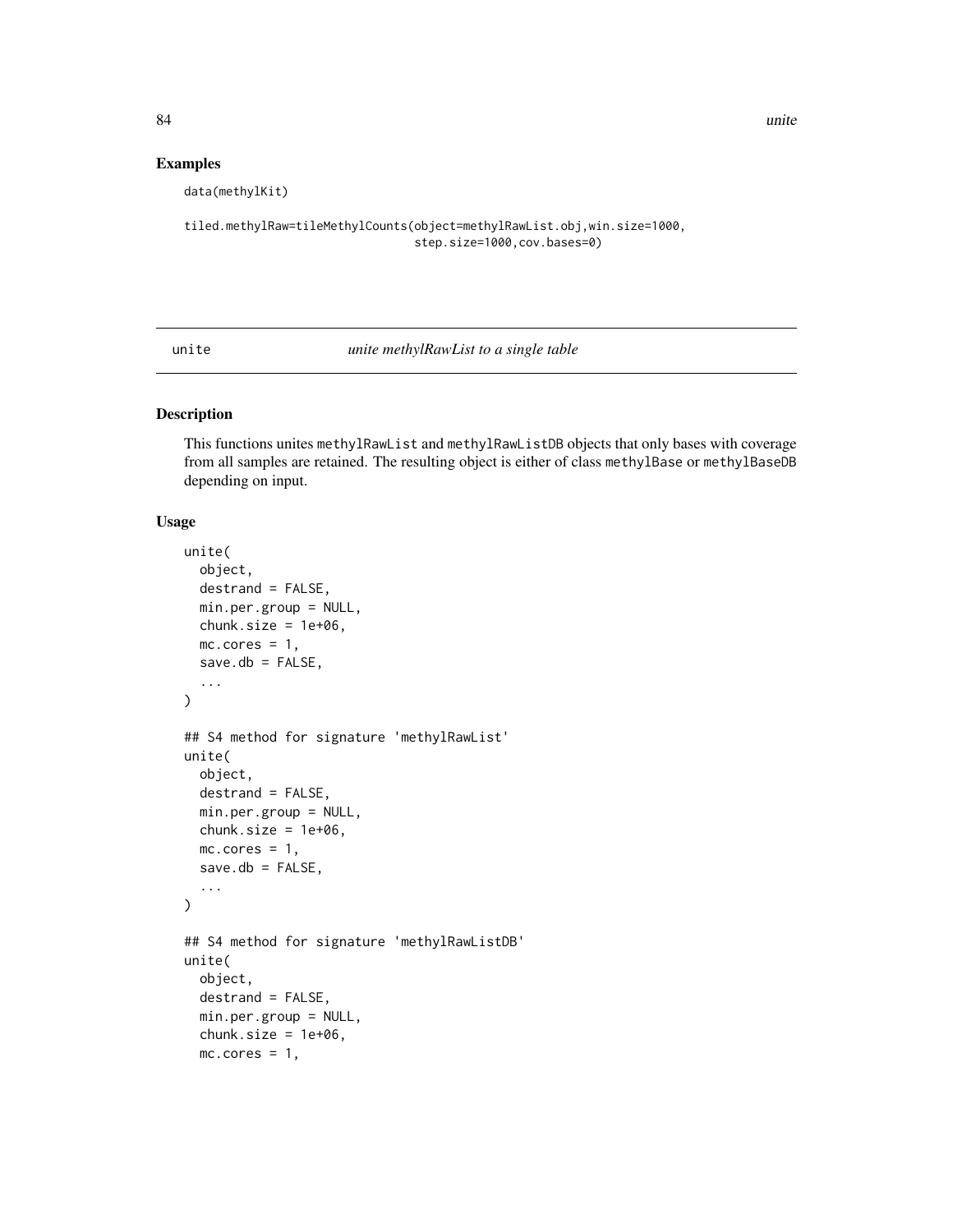## Examples

```
data(methylKit)

tiled.methylRaw=tileMethylCounts(object=methylRawList.obj,win.size=1000,
                                 step.size=1000,cov.bases=0)
```

---

# unite — *unite methylRawList to a single table*

---

## Description

This functions unites methylRawList and methylRawListDB objects that only bases with coverage from all samples are retained. The resulting object is either of class methylBase or methylBaseDB depending on input.

## Usage

```
unite(
  object,
  destrand = FALSE,
  min.per.group = NULL,
  chunk.size = 1e+06,
  mc.cores = 1,
  save.db = FALSE,
  ...
)

## S4 method for signature 'methylRawList'
unite(
  object,
  destrand = FALSE,
  min.per.group = NULL,
  chunk.size = 1e+06,
  mc.cores = 1,
  save.db = FALSE,
  ...
)

## S4 method for signature 'methylRawListDB'
unite(
  object,
  destrand = FALSE,
  min.per.group = NULL,
  chunk.size = 1e+06,
  mc.cores = 1,
```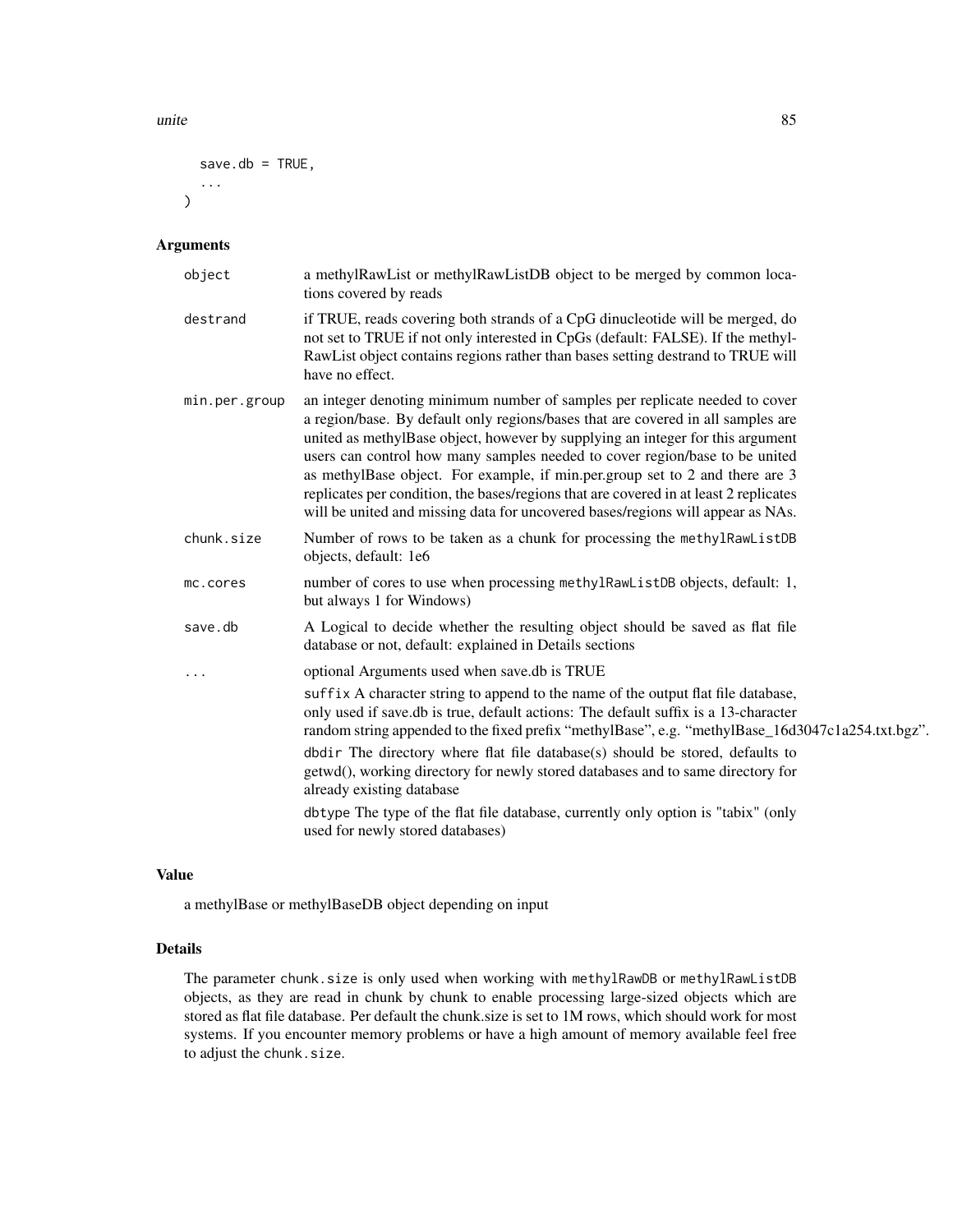```
  save.db = TRUE,
  ...
)
```

## Arguments

| | |
|---|---|
| object | a methylRawList or methylRawListDB object to be merged by common locations covered by reads |
| destrand | if TRUE, reads covering both strands of a CpG dinucleotide will be merged, do not set to TRUE if not only interested in CpGs (default: FALSE). If the methylRawList object contains regions rather than bases setting destrand to TRUE will have no effect. |
| min.per.group | an integer denoting minimum number of samples per replicate needed to cover a region/base. By default only regions/bases that are covered in all samples are united as methylBase object, however by supplying an integer for this argument users can control how many samples needed to cover region/base to be united as methylBase object. For example, if min.per.group set to 2 and there are 3 replicates per condition, the bases/regions that are covered in at least 2 replicates will be united and missing data for uncovered bases/regions will appear as NAs. |
| chunk.size | Number of rows to be taken as a chunk for processing the `methylRawListDB` objects, default: 1e6 |
| mc.cores | number of cores to use when processing `methylRawListDB` objects, default: 1, but always 1 for Windows) |
| save.db | A Logical to decide whether the resulting object should be saved as flat file database or not, default: explained in Details sections |
| ... | optional Arguments used when save.db is TRUE<br>`suffix` A character string to append to the name of the output flat file database, only used if save.db is true, default actions: The default suffix is a 13-character random string appended to the fixed prefix "methylBase", e.g. "methylBase_16d3047c1a254.txt.bgz".<br>`dbdir` The directory where flat file database(s) should be stored, defaults to getwd(), working directory for newly stored databases and to same directory for already existing database<br>`dbtype` The type of the flat file database, currently only option is "tabix" (only used for newly stored databases) |

## Value

a methylBase or methylBaseDB object depending on input

## Details

The parameter `chunk.size` is only used when working with `methylRawDB` or `methylRawListDB` objects, as they are read in chunk by chunk to enable processing large-sized objects which are stored as flat file database. Per default the chunk.size is set to 1M rows, which should work for most systems. If you encounter memory problems or have a high amount of memory available feel free to adjust the `chunk.size`.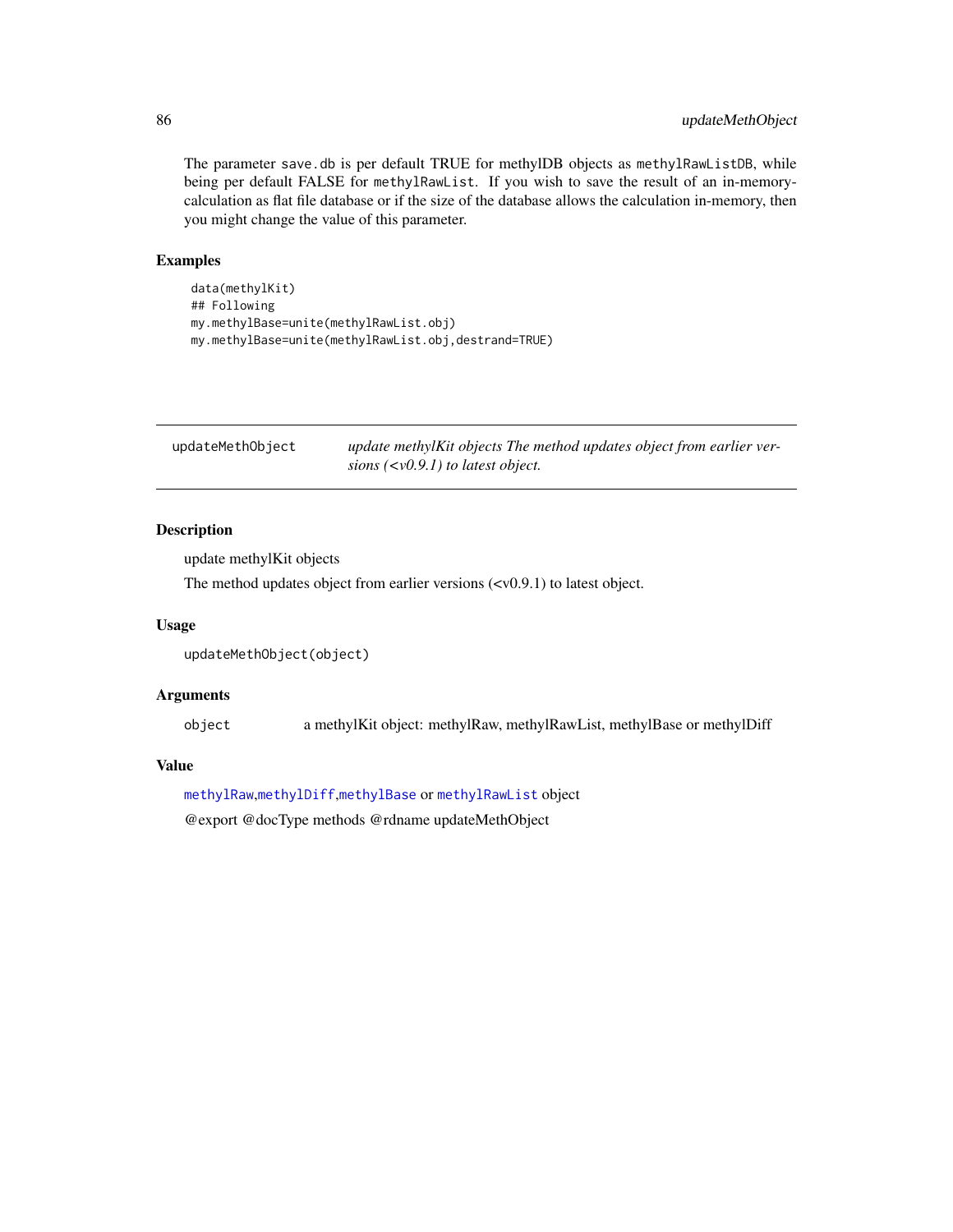The parameter save.db is per default TRUE for methylDB objects as methylRawListDB, while being per default FALSE for methylRawList. If you wish to save the result of an in-memory-calculation as flat file database or if the size of the database allows the calculation in-memory, then you might change the value of this parameter.

## Examples

```
data(methylKit)
## Following
my.methylBase=unite(methylRawList.obj)
my.methylBase=unite(methylRawList.obj,destrand=TRUE)
```

---

# updateMethObject — *update methylKit objects The method updates object from earlier versions (<v0.9.1) to latest object.*

---

## Description

update methylKit objects

The method updates object from earlier versions (<v0.9.1) to latest object.

## Usage

```
updateMethObject(object)
```

## Arguments

| | |
|---|---|
| object | a methylKit object: methylRaw, methylRawList, methylBase or methylDiff |

## Value

methylRaw,methylDiff,methylBase or methylRawList object

@export @docType methods @rdname updateMethObject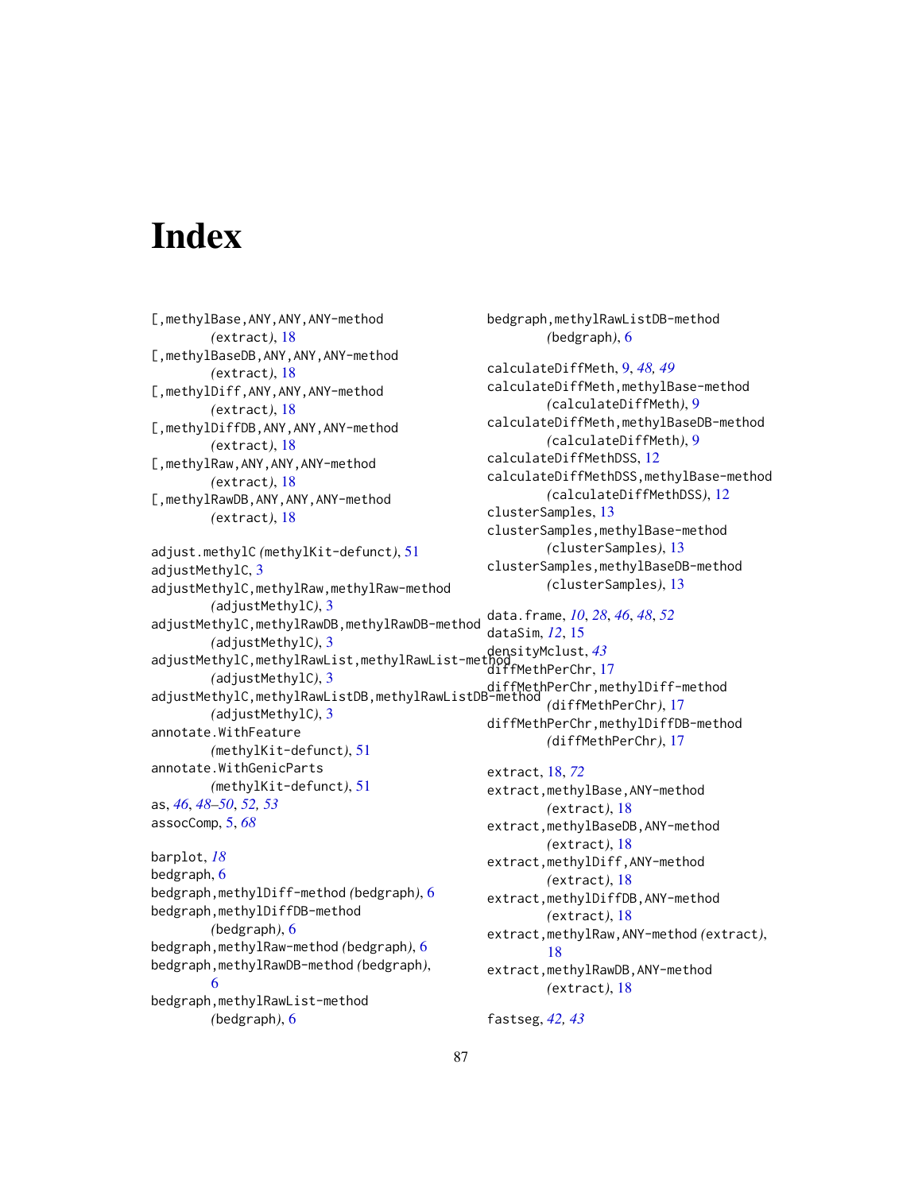# Index

[,methylBase,ANY,ANY,ANY-method (extract), 18
[,methylBaseDB,ANY,ANY,ANY-method (extract), 18
[,methylDiff,ANY,ANY,ANY-method (extract), 18
[,methylDiffDB,ANY,ANY,ANY-method (extract), 18
[,methylRaw,ANY,ANY,ANY-method (extract), 18
[,methylRawDB,ANY,ANY,ANY-method (extract), 18

adjust.methylC (methylKit-defunct), 51
adjustMethylC, 3
adjustMethylC,methylRaw,methylRaw-method (adjustMethylC), 3
adjustMethylC,methylRawDB,methylRawDB-method (adjustMethylC), 3
adjustMethylC,methylRawList,methylRawList-method (adjustMethylC), 3
adjustMethylC,methylRawListDB,methylRawListDB-method (adjustMethylC), 3
annotate.WithFeature (methylKit-defunct), 51
annotate.WithGenicParts (methylKit-defunct), 51
as, *46*, *48–50*, *52, 53*
assocComp, 5, *68*

barplot, *18*
bedgraph, 6
bedgraph,methylDiff-method (bedgraph), 6
bedgraph,methylDiffDB-method (bedgraph), 6
bedgraph,methylRaw-method (bedgraph), 6
bedgraph,methylRawDB-method (bedgraph), 6
bedgraph,methylRawList-method (bedgraph), 6
bedgraph,methylRawListDB-method (bedgraph), 6

calculateDiffMeth, 9, *48, 49*
calculateDiffMeth,methylBase-method (calculateDiffMeth), 9
calculateDiffMeth,methylBaseDB-method (calculateDiffMeth), 9
calculateDiffMethDSS, 12
calculateDiffMethDSS,methylBase-method (calculateDiffMethDSS), 12
clusterSamples, 13
clusterSamples,methylBase-method (clusterSamples), 13
clusterSamples,methylBaseDB-method (clusterSamples), 13

data.frame, *10*, *28*, *46*, *48*, *52*
dataSim, *12*, 15
densityMclust, *43*
diffMethPerChr, 17
diffMethPerChr,methylDiff-method (diffMethPerChr), 17
diffMethPerChr,methylDiffDB-method (diffMethPerChr), 17

extract, 18, *72*
extract,methylBase,ANY-method (extract), 18
extract,methylBaseDB,ANY-method (extract), 18
extract,methylDiff,ANY-method (extract), 18
extract,methylDiffDB,ANY-method (extract), 18
extract,methylRaw,ANY-method (extract), 18
extract,methylRawDB,ANY-method (extract), 18

fastseg, *42, 43*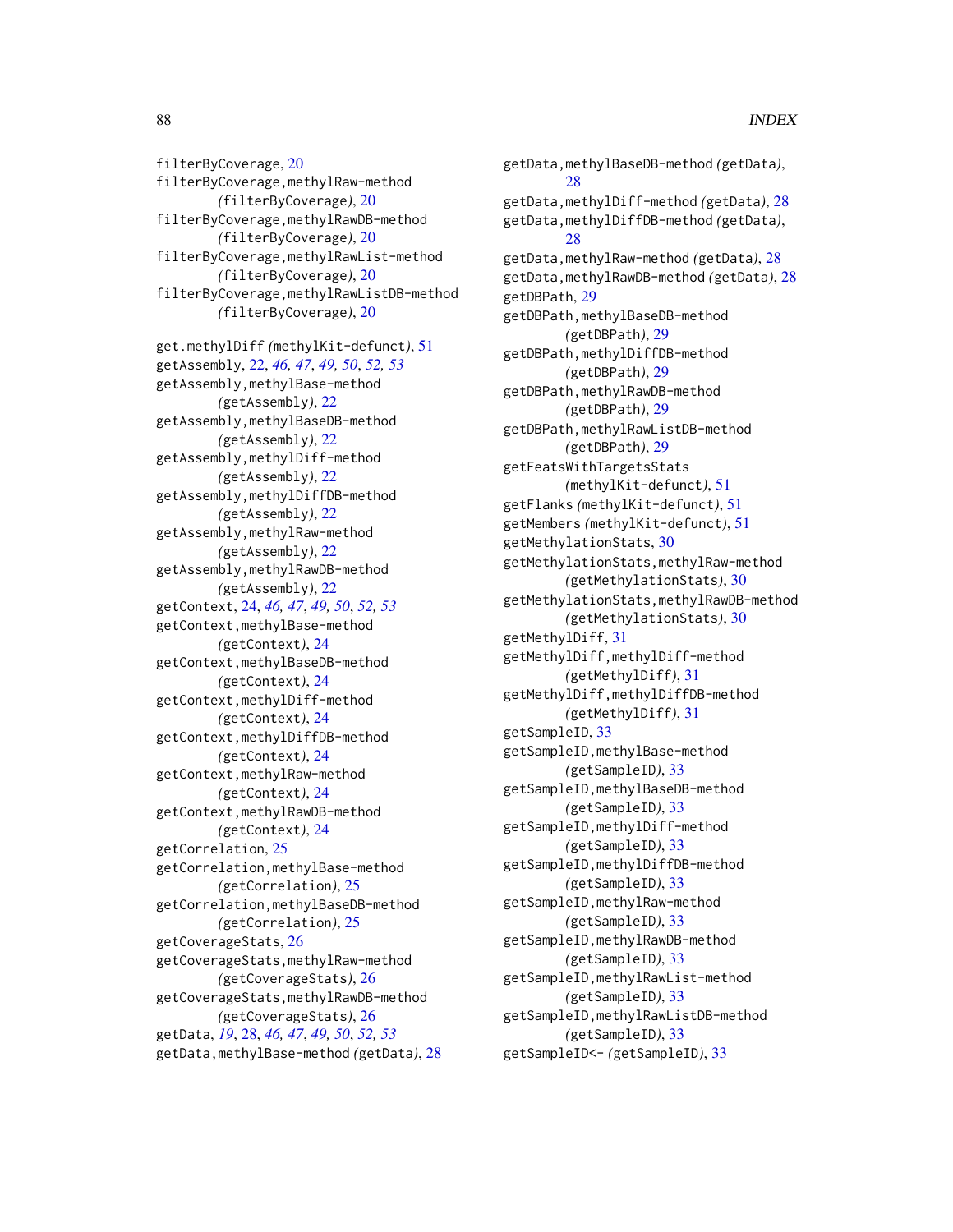filterByCoverage, 20
filterByCoverage,methylRaw-method (filterByCoverage), 20
filterByCoverage,methylRawDB-method (filterByCoverage), 20
filterByCoverage,methylRawList-method (filterByCoverage), 20
filterByCoverage,methylRawListDB-method (filterByCoverage), 20

get.methylDiff (methylKit-defunct), 51
getAssembly, 22, *46, 47*, *49, 50*, *52, 53*
getAssembly,methylBase-method (getAssembly), 22
getAssembly,methylBaseDB-method (getAssembly), 22
getAssembly,methylDiff-method (getAssembly), 22
getAssembly,methylDiffDB-method (getAssembly), 22
getAssembly,methylRaw-method (getAssembly), 22
getAssembly,methylRawDB-method (getAssembly), 22
getContext, 24, *46, 47*, *49, 50*, *52, 53*
getContext,methylBase-method (getContext), 24
getContext,methylBaseDB-method (getContext), 24
getContext,methylDiff-method (getContext), 24
getContext,methylDiffDB-method (getContext), 24
getContext,methylRaw-method (getContext), 24
getContext,methylRawDB-method (getContext), 24
getCorrelation, 25
getCorrelation,methylBase-method (getCorrelation), 25
getCorrelation,methylBaseDB-method (getCorrelation), 25
getCoverageStats, 26
getCoverageStats,methylRaw-method (getCoverageStats), 26
getCoverageStats,methylRawDB-method (getCoverageStats), 26
getData, *19*, 28, *46, 47*, *49, 50*, *52, 53*
getData,methylBase-method (getData), 28
getData,methylBaseDB-method (getData), 28
getData,methylDiff-method (getData), 28
getData,methylDiffDB-method (getData), 28
getData,methylRaw-method (getData), 28
getData,methylRawDB-method (getData), 28
getDBPath, 29
getDBPath,methylBaseDB-method (getDBPath), 29
getDBPath,methylDiffDB-method (getDBPath), 29
getDBPath,methylRawDB-method (getDBPath), 29
getDBPath,methylRawListDB-method (getDBPath), 29
getFeatsWithTargetsStats (methylKit-defunct), 51
getFlanks (methylKit-defunct), 51
getMembers (methylKit-defunct), 51
getMethylationStats, 30
getMethylationStats,methylRaw-method (getMethylationStats), 30
getMethylationStats,methylRawDB-method (getMethylationStats), 30
getMethylDiff, 31
getMethylDiff,methylDiff-method (getMethylDiff), 31
getMethylDiff,methylDiffDB-method (getMethylDiff), 31
getSampleID, 33
getSampleID,methylBase-method (getSampleID), 33
getSampleID,methylBaseDB-method (getSampleID), 33
getSampleID,methylDiff-method (getSampleID), 33
getSampleID,methylDiffDB-method (getSampleID), 33
getSampleID,methylRaw-method (getSampleID), 33
getSampleID,methylRawDB-method (getSampleID), 33
getSampleID,methylRawList-method (getSampleID), 33
getSampleID,methylRawListDB-method (getSampleID), 33
getSampleID<- (getSampleID), 33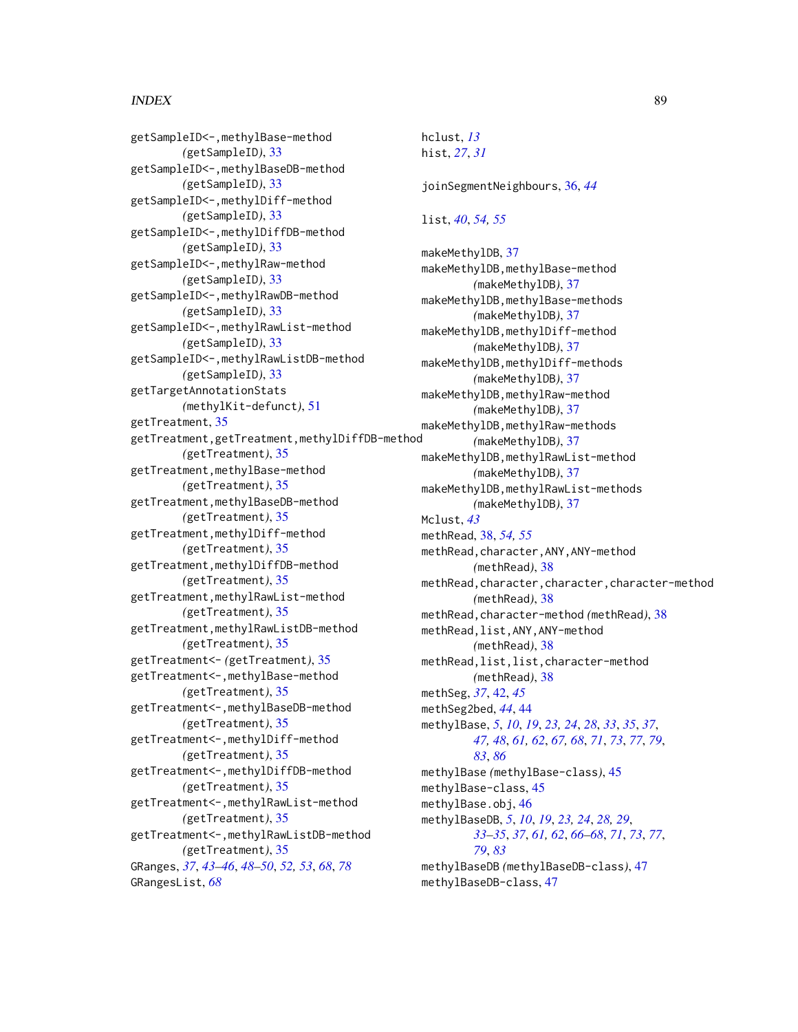getSampleID<-,methylBase-method (getSampleID), 33
getSampleID<-,methylBaseDB-method (getSampleID), 33
getSampleID<-,methylDiff-method (getSampleID), 33
getSampleID<-,methylDiffDB-method (getSampleID), 33
getSampleID<-,methylRaw-method (getSampleID), 33
getSampleID<-,methylRawDB-method (getSampleID), 33
getSampleID<-,methylRawList-method (getSampleID), 33
getSampleID<-,methylRawListDB-method (getSampleID), 33
getTargetAnnotationStats (methylKit-defunct), 51
getTreatment, 35
getTreatment,getTreatment,methylDiffDB-method (getTreatment), 35
getTreatment,methylBase-method (getTreatment), 35
getTreatment,methylBaseDB-method (getTreatment), 35
getTreatment,methylDiff-method (getTreatment), 35
getTreatment,methylDiffDB-method (getTreatment), 35
getTreatment,methylRawList-method (getTreatment), 35
getTreatment,methylRawListDB-method (getTreatment), 35
getTreatment<- (getTreatment), 35
getTreatment<-,methylBase-method (getTreatment), 35
getTreatment<-,methylBaseDB-method (getTreatment), 35
getTreatment<-,methylDiff-method (getTreatment), 35
getTreatment<-,methylDiffDB-method (getTreatment), 35
getTreatment<-,methylRawList-method (getTreatment), 35
getTreatment<-,methylRawListDB-method (getTreatment), 35
GRanges, *37*, *43–46*, *48–50*, *52, 53*, *68*, *78*
GRangesList, *68*

hclust, *13*
hist, *27*, *31*

joinSegmentNeighbours, 36, *44*

list, *40*, *54, 55*

makeMethylDB, 37
makeMethylDB,methylBase-method (makeMethylDB), 37
makeMethylDB,methylBase-methods (makeMethylDB), 37
makeMethylDB,methylDiff-method (makeMethylDB), 37
makeMethylDB,methylDiff-methods (makeMethylDB), 37
makeMethylDB,methylRaw-method (makeMethylDB), 37
makeMethylDB,methylRaw-methods (makeMethylDB), 37
makeMethylDB,methylRawList-method (makeMethylDB), 37
makeMethylDB,methylRawList-methods (makeMethylDB), 37
Mclust, *43*
methRead, 38, *54, 55*
methRead,character,ANY,ANY-method (methRead), 38
methRead,character,character,character-method (methRead), 38
methRead,character-method (methRead), 38
methRead,list,ANY,ANY-method (methRead), 38
methRead,list,list,character-method (methRead), 38
methSeg, *37*, 42, *45*
methSeg2bed, *44*, 44
methylBase, *5*, *10*, *19*, *23, 24*, *28*, *33*, *35*, *37*, *47, 48*, *61*, *62*, *67, 68*, *71*, *73*, *77*, *79*, *83*, *86*
methylBase (methylBase-class), 45
methylBase-class, 45
methylBase.obj, 46
methylBaseDB, *5*, *10*, *19*, *23, 24*, *28, 29*, *33–35*, *37*, *61, 62*, *66–68*, *71*, *73*, *77*, *79*, *83*
methylBaseDB (methylBaseDB-class), 47
methylBaseDB-class, 47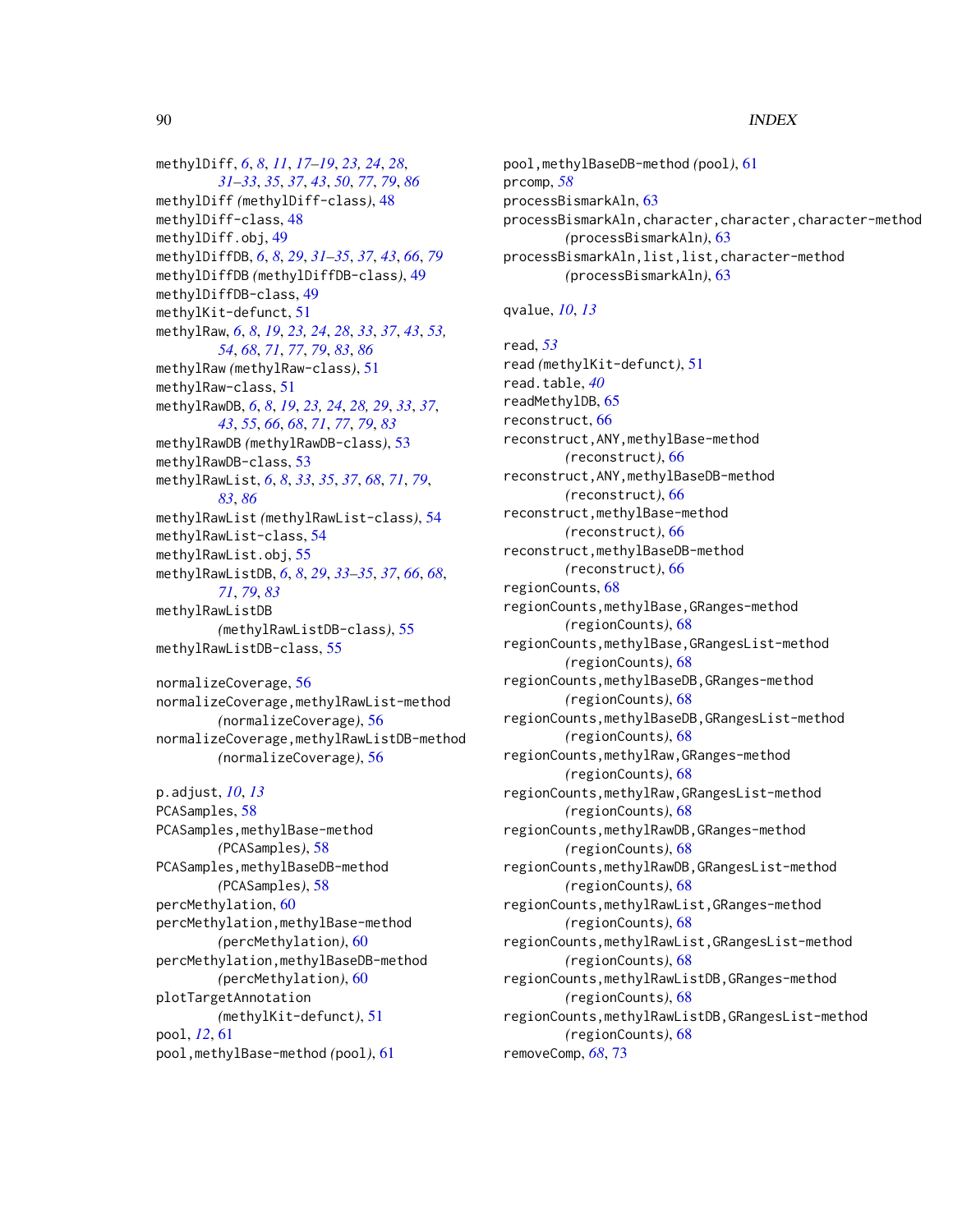methylDiff, *6*, *8*, *11*, *17–19*, *23, 24*, *28*, *31–33*, *35*, *37*, *43*, *50*, *77*, *79*, *86*
methylDiff *(*methylDiff-class*)*, 48
methylDiff-class, 48
methylDiff.obj, 49
methylDiffDB, *6*, *8*, *29*, *31–35*, *37*, *43*, *66*, *79*
methylDiffDB *(*methylDiffDB-class*)*, 49
methylDiffDB-class, 49
methylKit-defunct, 51
methylRaw, *6*, *8*, *19*, *23, 24*, *28*, *33*, *37*, *43*, *53, 54*, *68*, *71*, *77*, *79*, *83*, *86*
methylRaw *(*methylRaw-class*)*, 51
methylRaw-class, 51
methylRawDB, *6*, *8*, *19*, *23, 24*, *28, 29*, *33*, *37*, *43*, *55*, *66*, *68*, *71*, *77*, *79*, *83*
methylRawDB *(*methylRawDB-class*)*, 53
methylRawDB-class, 53
methylRawList, *6*, *8*, *33*, *35*, *37*, *68*, *71*, *79*, *83*, *86*
methylRawList *(*methylRawList-class*)*, 54
methylRawList-class, 54
methylRawList.obj, 55
methylRawListDB, *6*, *8*, *29*, *33–35*, *37*, *66*, *68*, *71*, *79*, *83*
methylRawListDB *(*methylRawListDB-class*)*, 55
methylRawListDB-class, 55

normalizeCoverage, 56
normalizeCoverage,methylRawList-method *(*normalizeCoverage*)*, 56
normalizeCoverage,methylRawListDB-method *(*normalizeCoverage*)*, 56

p.adjust, *10*, *13*
PCASamples, 58
PCASamples,methylBase-method *(*PCASamples*)*, 58
PCASamples,methylBaseDB-method *(*PCASamples*)*, 58
percMethylation, 60
percMethylation,methylBase-method *(*percMethylation*)*, 60
percMethylation,methylBaseDB-method *(*percMethylation*)*, 60
plotTargetAnnotation *(*methylKit-defunct*)*, 51
pool, *12*, 61
pool,methylBase-method *(*pool*)*, 61
pool,methylBaseDB-method *(*pool*)*, 61
prcomp, *58*
processBismarkAln, 63
processBismarkAln,character,character,character-method *(*processBismarkAln*)*, 63
processBismarkAln,list,list,character-method *(*processBismarkAln*)*, 63

qvalue, *10*, *13*

read, *53*
read *(*methylKit-defunct*)*, 51
read.table, *40*
readMethylDB, 65
reconstruct, 66
reconstruct,ANY,methylBase-method *(*reconstruct*)*, 66
reconstruct,ANY,methylBaseDB-method *(*reconstruct*)*, 66
reconstruct,methylBase-method *(*reconstruct*)*, 66
reconstruct,methylBaseDB-method *(*reconstruct*)*, 66
regionCounts, 68
regionCounts,methylBase,GRanges-method *(*regionCounts*)*, 68
regionCounts,methylBase,GRangesList-method *(*regionCounts*)*, 68
regionCounts,methylBaseDB,GRanges-method *(*regionCounts*)*, 68
regionCounts,methylBaseDB,GRangesList-method *(*regionCounts*)*, 68
regionCounts,methylRaw,GRanges-method *(*regionCounts*)*, 68
regionCounts,methylRaw,GRangesList-method *(*regionCounts*)*, 68
regionCounts,methylRawDB,GRanges-method *(*regionCounts*)*, 68
regionCounts,methylRawDB,GRangesList-method *(*regionCounts*)*, 68
regionCounts,methylRawList,GRanges-method *(*regionCounts*)*, 68
regionCounts,methylRawList,GRangesList-method *(*regionCounts*)*, 68
regionCounts,methylRawListDB,GRanges-method *(*regionCounts*)*, 68
regionCounts,methylRawListDB,GRangesList-method *(*regionCounts*)*, 68
removeComp, *68*, 73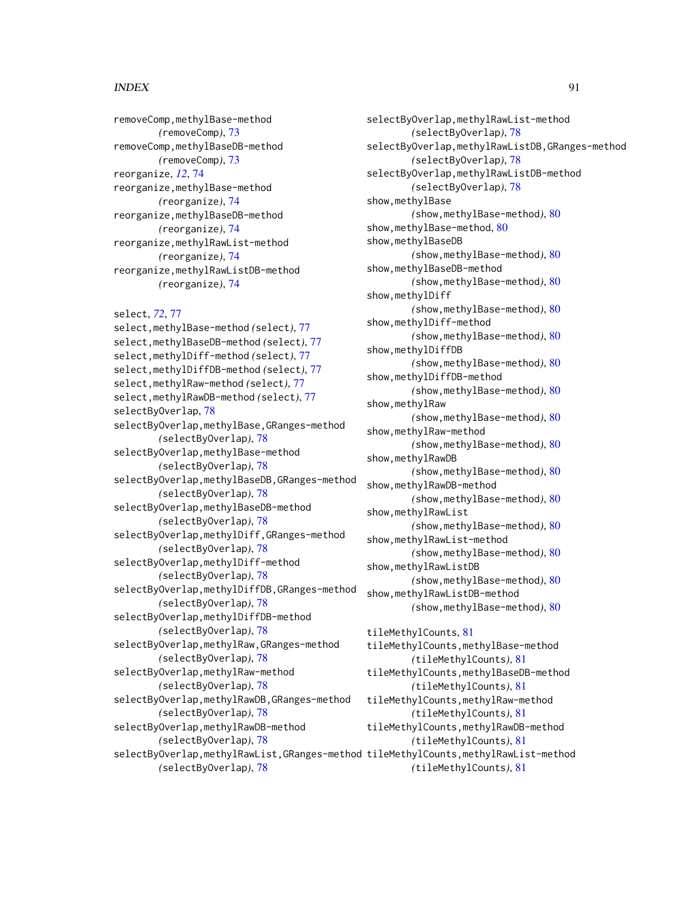removeComp,methylBase-method
  (removeComp), 73
removeComp,methylBaseDB-method
  (removeComp), 73
reorganize, *12*, 74
reorganize,methylBase-method
  (reorganize), 74
reorganize,methylBaseDB-method
  (reorganize), 74
reorganize,methylRawList-method
  (reorganize), 74
reorganize,methylRawListDB-method
  (reorganize), 74

select, *72*, 77
select,methylBase-method (select), 77
select,methylBaseDB-method (select), 77
select,methylDiff-method (select), 77
select,methylDiffDB-method (select), 77
select,methylRaw-method (select), 77
select,methylRawDB-method (select), 77
selectByOverlap, 78
selectByOverlap,methylBase,GRanges-method
  (selectByOverlap), 78
selectByOverlap,methylBase-method
  (selectByOverlap), 78
selectByOverlap,methylBaseDB,GRanges-method
  (selectByOverlap), 78
selectByOverlap,methylBaseDB-method
  (selectByOverlap), 78
selectByOverlap,methylDiff,GRanges-method
  (selectByOverlap), 78
selectByOverlap,methylDiff-method
  (selectByOverlap), 78
selectByOverlap,methylDiffDB,GRanges-method
  (selectByOverlap), 78
selectByOverlap,methylDiffDB-method
  (selectByOverlap), 78
selectByOverlap,methylRaw,GRanges-method
  (selectByOverlap), 78
selectByOverlap,methylRaw-method
  (selectByOverlap), 78
selectByOverlap,methylRawDB,GRanges-method
  (selectByOverlap), 78
selectByOverlap,methylRawDB-method
  (selectByOverlap), 78
selectByOverlap,methylRawList,GRanges-method
  (selectByOverlap), 78
selectByOverlap,methylRawList-method
  (selectByOverlap), 78
selectByOverlap,methylRawListDB,GRanges-method
  (selectByOverlap), 78
selectByOverlap,methylRawListDB-method
  (selectByOverlap), 78
show,methylBase
  (show,methylBase-method), 80
show,methylBase-method, 80
show,methylBaseDB
  (show,methylBase-method), 80
show,methylBaseDB-method
  (show,methylBase-method), 80
show,methylDiff
  (show,methylBase-method), 80
show,methylDiff-method
  (show,methylBase-method), 80
show,methylDiffDB
  (show,methylBase-method), 80
show,methylDiffDB-method
  (show,methylBase-method), 80
show,methylRaw
  (show,methylBase-method), 80
show,methylRaw-method
  (show,methylBase-method), 80
show,methylRawDB
  (show,methylBase-method), 80
show,methylRawDB-method
  (show,methylBase-method), 80
show,methylRawList
  (show,methylBase-method), 80
show,methylRawList-method
  (show,methylBase-method), 80
show,methylRawListDB
  (show,methylBase-method), 80
show,methylRawListDB-method
  (show,methylBase-method), 80

tileMethylCounts, 81
tileMethylCounts,methylBase-method
  (tileMethylCounts), 81
tileMethylCounts,methylBaseDB-method
  (tileMethylCounts), 81
tileMethylCounts,methylRaw-method
  (tileMethylCounts), 81
tileMethylCounts,methylRawDB-method
  (tileMethylCounts), 81
tileMethylCounts,methylRawList-method
  (tileMethylCounts), 81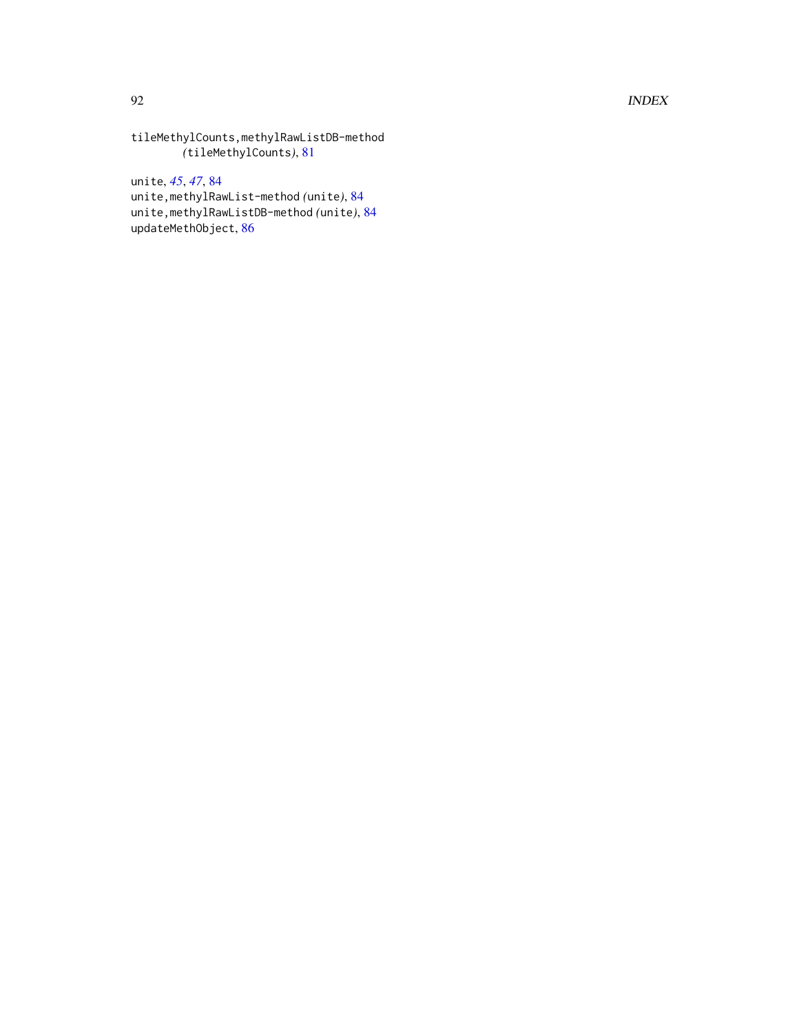tileMethylCounts,methylRawListDB-method
        (tileMethylCounts), 81

unite, *45*, *47*, 84
unite,methylRawList-method (unite), 84
unite,methylRawListDB-method (unite), 84
updateMethObject, 86